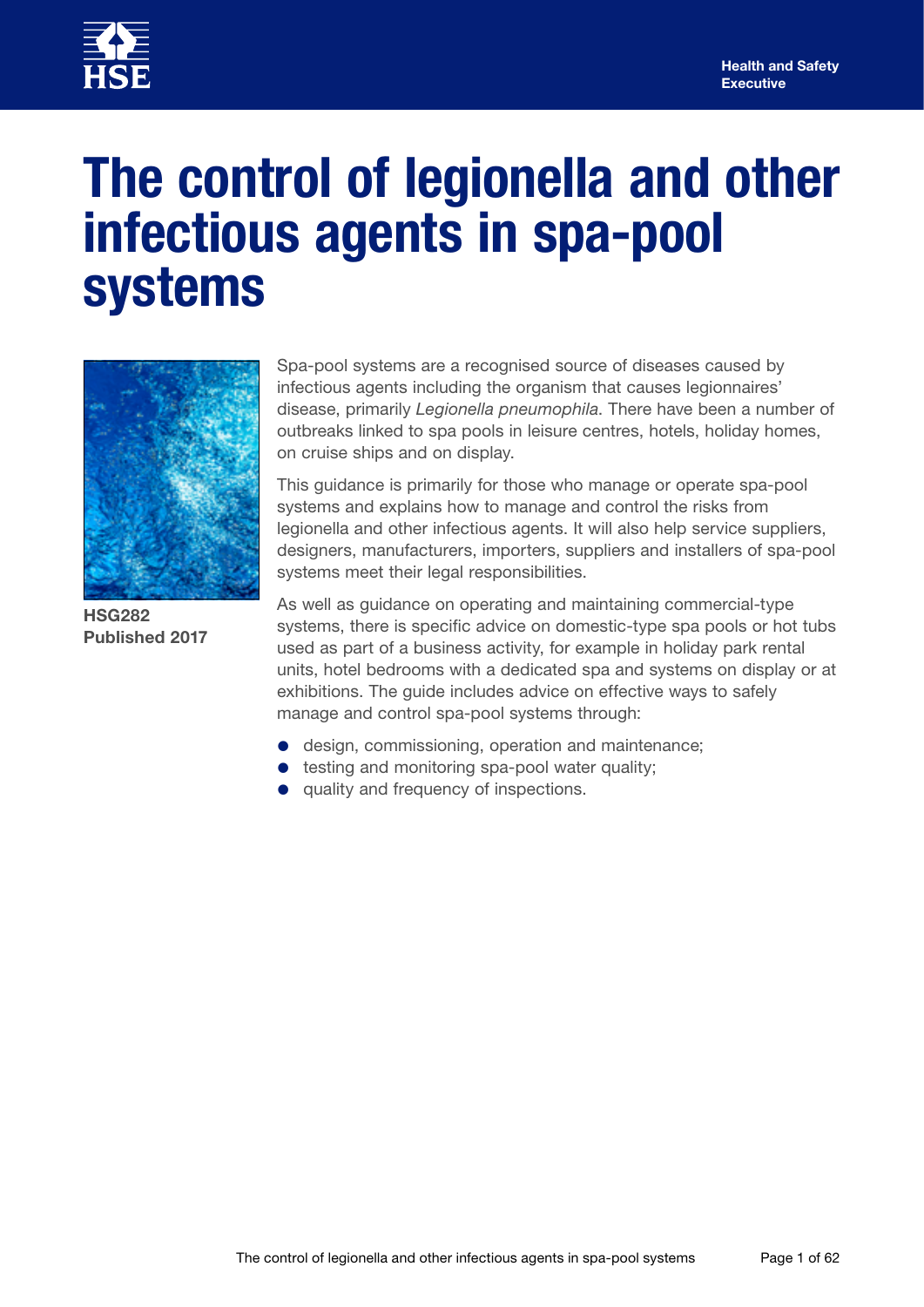Health and Safety Executive

# The control of legionella and other infectious agents in spa-pool systems

**HSG282**
**Published 2017**

Spa-pool systems are a recognised source of diseases caused by infectious agents including the organism that causes legionnaires' disease, primarily *Legionella pneumophila*. There have been a number of outbreaks linked to spa pools in leisure centres, hotels, holiday homes, on cruise ships and on display.

This guidance is primarily for those who manage or operate spa-pool systems and explains how to manage and control the risks from legionella and other infectious agents. It will also help service suppliers, designers, manufacturers, importers, suppliers and installers of spa-pool systems meet their legal responsibilities.

As well as guidance on operating and maintaining commercial-type systems, there is specific advice on domestic-type spa pools or hot tubs used as part of a business activity, for example in holiday park rental units, hotel bedrooms with a dedicated spa and systems on display or at exhibitions. The guide includes advice on effective ways to safely manage and control spa-pool systems through:

- design, commissioning, operation and maintenance;
- testing and monitoring spa-pool water quality;
- quality and frequency of inspections.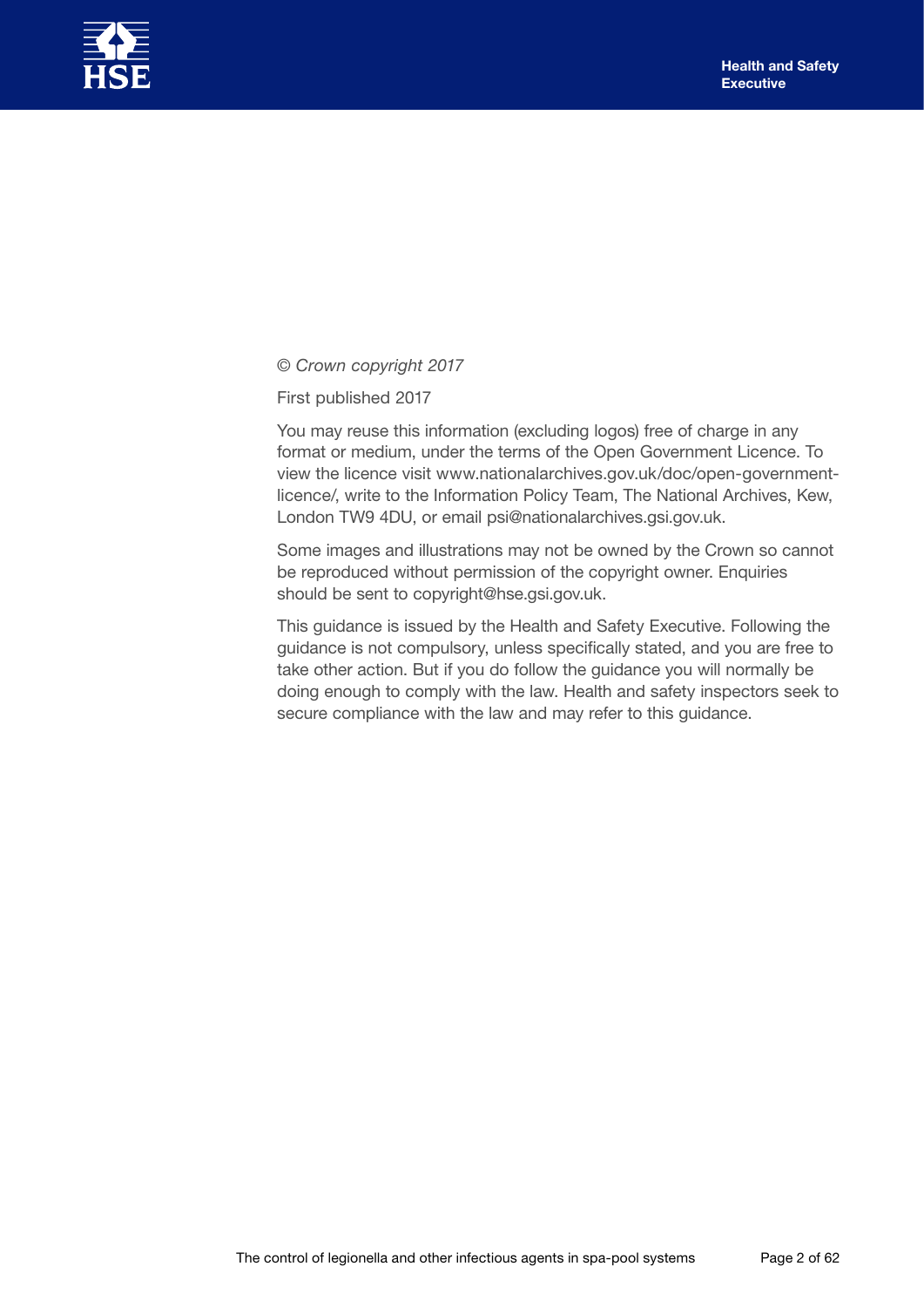*© Crown copyright 2017*

First published 2017

You may reuse this information (excluding logos) free of charge in any format or medium, under the terms of the Open Government Licence. To view the licence visit www.nationalarchives.gov.uk/doc/open-government-licence/, write to the Information Policy Team, The National Archives, Kew, London TW9 4DU, or email psi@nationalarchives.gsi.gov.uk.

Some images and illustrations may not be owned by the Crown so cannot be reproduced without permission of the copyright owner. Enquiries should be sent to copyright@hse.gsi.gov.uk.

This guidance is issued by the Health and Safety Executive. Following the guidance is not compulsory, unless specifically stated, and you are free to take other action. But if you do follow the guidance you will normally be doing enough to comply with the law. Health and safety inspectors seek to secure compliance with the law and may refer to this guidance.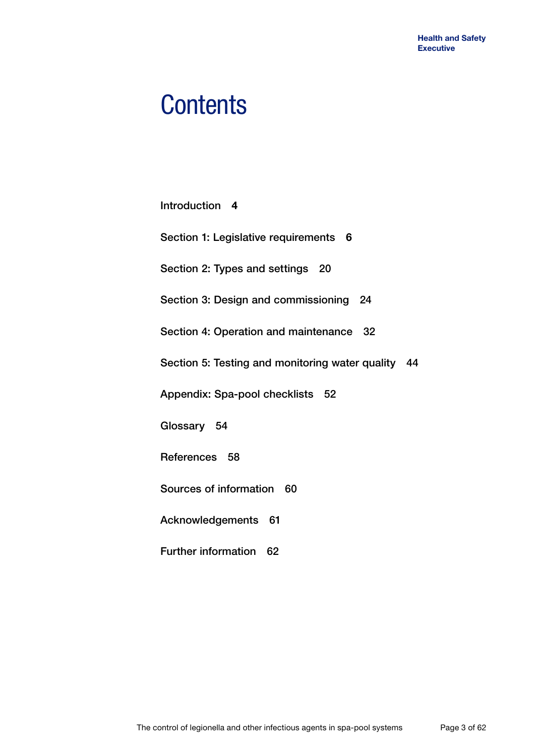# Contents

Introduction **4**

Section 1: Legislative requirements **6**

Section 2: Types and settings 20

Section 3: Design and commissioning 24

Section 4: Operation and maintenance 32

Section 5: Testing and monitoring water quality 44

Appendix: Spa-pool checklists 52

Glossary 54

References 58

Sources of information 60

Acknowledgements 61

Further information 62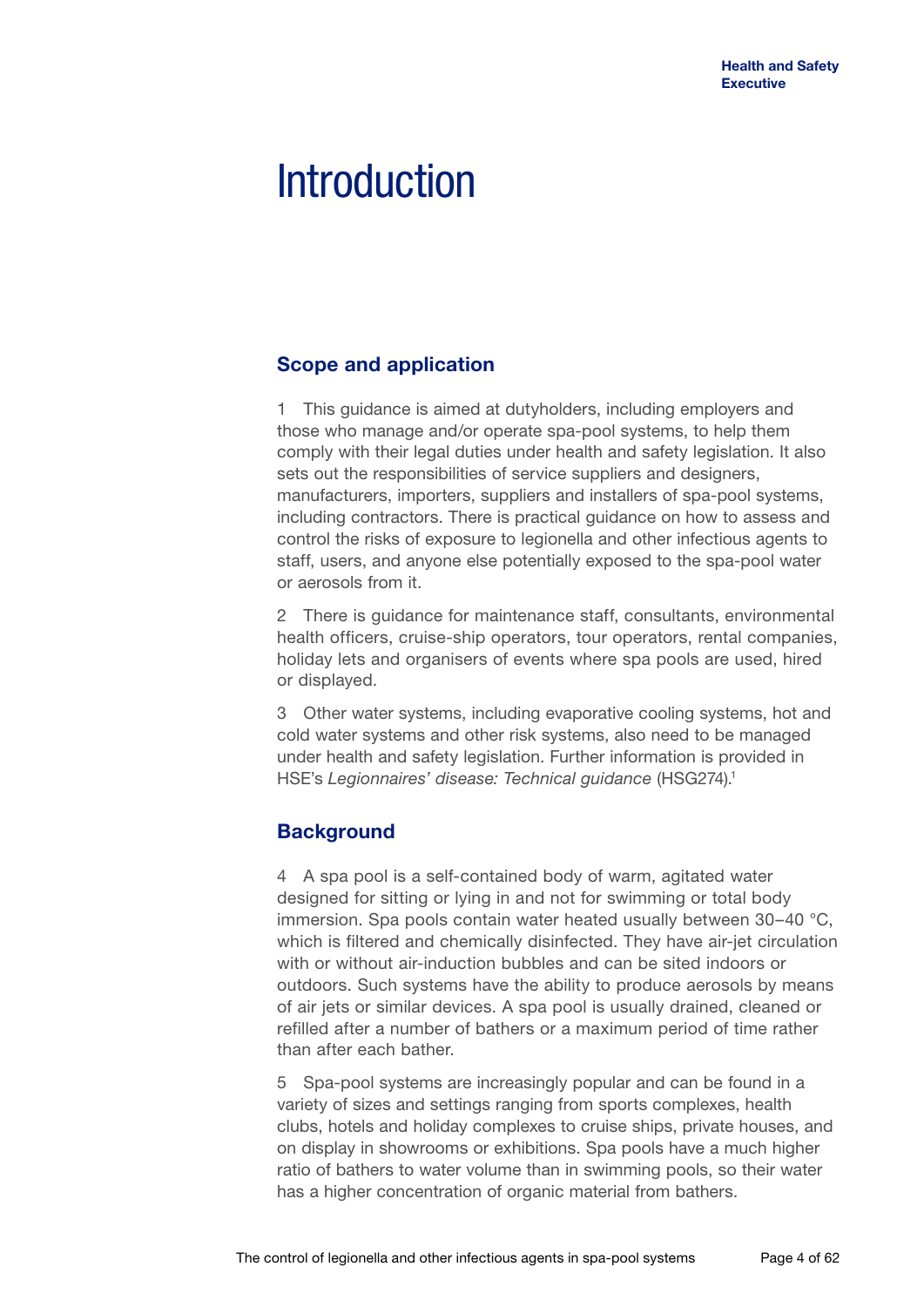# Introduction

## Scope and application

1 This guidance is aimed at dutyholders, including employers and those who manage and/or operate spa-pool systems, to help them comply with their legal duties under health and safety legislation. It also sets out the responsibilities of service suppliers and designers, manufacturers, importers, suppliers and installers of spa-pool systems, including contractors. There is practical guidance on how to assess and control the risks of exposure to legionella and other infectious agents to staff, users, and anyone else potentially exposed to the spa-pool water or aerosols from it.

2 There is guidance for maintenance staff, consultants, environmental health officers, cruise-ship operators, tour operators, rental companies, holiday lets and organisers of events where spa pools are used, hired or displayed.

3 Other water systems, including evaporative cooling systems, hot and cold water systems and other risk systems, also need to be managed under health and safety legislation. Further information is provided in HSE's *Legionnaires' disease: Technical guidance* (HSG274).[1]

## Background

4 A spa pool is a self-contained body of warm, agitated water designed for sitting or lying in and not for swimming or total body immersion. Spa pools contain water heated usually between 30–40 °C, which is filtered and chemically disinfected. They have air-jet circulation with or without air-induction bubbles and can be sited indoors or outdoors. Such systems have the ability to produce aerosols by means of air jets or similar devices. A spa pool is usually drained, cleaned or refilled after a number of bathers or a maximum period of time rather than after each bather.

5 Spa-pool systems are increasingly popular and can be found in a variety of sizes and settings ranging from sports complexes, health clubs, hotels and holiday complexes to cruise ships, private houses, and on display in showrooms or exhibitions. Spa pools have a much higher ratio of bathers to water volume than in swimming pools, so their water has a higher concentration of organic material from bathers.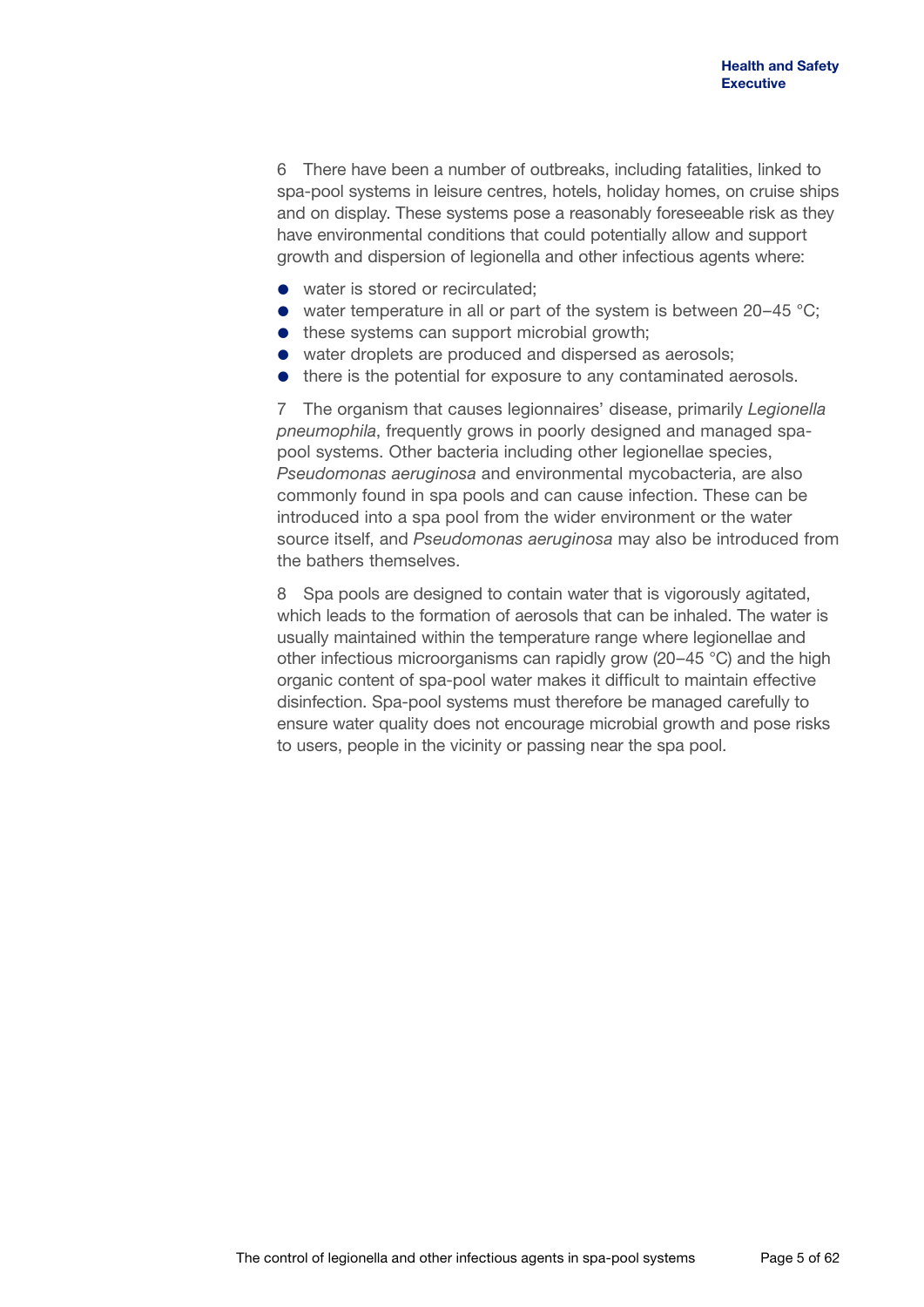6 There have been a number of outbreaks, including fatalities, linked to spa-pool systems in leisure centres, hotels, holiday homes, on cruise ships and on display. These systems pose a reasonably foreseeable risk as they have environmental conditions that could potentially allow and support growth and dispersion of legionella and other infectious agents where:

- water is stored or recirculated;
- water temperature in all or part of the system is between 20–45 °C;
- these systems can support microbial growth;
- water droplets are produced and dispersed as aerosols;
- there is the potential for exposure to any contaminated aerosols.

7 The organism that causes legionnaires' disease, primarily *Legionella pneumophila*, frequently grows in poorly designed and managed spa-pool systems. Other bacteria including other legionellae species, *Pseudomonas aeruginosa* and environmental mycobacteria, are also commonly found in spa pools and can cause infection. These can be introduced into a spa pool from the wider environment or the water source itself, and *Pseudomonas aeruginosa* may also be introduced from the bathers themselves.

8 Spa pools are designed to contain water that is vigorously agitated, which leads to the formation of aerosols that can be inhaled. The water is usually maintained within the temperature range where legionellae and other infectious microorganisms can rapidly grow (20–45 °C) and the high organic content of spa-pool water makes it difficult to maintain effective disinfection. Spa-pool systems must therefore be managed carefully to ensure water quality does not encourage microbial growth and pose risks to users, people in the vicinity or passing near the spa pool.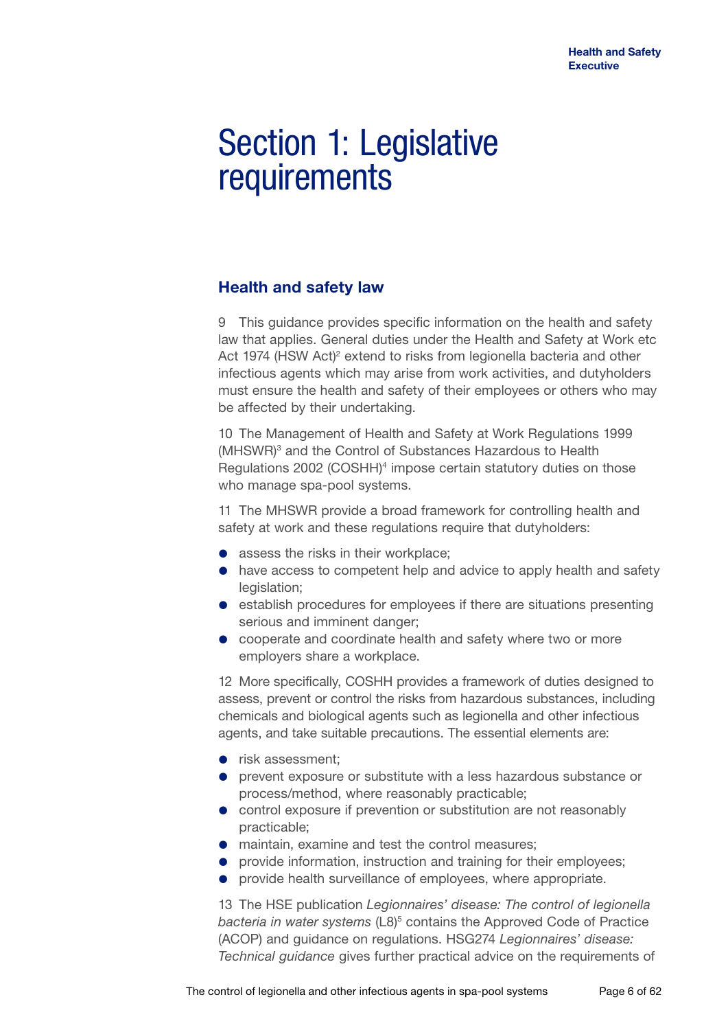# Section 1: Legislative requirements

## Health and safety law

9 This guidance provides specific information on the health and safety law that applies. General duties under the Health and Safety at Work etc Act 1974 (HSW Act)[2] extend to risks from legionella bacteria and other infectious agents which may arise from work activities, and dutyholders must ensure the health and safety of their employees or others who may be affected by their undertaking.

10 The Management of Health and Safety at Work Regulations 1999 (MHSWR)[3] and the Control of Substances Hazardous to Health Regulations 2002 (COSHH)[4] impose certain statutory duties on those who manage spa-pool systems.

11 The MHSWR provide a broad framework for controlling health and safety at work and these regulations require that dutyholders:

- assess the risks in their workplace;
- have access to competent help and advice to apply health and safety legislation;
- establish procedures for employees if there are situations presenting serious and imminent danger;
- cooperate and coordinate health and safety where two or more employers share a workplace.

12 More specifically, COSHH provides a framework of duties designed to assess, prevent or control the risks from hazardous substances, including chemicals and biological agents such as legionella and other infectious agents, and take suitable precautions. The essential elements are:

- risk assessment;
- prevent exposure or substitute with a less hazardous substance or process/method, where reasonably practicable;
- control exposure if prevention or substitution are not reasonably practicable;
- maintain, examine and test the control measures;
- provide information, instruction and training for their employees;
- provide health surveillance of employees, where appropriate.

13 The HSE publication *Legionnaires' disease: The control of legionella bacteria in water systems* (L8)[5] contains the Approved Code of Practice (ACOP) and guidance on regulations. HSG274 *Legionnaires' disease: Technical guidance* gives further practical advice on the requirements of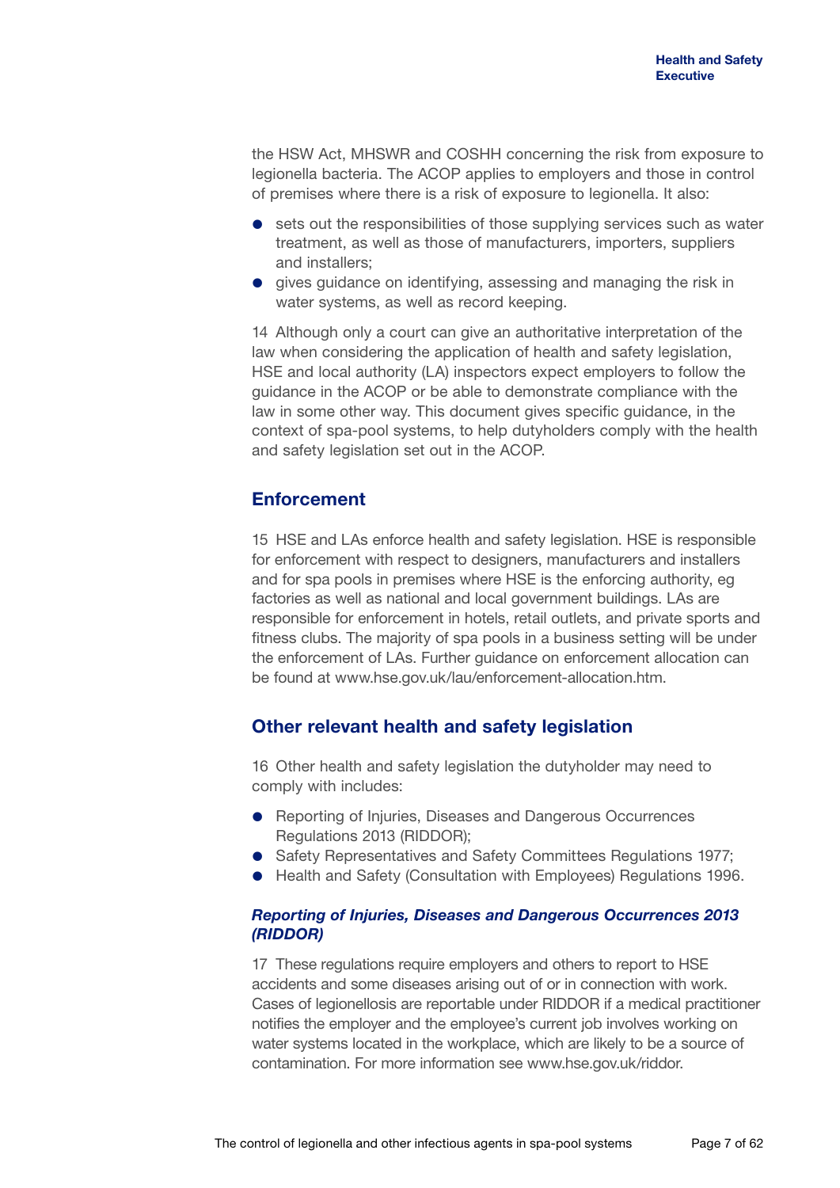the HSW Act, MHSWR and COSHH concerning the risk from exposure to legionella bacteria. The ACOP applies to employers and those in control of premises where there is a risk of exposure to legionella. It also:

- sets out the responsibilities of those supplying services such as water treatment, as well as those of manufacturers, importers, suppliers and installers;
- gives guidance on identifying, assessing and managing the risk in water systems, as well as record keeping.

14 Although only a court can give an authoritative interpretation of the law when considering the application of health and safety legislation, HSE and local authority (LA) inspectors expect employers to follow the guidance in the ACOP or be able to demonstrate compliance with the law in some other way. This document gives specific guidance, in the context of spa-pool systems, to help dutyholders comply with the health and safety legislation set out in the ACOP.

## Enforcement

15 HSE and LAs enforce health and safety legislation. HSE is responsible for enforcement with respect to designers, manufacturers and installers and for spa pools in premises where HSE is the enforcing authority, eg factories as well as national and local government buildings. LAs are responsible for enforcement in hotels, retail outlets, and private sports and fitness clubs. The majority of spa pools in a business setting will be under the enforcement of LAs. Further guidance on enforcement allocation can be found at www.hse.gov.uk/lau/enforcement-allocation.htm.

## Other relevant health and safety legislation

16 Other health and safety legislation the dutyholder may need to comply with includes:

- Reporting of Injuries, Diseases and Dangerous Occurrences Regulations 2013 (RIDDOR);
- Safety Representatives and Safety Committees Regulations 1977;
- Health and Safety (Consultation with Employees) Regulations 1996.

### *Reporting of Injuries, Diseases and Dangerous Occurrences 2013 (RIDDOR)*

17 These regulations require employers and others to report to HSE accidents and some diseases arising out of or in connection with work. Cases of legionellosis are reportable under RIDDOR if a medical practitioner notifies the employer and the employee's current job involves working on water systems located in the workplace, which are likely to be a source of contamination. For more information see www.hse.gov.uk/riddor.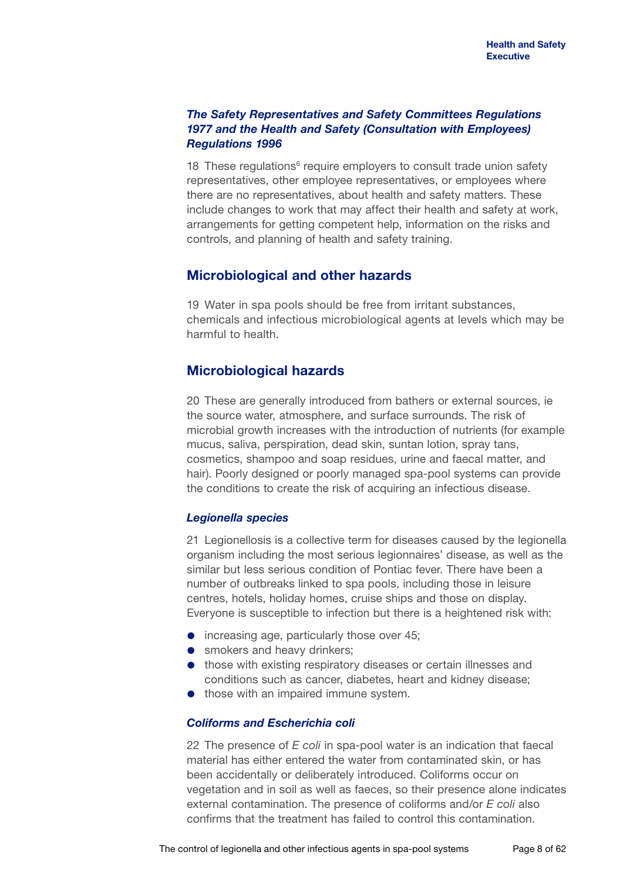***The Safety Representatives and Safety Committees Regulations 1977 and the Health and Safety (Consultation with Employees) Regulations 1996***

18 These regulations[6] require employers to consult trade union safety representatives, other employee representatives, or employees where there are no representatives, about health and safety matters. These include changes to work that may affect their health and safety at work, arrangements for getting competent help, information on the risks and controls, and planning of health and safety training.

## Microbiological and other hazards

19 Water in spa pools should be free from irritant substances, chemicals and infectious microbiological agents at levels which may be harmful to health.

## Microbiological hazards

20 These are generally introduced from bathers or external sources, ie the source water, atmosphere, and surface surrounds. The risk of microbial growth increases with the introduction of nutrients (for example mucus, saliva, perspiration, dead skin, suntan lotion, spray tans, cosmetics, shampoo and soap residues, urine and faecal matter, and hair). Poorly designed or poorly managed spa-pool systems can provide the conditions to create the risk of acquiring an infectious disease.

### *Legionella species*

21 Legionellosis is a collective term for diseases caused by the legionella organism including the most serious legionnaires' disease, as well as the similar but less serious condition of Pontiac fever. There have been a number of outbreaks linked to spa pools, including those in leisure centres, hotels, holiday homes, cruise ships and those on display. Everyone is susceptible to infection but there is a heightened risk with:

- increasing age, particularly those over 45;
- smokers and heavy drinkers;
- those with existing respiratory diseases or certain illnesses and conditions such as cancer, diabetes, heart and kidney disease;
- those with an impaired immune system.

### *Coliforms and Escherichia coli*

22 The presence of *E coli* in spa-pool water is an indication that faecal material has either entered the water from contaminated skin, or has been accidentally or deliberately introduced. Coliforms occur on vegetation and in soil as well as faeces, so their presence alone indicates external contamination. The presence of coliforms and/or *E coli* also confirms that the treatment has failed to control this contamination.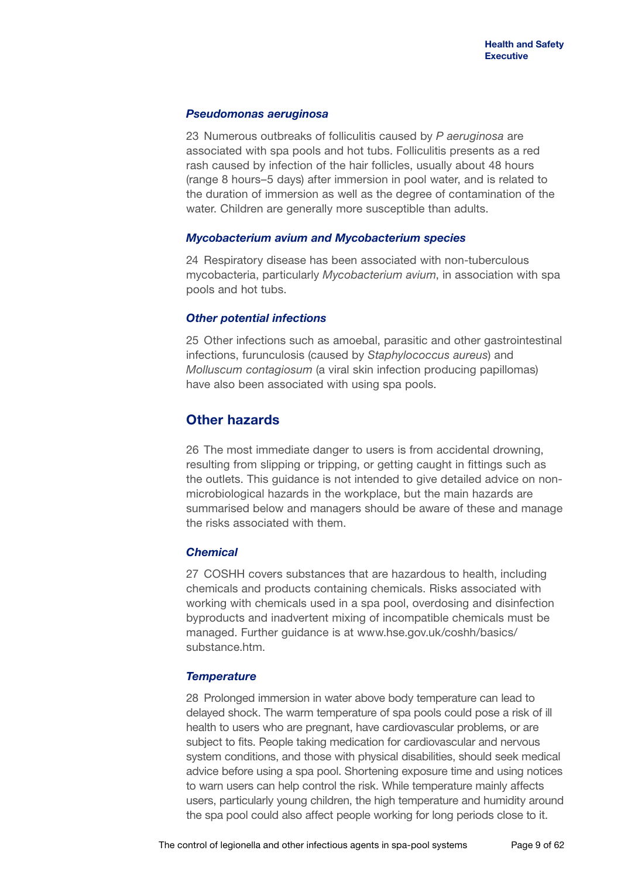### *Pseudomonas aeruginosa*

23 Numerous outbreaks of folliculitis caused by *P aeruginosa* are associated with spa pools and hot tubs. Folliculitis presents as a red rash caused by infection of the hair follicles, usually about 48 hours (range 8 hours–5 days) after immersion in pool water, and is related to the duration of immersion as well as the degree of contamination of the water. Children are generally more susceptible than adults.

### *Mycobacterium avium and Mycobacterium species*

24 Respiratory disease has been associated with non-tuberculous mycobacteria, particularly *Mycobacterium avium*, in association with spa pools and hot tubs.

### *Other potential infections*

25 Other infections such as amoebal, parasitic and other gastrointestinal infections, furunculosis (caused by *Staphylococcus aureus*) and *Molluscum contagiosum* (a viral skin infection producing papillomas) have also been associated with using spa pools.

## Other hazards

26 The most immediate danger to users is from accidental drowning, resulting from slipping or tripping, or getting caught in fittings such as the outlets. This guidance is not intended to give detailed advice on non-microbiological hazards in the workplace, but the main hazards are summarised below and managers should be aware of these and manage the risks associated with them.

### *Chemical*

27 COSHH covers substances that are hazardous to health, including chemicals and products containing chemicals. Risks associated with working with chemicals used in a spa pool, overdosing and disinfection byproducts and inadvertent mixing of incompatible chemicals must be managed. Further guidance is at www.hse.gov.uk/coshh/basics/substance.htm.

### *Temperature*

28 Prolonged immersion in water above body temperature can lead to delayed shock. The warm temperature of spa pools could pose a risk of ill health to users who are pregnant, have cardiovascular problems, or are subject to fits. People taking medication for cardiovascular and nervous system conditions, and those with physical disabilities, should seek medical advice before using a spa pool. Shortening exposure time and using notices to warn users can help control the risk. While temperature mainly affects users, particularly young children, the high temperature and humidity around the spa pool could also affect people working for long periods close to it.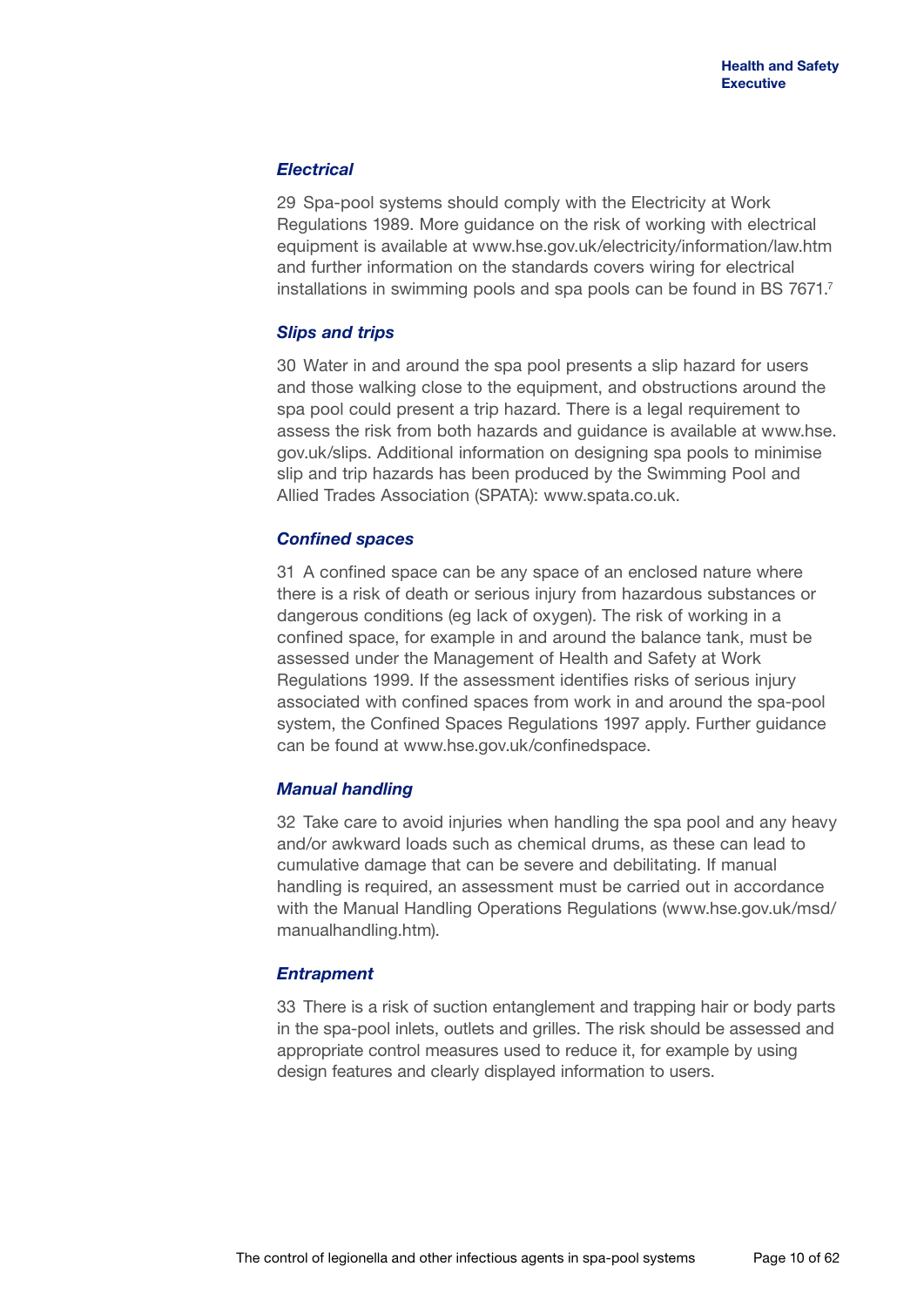### *Electrical*

29 Spa-pool systems should comply with the Electricity at Work Regulations 1989. More guidance on the risk of working with electrical equipment is available at www.hse.gov.uk/electricity/information/law.htm and further information on the standards covers wiring for electrical installations in swimming pools and spa pools can be found in BS 7671.[7]

### *Slips and trips*

30 Water in and around the spa pool presents a slip hazard for users and those walking close to the equipment, and obstructions around the spa pool could present a trip hazard. There is a legal requirement to assess the risk from both hazards and guidance is available at www.hse.gov.uk/slips. Additional information on designing spa pools to minimise slip and trip hazards has been produced by the Swimming Pool and Allied Trades Association (SPATA): www.spata.co.uk.

### *Confined spaces*

31 A confined space can be any space of an enclosed nature where there is a risk of death or serious injury from hazardous substances or dangerous conditions (eg lack of oxygen). The risk of working in a confined space, for example in and around the balance tank, must be assessed under the Management of Health and Safety at Work Regulations 1999. If the assessment identifies risks of serious injury associated with confined spaces from work in and around the spa-pool system, the Confined Spaces Regulations 1997 apply. Further guidance can be found at www.hse.gov.uk/confinedspace.

### *Manual handling*

32 Take care to avoid injuries when handling the spa pool and any heavy and/or awkward loads such as chemical drums, as these can lead to cumulative damage that can be severe and debilitating. If manual handling is required, an assessment must be carried out in accordance with the Manual Handling Operations Regulations (www.hse.gov.uk/msd/manualhandling.htm).

### *Entrapment*

33 There is a risk of suction entanglement and trapping hair or body parts in the spa-pool inlets, outlets and grilles. The risk should be assessed and appropriate control measures used to reduce it, for example by using design features and clearly displayed information to users.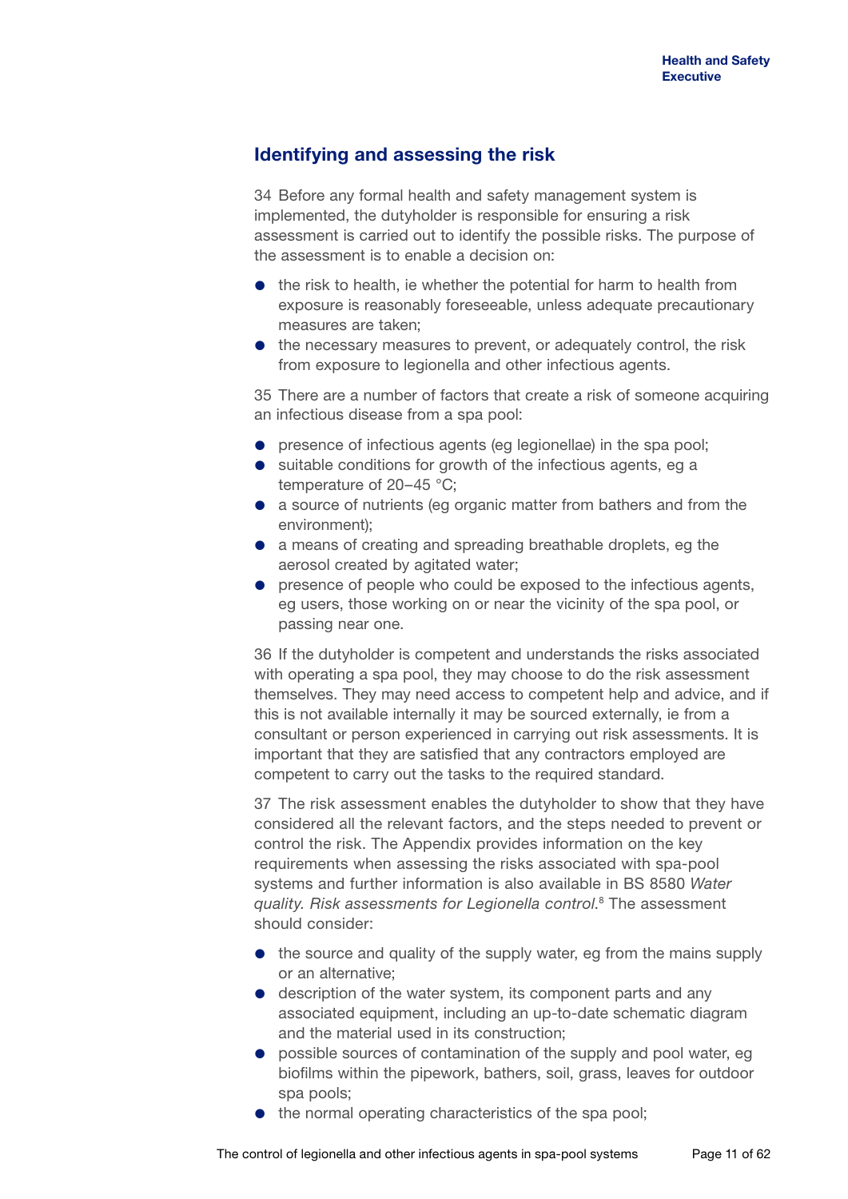## Identifying and assessing the risk

34 Before any formal health and safety management system is implemented, the dutyholder is responsible for ensuring a risk assessment is carried out to identify the possible risks. The purpose of the assessment is to enable a decision on:

- the risk to health, ie whether the potential for harm to health from exposure is reasonably foreseeable, unless adequate precautionary measures are taken;
- the necessary measures to prevent, or adequately control, the risk from exposure to legionella and other infectious agents.

35 There are a number of factors that create a risk of someone acquiring an infectious disease from a spa pool:

- presence of infectious agents (eg legionellae) in the spa pool;
- suitable conditions for growth of the infectious agents, eg a temperature of 20–45 °C;
- a source of nutrients (eg organic matter from bathers and from the environment);
- a means of creating and spreading breathable droplets, eg the aerosol created by agitated water;
- presence of people who could be exposed to the infectious agents, eg users, those working on or near the vicinity of the spa pool, or passing near one.

36 If the dutyholder is competent and understands the risks associated with operating a spa pool, they may choose to do the risk assessment themselves. They may need access to competent help and advice, and if this is not available internally it may be sourced externally, ie from a consultant or person experienced in carrying out risk assessments. It is important that they are satisfied that any contractors employed are competent to carry out the tasks to the required standard.

37 The risk assessment enables the dutyholder to show that they have considered all the relevant factors, and the steps needed to prevent or control the risk. The Appendix provides information on the key requirements when assessing the risks associated with spa-pool systems and further information is also available in BS 8580 *Water quality. Risk assessments for Legionella control*.[8] The assessment should consider:

- the source and quality of the supply water, eg from the mains supply or an alternative;
- description of the water system, its component parts and any associated equipment, including an up-to-date schematic diagram and the material used in its construction;
- possible sources of contamination of the supply and pool water, eg biofilms within the pipework, bathers, soil, grass, leaves for outdoor spa pools;
- the normal operating characteristics of the spa pool;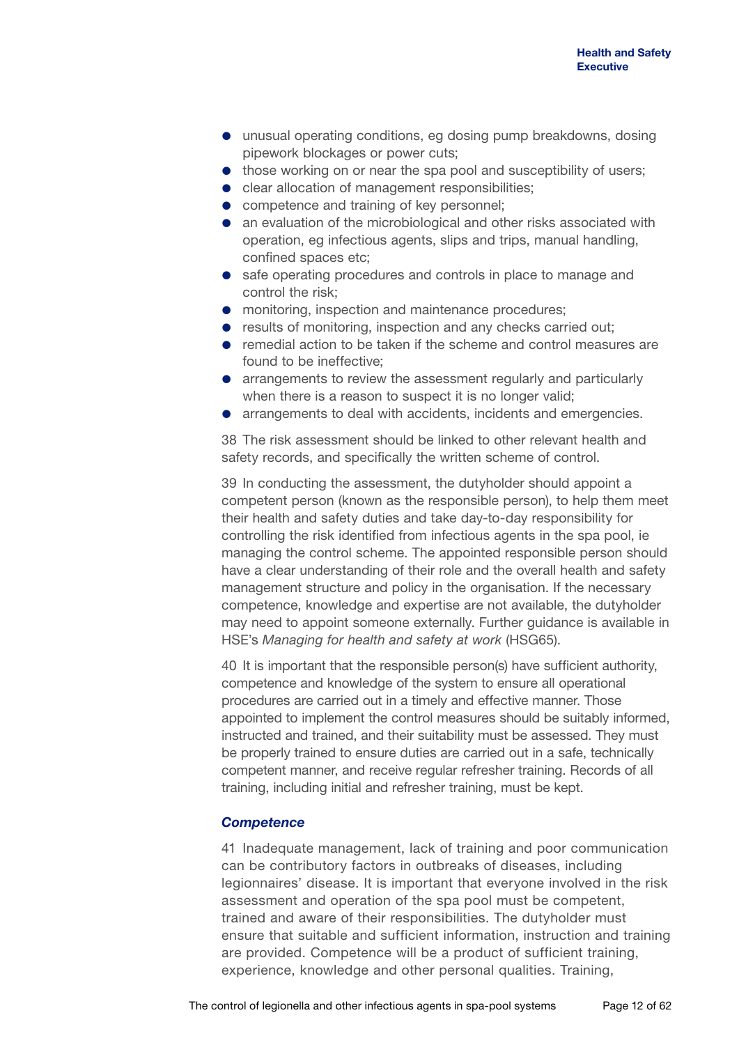- unusual operating conditions, eg dosing pump breakdowns, dosing pipework blockages or power cuts;
- those working on or near the spa pool and susceptibility of users;
- clear allocation of management responsibilities;
- competence and training of key personnel;
- an evaluation of the microbiological and other risks associated with operation, eg infectious agents, slips and trips, manual handling, confined spaces etc;
- safe operating procedures and controls in place to manage and control the risk;
- monitoring, inspection and maintenance procedures;
- results of monitoring, inspection and any checks carried out;
- remedial action to be taken if the scheme and control measures are found to be ineffective;
- arrangements to review the assessment regularly and particularly when there is a reason to suspect it is no longer valid;
- arrangements to deal with accidents, incidents and emergencies.

38 The risk assessment should be linked to other relevant health and safety records, and specifically the written scheme of control.

39 In conducting the assessment, the dutyholder should appoint a competent person (known as the responsible person), to help them meet their health and safety duties and take day-to-day responsibility for controlling the risk identified from infectious agents in the spa pool, ie managing the control scheme. The appointed responsible person should have a clear understanding of their role and the overall health and safety management structure and policy in the organisation. If the necessary competence, knowledge and expertise are not available, the dutyholder may need to appoint someone externally. Further guidance is available in HSE's *Managing for health and safety at work* (HSG65).

40 It is important that the responsible person(s) have sufficient authority, competence and knowledge of the system to ensure all operational procedures are carried out in a timely and effective manner. Those appointed to implement the control measures should be suitably informed, instructed and trained, and their suitability must be assessed. They must be properly trained to ensure duties are carried out in a safe, technically competent manner, and receive regular refresher training. Records of all training, including initial and refresher training, must be kept.

### *Competence*

41 Inadequate management, lack of training and poor communication can be contributory factors in outbreaks of diseases, including legionnaires' disease. It is important that everyone involved in the risk assessment and operation of the spa pool must be competent, trained and aware of their responsibilities. The dutyholder must ensure that suitable and sufficient information, instruction and training are provided. Competence will be a product of sufficient training, experience, knowledge and other personal qualities. Training,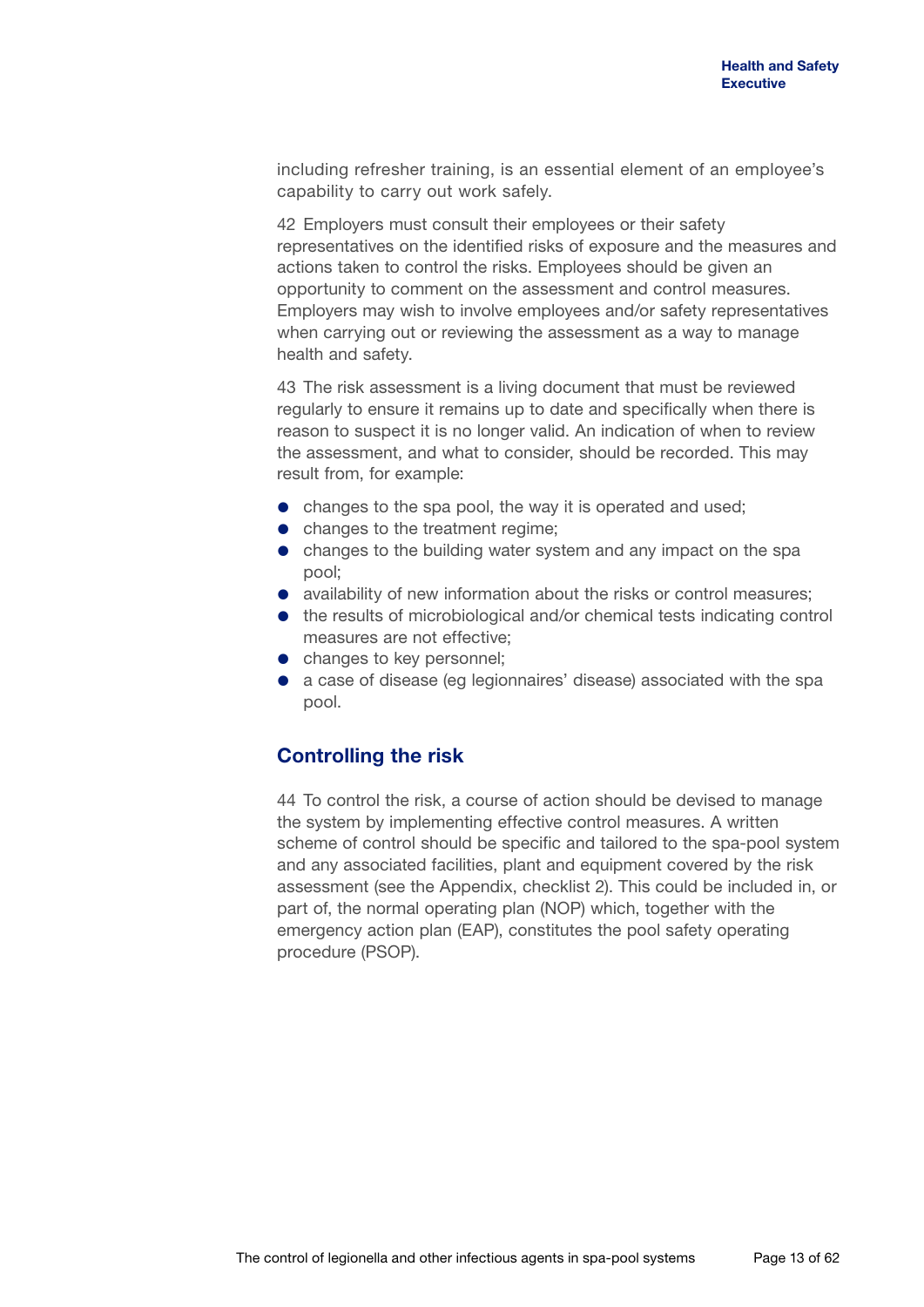including refresher training, is an essential element of an employee's capability to carry out work safely.

42 Employers must consult their employees or their safety representatives on the identified risks of exposure and the measures and actions taken to control the risks. Employees should be given an opportunity to comment on the assessment and control measures. Employers may wish to involve employees and/or safety representatives when carrying out or reviewing the assessment as a way to manage health and safety.

43 The risk assessment is a living document that must be reviewed regularly to ensure it remains up to date and specifically when there is reason to suspect it is no longer valid. An indication of when to review the assessment, and what to consider, should be recorded. This may result from, for example:

- changes to the spa pool, the way it is operated and used;
- changes to the treatment regime;
- changes to the building water system and any impact on the spa pool;
- availability of new information about the risks or control measures;
- the results of microbiological and/or chemical tests indicating control measures are not effective;
- changes to key personnel;
- a case of disease (eg legionnaires' disease) associated with the spa pool.

## Controlling the risk

44 To control the risk, a course of action should be devised to manage the system by implementing effective control measures. A written scheme of control should be specific and tailored to the spa-pool system and any associated facilities, plant and equipment covered by the risk assessment (see the Appendix, checklist 2). This could be included in, or part of, the normal operating plan (NOP) which, together with the emergency action plan (EAP), constitutes the pool safety operating procedure (PSOP).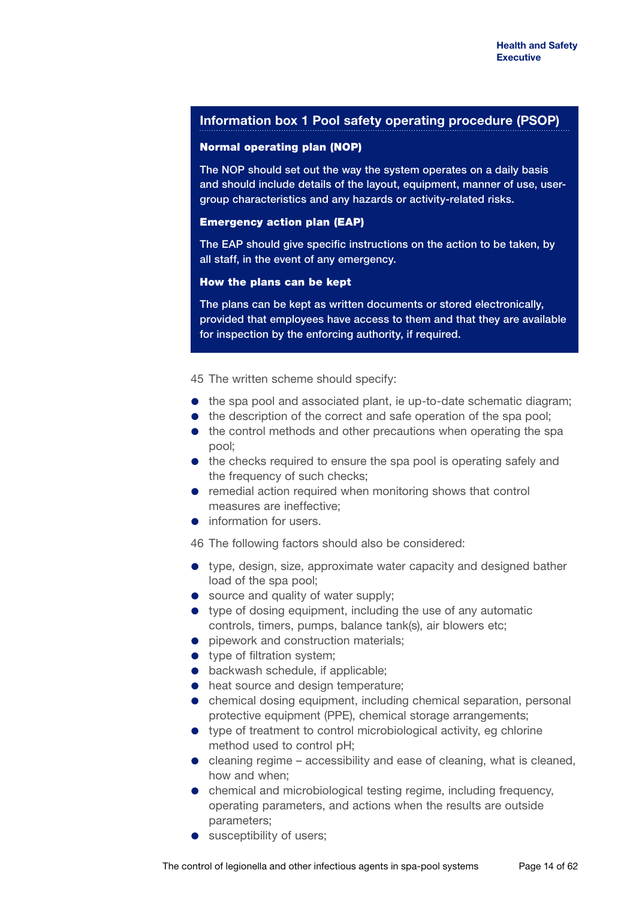## Information box 1 Pool safety operating procedure (PSOP)

**Normal operating plan (NOP)**

The NOP should set out the way the system operates on a daily basis and should include details of the layout, equipment, manner of use, user-group characteristics and any hazards or activity-related risks.

**Emergency action plan (EAP)**

The EAP should give specific instructions on the action to be taken, by all staff, in the event of any emergency.

**How the plans can be kept**

The plans can be kept as written documents or stored electronically, provided that employees have access to them and that they are available for inspection by the enforcing authority, if required.

45 The written scheme should specify:

- the spa pool and associated plant, ie up-to-date schematic diagram;
- the description of the correct and safe operation of the spa pool;
- the control methods and other precautions when operating the spa pool;
- the checks required to ensure the spa pool is operating safely and the frequency of such checks;
- remedial action required when monitoring shows that control measures are ineffective;
- information for users.

46 The following factors should also be considered:

- type, design, size, approximate water capacity and designed bather load of the spa pool;
- source and quality of water supply;
- type of dosing equipment, including the use of any automatic controls, timers, pumps, balance tank(s), air blowers etc;
- pipework and construction materials;
- type of filtration system;
- backwash schedule, if applicable;
- heat source and design temperature;
- chemical dosing equipment, including chemical separation, personal protective equipment (PPE), chemical storage arrangements;
- type of treatment to control microbiological activity, eg chlorine method used to control pH;
- cleaning regime – accessibility and ease of cleaning, what is cleaned, how and when;
- chemical and microbiological testing regime, including frequency, operating parameters, and actions when the results are outside parameters;
- susceptibility of users;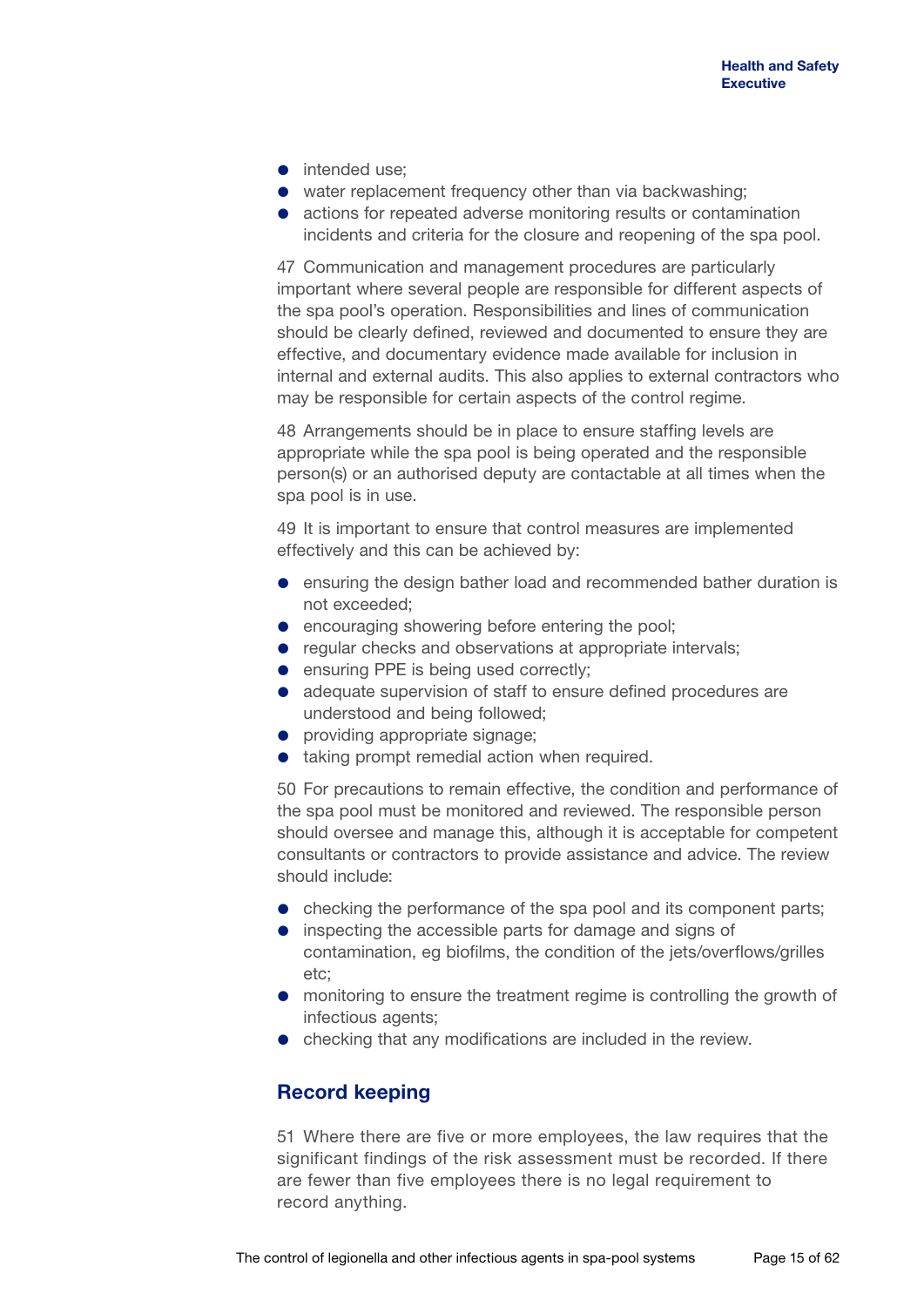- intended use;
- water replacement frequency other than via backwashing;
- actions for repeated adverse monitoring results or contamination incidents and criteria for the closure and reopening of the spa pool.

47 Communication and management procedures are particularly important where several people are responsible for different aspects of the spa pool's operation. Responsibilities and lines of communication should be clearly defined, reviewed and documented to ensure they are effective, and documentary evidence made available for inclusion in internal and external audits. This also applies to external contractors who may be responsible for certain aspects of the control regime.

48 Arrangements should be in place to ensure staffing levels are appropriate while the spa pool is being operated and the responsible person(s) or an authorised deputy are contactable at all times when the spa pool is in use.

49 It is important to ensure that control measures are implemented effectively and this can be achieved by:

- ensuring the design bather load and recommended bather duration is not exceeded;
- encouraging showering before entering the pool;
- regular checks and observations at appropriate intervals;
- ensuring PPE is being used correctly;
- adequate supervision of staff to ensure defined procedures are understood and being followed;
- providing appropriate signage;
- taking prompt remedial action when required.

50 For precautions to remain effective, the condition and performance of the spa pool must be monitored and reviewed. The responsible person should oversee and manage this, although it is acceptable for competent consultants or contractors to provide assistance and advice. The review should include:

- checking the performance of the spa pool and its component parts;
- inspecting the accessible parts for damage and signs of contamination, eg biofilms, the condition of the jets/overflows/grilles etc;
- monitoring to ensure the treatment regime is controlling the growth of infectious agents;
- checking that any modifications are included in the review.

## Record keeping

51 Where there are five or more employees, the law requires that the significant findings of the risk assessment must be recorded. If there are fewer than five employees there is no legal requirement to record anything.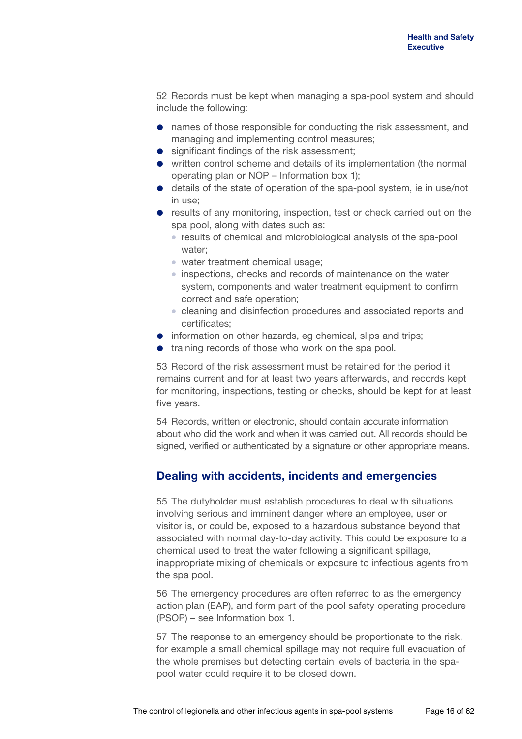52 Records must be kept when managing a spa-pool system and should include the following:

- names of those responsible for conducting the risk assessment, and managing and implementing control measures;
- significant findings of the risk assessment;
- written control scheme and details of its implementation (the normal operating plan or NOP – Information box 1);
- details of the state of operation of the spa-pool system, ie in use/not in use;
- results of any monitoring, inspection, test or check carried out on the spa pool, along with dates such as:
  - results of chemical and microbiological analysis of the spa-pool water;
  - water treatment chemical usage;
  - inspections, checks and records of maintenance on the water system, components and water treatment equipment to confirm correct and safe operation;
  - cleaning and disinfection procedures and associated reports and certificates;
- information on other hazards, eg chemical, slips and trips;
- training records of those who work on the spa pool.

53 Record of the risk assessment must be retained for the period it remains current and for at least two years afterwards, and records kept for monitoring, inspections, testing or checks, should be kept for at least five years.

54 Records, written or electronic, should contain accurate information about who did the work and when it was carried out. All records should be signed, verified or authenticated by a signature or other appropriate means.

## Dealing with accidents, incidents and emergencies

55 The dutyholder must establish procedures to deal with situations involving serious and imminent danger where an employee, user or visitor is, or could be, exposed to a hazardous substance beyond that associated with normal day-to-day activity. This could be exposure to a chemical used to treat the water following a significant spillage, inappropriate mixing of chemicals or exposure to infectious agents from the spa pool.

56 The emergency procedures are often referred to as the emergency action plan (EAP), and form part of the pool safety operating procedure (PSOP) – see Information box 1.

57 The response to an emergency should be proportionate to the risk, for example a small chemical spillage may not require full evacuation of the whole premises but detecting certain levels of bacteria in the spa-pool water could require it to be closed down.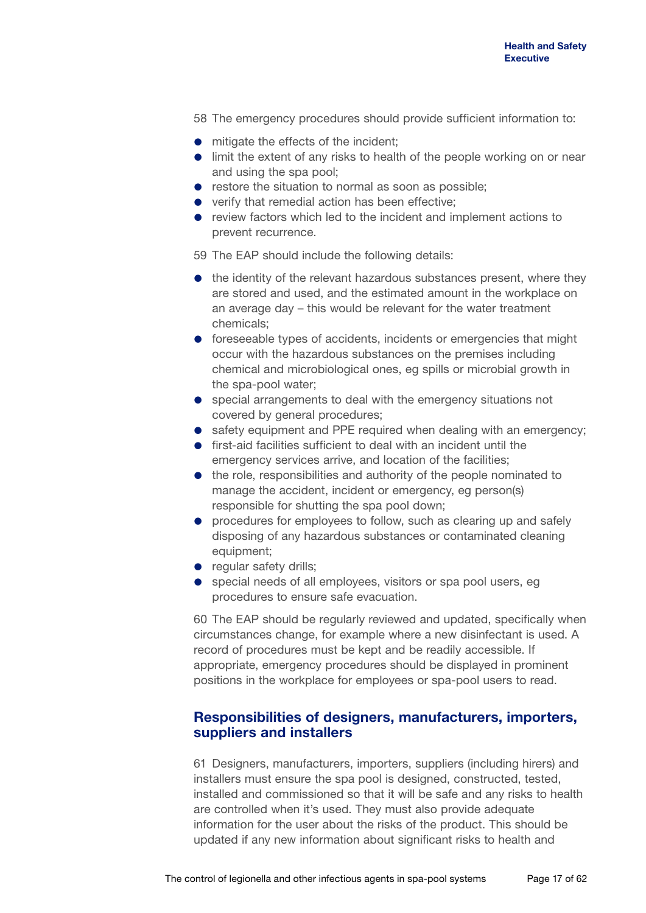58 The emergency procedures should provide sufficient information to:

- mitigate the effects of the incident;
- limit the extent of any risks to health of the people working on or near and using the spa pool;
- restore the situation to normal as soon as possible;
- verify that remedial action has been effective;
- review factors which led to the incident and implement actions to prevent recurrence.

59 The EAP should include the following details:

- the identity of the relevant hazardous substances present, where they are stored and used, and the estimated amount in the workplace on an average day – this would be relevant for the water treatment chemicals;
- foreseeable types of accidents, incidents or emergencies that might occur with the hazardous substances on the premises including chemical and microbiological ones, eg spills or microbial growth in the spa-pool water;
- special arrangements to deal with the emergency situations not covered by general procedures;
- safety equipment and PPE required when dealing with an emergency;
- first-aid facilities sufficient to deal with an incident until the emergency services arrive, and location of the facilities;
- the role, responsibilities and authority of the people nominated to manage the accident, incident or emergency, eg person(s) responsible for shutting the spa pool down;
- procedures for employees to follow, such as clearing up and safely disposing of any hazardous substances or contaminated cleaning equipment;
- regular safety drills;
- special needs of all employees, visitors or spa pool users, eg procedures to ensure safe evacuation.

60 The EAP should be regularly reviewed and updated, specifically when circumstances change, for example where a new disinfectant is used. A record of procedures must be kept and be readily accessible. If appropriate, emergency procedures should be displayed in prominent positions in the workplace for employees or spa-pool users to read.

## Responsibilities of designers, manufacturers, importers, suppliers and installers

61 Designers, manufacturers, importers, suppliers (including hirers) and installers must ensure the spa pool is designed, constructed, tested, installed and commissioned so that it will be safe and any risks to health are controlled when it's used. They must also provide adequate information for the user about the risks of the product. This should be updated if any new information about significant risks to health and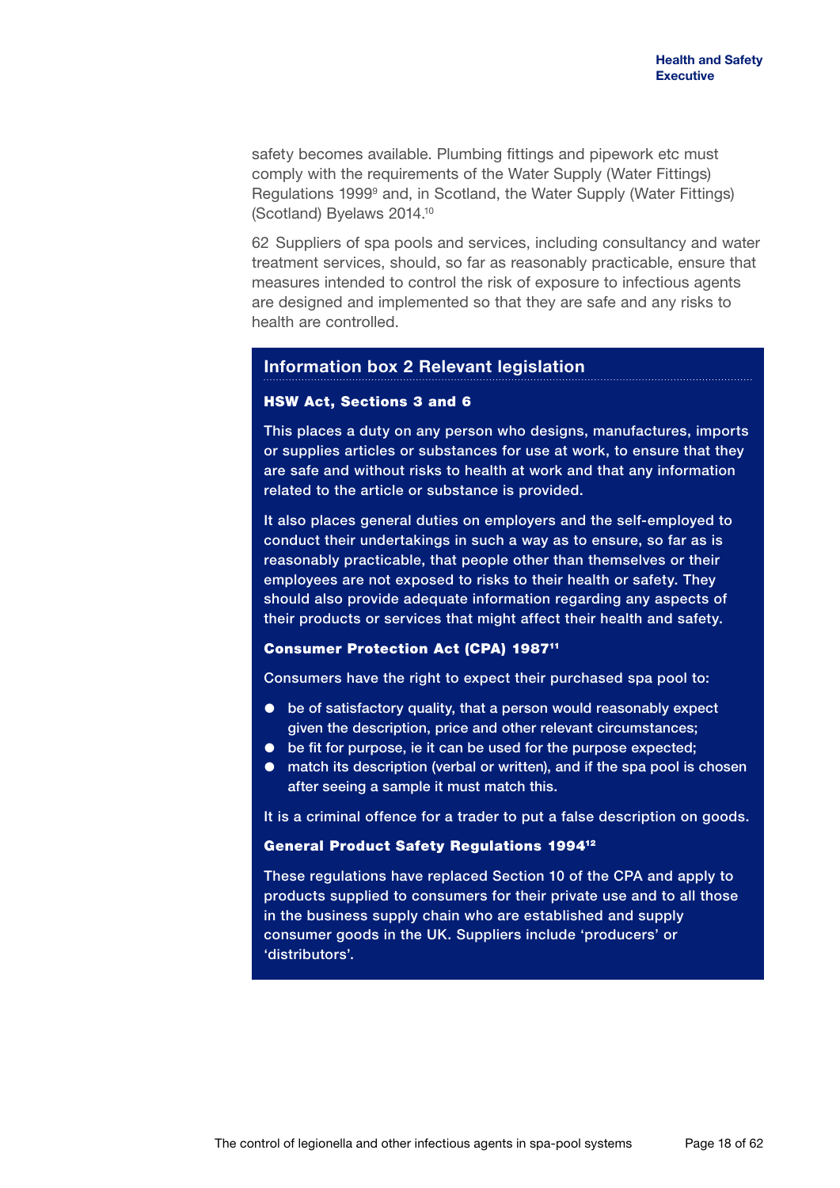safety becomes available. Plumbing fittings and pipework etc must comply with the requirements of the Water Supply (Water Fittings) Regulations 1999[9] and, in Scotland, the Water Supply (Water Fittings) (Scotland) Byelaws 2014.[10]

62 Suppliers of spa pools and services, including consultancy and water treatment services, should, so far as reasonably practicable, ensure that measures intended to control the risk of exposure to infectious agents are designed and implemented so that they are safe and any risks to health are controlled.

## Information box 2 Relevant legislation

**HSW Act, Sections 3 and 6**

This places a duty on any person who designs, manufactures, imports or supplies articles or substances for use at work, to ensure that they are safe and without risks to health at work and that any information related to the article or substance is provided.

It also places general duties on employers and the self-employed to conduct their undertakings in such a way as to ensure, so far as is reasonably practicable, that people other than themselves or their employees are not exposed to risks to their health or safety. They should also provide adequate information regarding any aspects of their products or services that might affect their health and safety.

**Consumer Protection Act (CPA) 1987[11]**

Consumers have the right to expect their purchased spa pool to:

- be of satisfactory quality, that a person would reasonably expect given the description, price and other relevant circumstances;
- be fit for purpose, ie it can be used for the purpose expected;
- match its description (verbal or written), and if the spa pool is chosen after seeing a sample it must match this.

It is a criminal offence for a trader to put a false description on goods.

**General Product Safety Regulations 1994[12]**

These regulations have replaced Section 10 of the CPA and apply to products supplied to consumers for their private use and to all those in the business supply chain who are established and supply consumer goods in the UK. Suppliers include 'producers' or 'distributors'.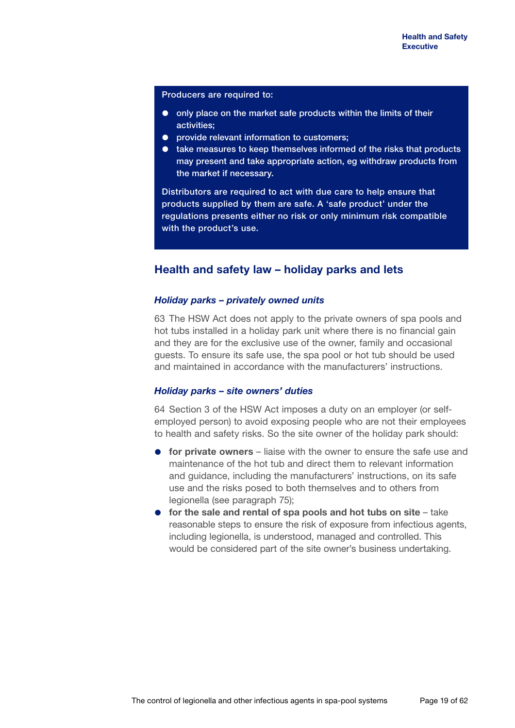Producers are required to:

- only place on the market safe products within the limits of their activities;
- provide relevant information to customers;
- take measures to keep themselves informed of the risks that products may present and take appropriate action, eg withdraw products from the market if necessary.

Distributors are required to act with due care to help ensure that products supplied by them are safe. A 'safe product' under the regulations presents either no risk or only minimum risk compatible with the product's use.

## Health and safety law – holiday parks and lets

### *Holiday parks – privately owned units*

63 The HSW Act does not apply to the private owners of spa pools and hot tubs installed in a holiday park unit where there is no financial gain and they are for the exclusive use of the owner, family and occasional guests. To ensure its safe use, the spa pool or hot tub should be used and maintained in accordance with the manufacturers' instructions.

### *Holiday parks – site owners' duties*

64 Section 3 of the HSW Act imposes a duty on an employer (or self-employed person) to avoid exposing people who are not their employees to health and safety risks. So the site owner of the holiday park should:

- **for private owners** – liaise with the owner to ensure the safe use and maintenance of the hot tub and direct them to relevant information and guidance, including the manufacturers' instructions, on its safe use and the risks posed to both themselves and to others from legionella (see paragraph 75);
- **for the sale and rental of spa pools and hot tubs on site** – take reasonable steps to ensure the risk of exposure from infectious agents, including legionella, is understood, managed and controlled. This would be considered part of the site owner's business undertaking.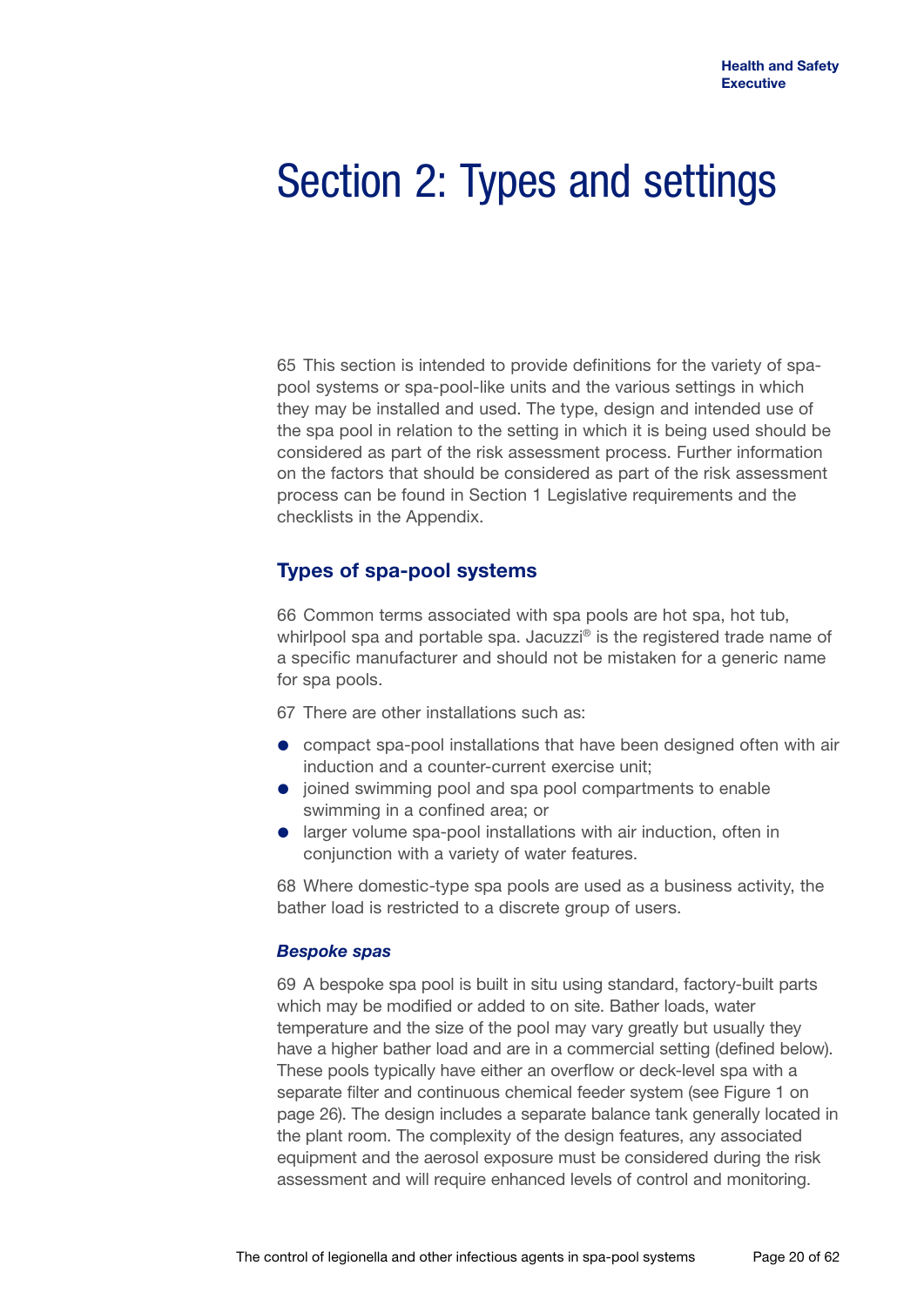# Section 2: Types and settings

65 This section is intended to provide definitions for the variety of spa-pool systems or spa-pool-like units and the various settings in which they may be installed and used. The type, design and intended use of the spa pool in relation to the setting in which it is being used should be considered as part of the risk assessment process. Further information on the factors that should be considered as part of the risk assessment process can be found in Section 1 Legislative requirements and the checklists in the Appendix.

## Types of spa-pool systems

66 Common terms associated with spa pools are hot spa, hot tub, whirlpool spa and portable spa. Jacuzzi® is the registered trade name of a specific manufacturer and should not be mistaken for a generic name for spa pools.

67 There are other installations such as:

- compact spa-pool installations that have been designed often with air induction and a counter-current exercise unit;
- joined swimming pool and spa pool compartments to enable swimming in a confined area; or
- larger volume spa-pool installations with air induction, often in conjunction with a variety of water features.

68 Where domestic-type spa pools are used as a business activity, the bather load is restricted to a discrete group of users.

### *Bespoke spas*

69 A bespoke spa pool is built in situ using standard, factory-built parts which may be modified or added to on site. Bather loads, water temperature and the size of the pool may vary greatly but usually they have a higher bather load and are in a commercial setting (defined below). These pools typically have either an overflow or deck-level spa with a separate filter and continuous chemical feeder system (see Figure 1 on page 26). The design includes a separate balance tank generally located in the plant room. The complexity of the design features, any associated equipment and the aerosol exposure must be considered during the risk assessment and will require enhanced levels of control and monitoring.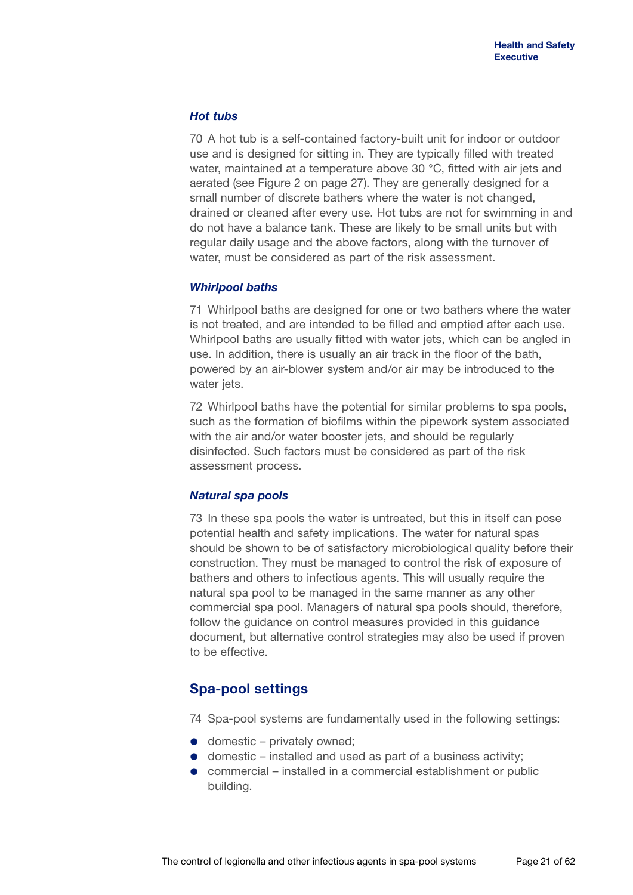### *Hot tubs*

70 A hot tub is a self-contained factory-built unit for indoor or outdoor use and is designed for sitting in. They are typically filled with treated water, maintained at a temperature above 30 °C, fitted with air jets and aerated (see Figure 2 on page 27). They are generally designed for a small number of discrete bathers where the water is not changed, drained or cleaned after every use. Hot tubs are not for swimming in and do not have a balance tank. These are likely to be small units but with regular daily usage and the above factors, along with the turnover of water, must be considered as part of the risk assessment.

### *Whirlpool baths*

71 Whirlpool baths are designed for one or two bathers where the water is not treated, and are intended to be filled and emptied after each use. Whirlpool baths are usually fitted with water jets, which can be angled in use. In addition, there is usually an air track in the floor of the bath, powered by an air-blower system and/or air may be introduced to the water jets.

72 Whirlpool baths have the potential for similar problems to spa pools, such as the formation of biofilms within the pipework system associated with the air and/or water booster jets, and should be regularly disinfected. Such factors must be considered as part of the risk assessment process.

### *Natural spa pools*

73 In these spa pools the water is untreated, but this in itself can pose potential health and safety implications. The water for natural spas should be shown to be of satisfactory microbiological quality before their construction. They must be managed to control the risk of exposure of bathers and others to infectious agents. This will usually require the natural spa pool to be managed in the same manner as any other commercial spa pool. Managers of natural spa pools should, therefore, follow the guidance on control measures provided in this guidance document, but alternative control strategies may also be used if proven to be effective.

## Spa-pool settings

74 Spa-pool systems are fundamentally used in the following settings:

- domestic – privately owned;
- domestic – installed and used as part of a business activity;
- commercial – installed in a commercial establishment or public building.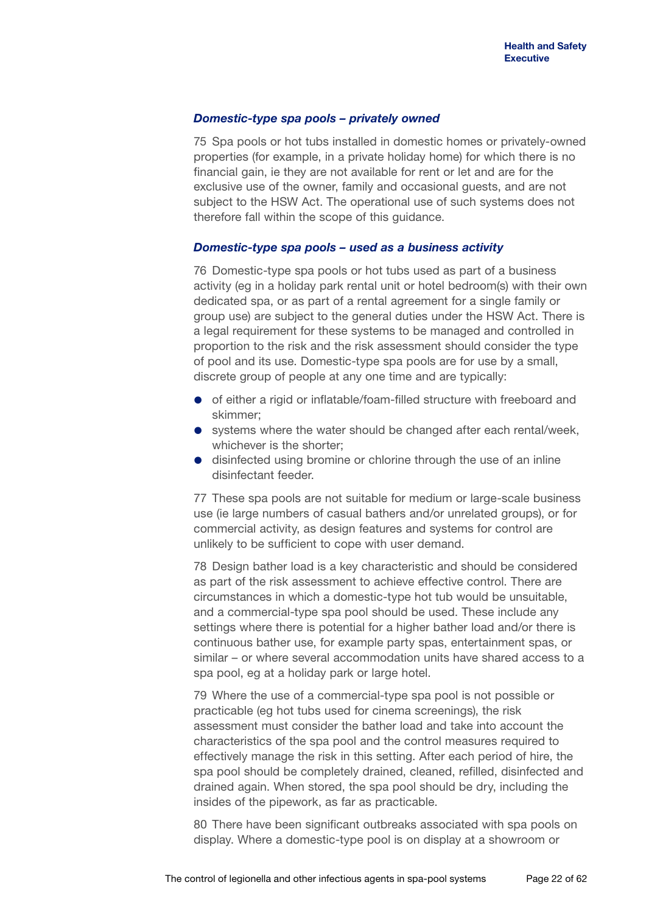### *Domestic-type spa pools – privately owned*

75 Spa pools or hot tubs installed in domestic homes or privately-owned properties (for example, in a private holiday home) for which there is no financial gain, ie they are not available for rent or let and are for the exclusive use of the owner, family and occasional guests, and are not subject to the HSW Act. The operational use of such systems does not therefore fall within the scope of this guidance.

### *Domestic-type spa pools – used as a business activity*

76 Domestic-type spa pools or hot tubs used as part of a business activity (eg in a holiday park rental unit or hotel bedroom(s) with their own dedicated spa, or as part of a rental agreement for a single family or group use) are subject to the general duties under the HSW Act. There is a legal requirement for these systems to be managed and controlled in proportion to the risk and the risk assessment should consider the type of pool and its use. Domestic-type spa pools are for use by a small, discrete group of people at any one time and are typically:

- of either a rigid or inflatable/foam-filled structure with freeboard and skimmer;
- systems where the water should be changed after each rental/week, whichever is the shorter;
- disinfected using bromine or chlorine through the use of an inline disinfectant feeder.

77 These spa pools are not suitable for medium or large-scale business use (ie large numbers of casual bathers and/or unrelated groups), or for commercial activity, as design features and systems for control are unlikely to be sufficient to cope with user demand.

78 Design bather load is a key characteristic and should be considered as part of the risk assessment to achieve effective control. There are circumstances in which a domestic-type hot tub would be unsuitable, and a commercial-type spa pool should be used. These include any settings where there is potential for a higher bather load and/or there is continuous bather use, for example party spas, entertainment spas, or similar – or where several accommodation units have shared access to a spa pool, eg at a holiday park or large hotel.

79 Where the use of a commercial-type spa pool is not possible or practicable (eg hot tubs used for cinema screenings), the risk assessment must consider the bather load and take into account the characteristics of the spa pool and the control measures required to effectively manage the risk in this setting. After each period of hire, the spa pool should be completely drained, cleaned, refilled, disinfected and drained again. When stored, the spa pool should be dry, including the insides of the pipework, as far as practicable.

80 There have been significant outbreaks associated with spa pools on display. Where a domestic-type pool is on display at a showroom or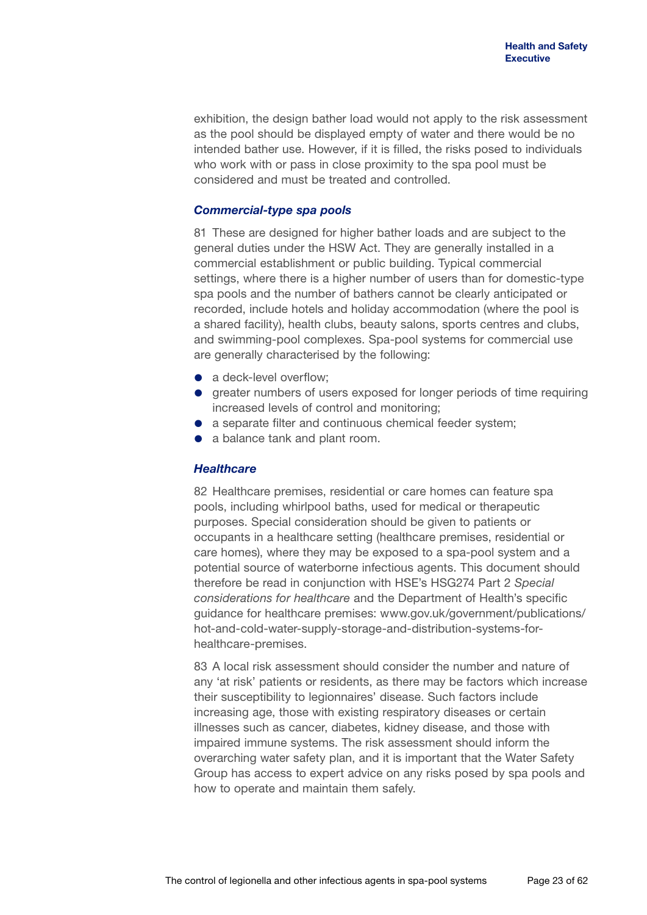exhibition, the design bather load would not apply to the risk assessment as the pool should be displayed empty of water and there would be no intended bather use. However, if it is filled, the risks posed to individuals who work with or pass in close proximity to the spa pool must be considered and must be treated and controlled.

### *Commercial-type spa pools*

81 These are designed for higher bather loads and are subject to the general duties under the HSW Act. They are generally installed in a commercial establishment or public building. Typical commercial settings, where there is a higher number of users than for domestic-type spa pools and the number of bathers cannot be clearly anticipated or recorded, include hotels and holiday accommodation (where the pool is a shared facility), health clubs, beauty salons, sports centres and clubs, and swimming-pool complexes. Spa-pool systems for commercial use are generally characterised by the following:

- a deck-level overflow;
- greater numbers of users exposed for longer periods of time requiring increased levels of control and monitoring;
- a separate filter and continuous chemical feeder system;
- a balance tank and plant room.

### *Healthcare*

82 Healthcare premises, residential or care homes can feature spa pools, including whirlpool baths, used for medical or therapeutic purposes. Special consideration should be given to patients or occupants in a healthcare setting (healthcare premises, residential or care homes), where they may be exposed to a spa-pool system and a potential source of waterborne infectious agents. This document should therefore be read in conjunction with HSE's HSG274 Part 2 *Special considerations for healthcare* and the Department of Health's specific guidance for healthcare premises: www.gov.uk/government/publications/hot-and-cold-water-supply-storage-and-distribution-systems-for-healthcare-premises.

83 A local risk assessment should consider the number and nature of any 'at risk' patients or residents, as there may be factors which increase their susceptibility to legionnaires' disease. Such factors include increasing age, those with existing respiratory diseases or certain illnesses such as cancer, diabetes, kidney disease, and those with impaired immune systems. The risk assessment should inform the overarching water safety plan, and it is important that the Water Safety Group has access to expert advice on any risks posed by spa pools and how to operate and maintain them safely.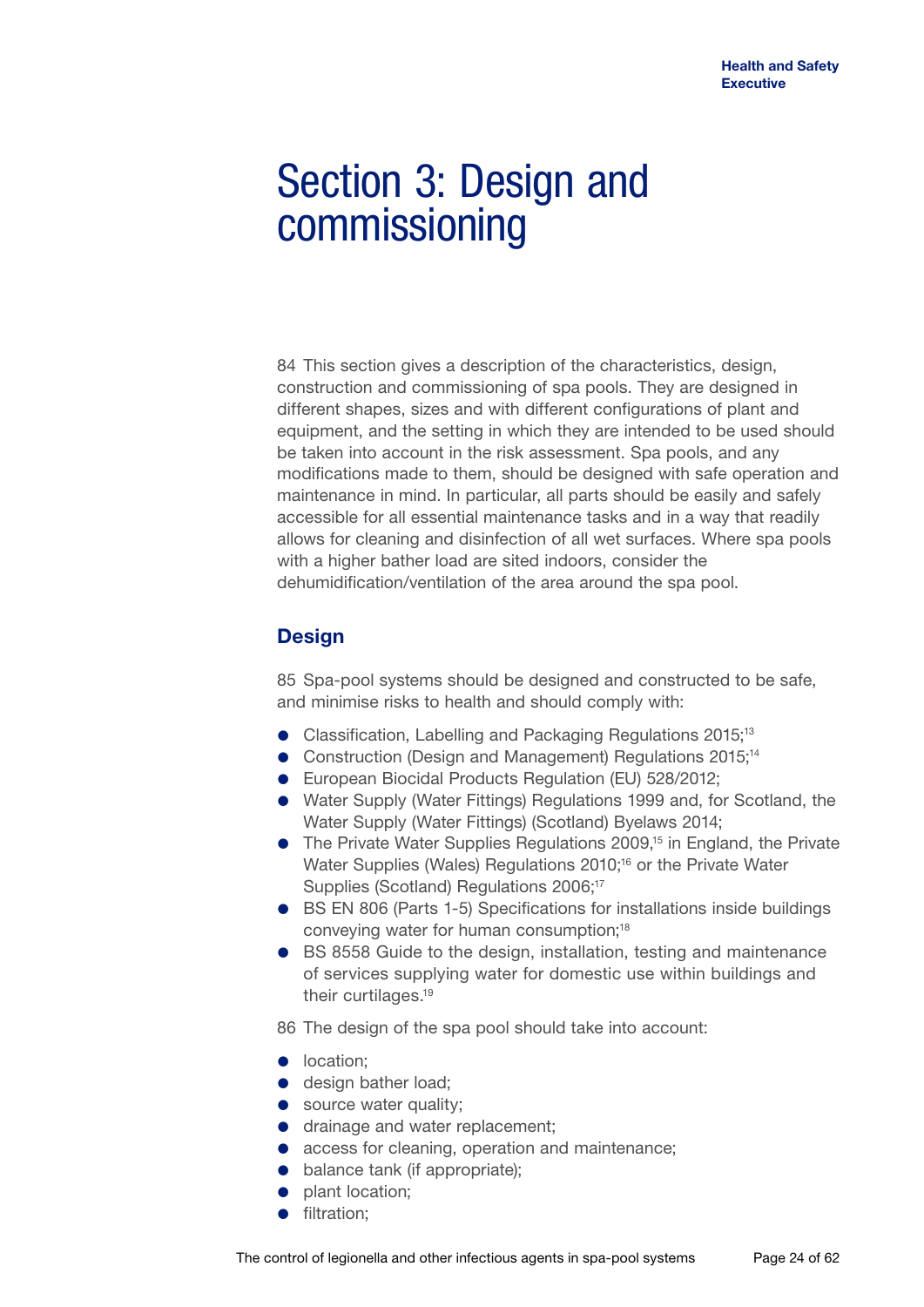# Section 3: Design and commissioning

84 This section gives a description of the characteristics, design, construction and commissioning of spa pools. They are designed in different shapes, sizes and with different configurations of plant and equipment, and the setting in which they are intended to be used should be taken into account in the risk assessment. Spa pools, and any modifications made to them, should be designed with safe operation and maintenance in mind. In particular, all parts should be easily and safely accessible for all essential maintenance tasks and in a way that readily allows for cleaning and disinfection of all wet surfaces. Where spa pools with a higher bather load are sited indoors, consider the dehumidification/ventilation of the area around the spa pool.

## Design

85 Spa-pool systems should be designed and constructed to be safe, and minimise risks to health and should comply with:

- Classification, Labelling and Packaging Regulations 2015;[13]
- Construction (Design and Management) Regulations 2015;[14]
- European Biocidal Products Regulation (EU) 528/2012;
- Water Supply (Water Fittings) Regulations 1999 and, for Scotland, the Water Supply (Water Fittings) (Scotland) Byelaws 2014;
- The Private Water Supplies Regulations 2009,[15] in England, the Private Water Supplies (Wales) Regulations 2010;[16] or the Private Water Supplies (Scotland) Regulations 2006;[17]
- BS EN 806 (Parts 1-5) Specifications for installations inside buildings conveying water for human consumption;[18]
- BS 8558 Guide to the design, installation, testing and maintenance of services supplying water for domestic use within buildings and their curtilages.[19]

86 The design of the spa pool should take into account:

- location;
- design bather load;
- source water quality;
- drainage and water replacement;
- access for cleaning, operation and maintenance;
- balance tank (if appropriate);
- plant location;
- filtration;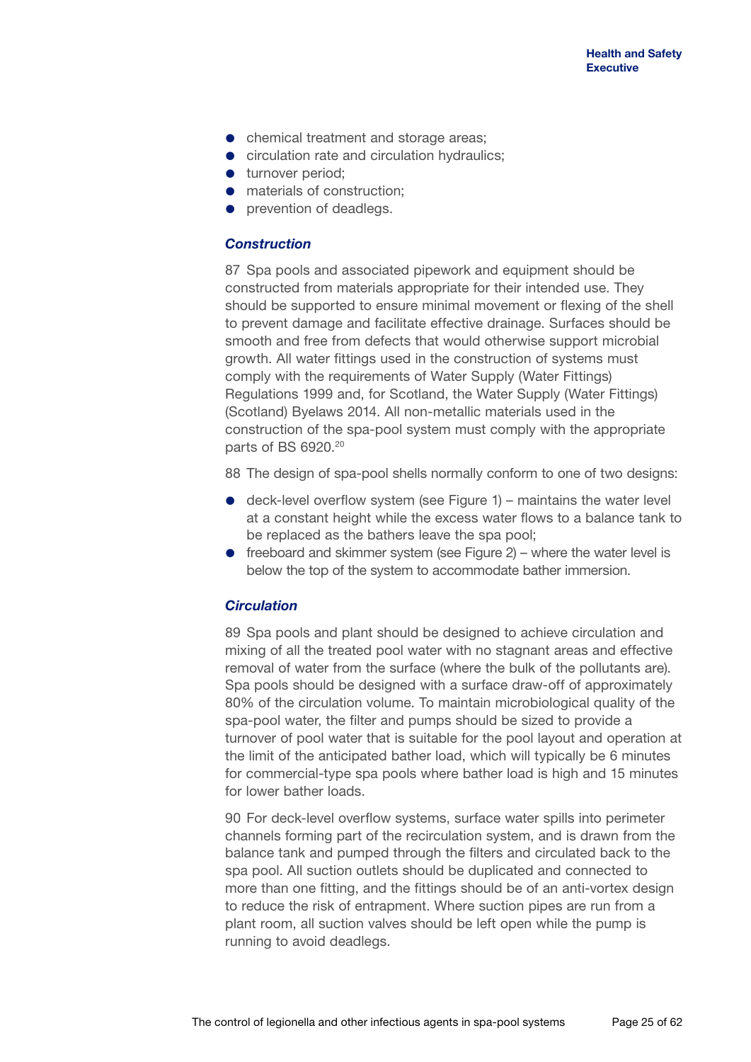- chemical treatment and storage areas;
- circulation rate and circulation hydraulics;
- turnover period;
- materials of construction;
- prevention of deadlegs.

### *Construction*

87 Spa pools and associated pipework and equipment should be constructed from materials appropriate for their intended use. They should be supported to ensure minimal movement or flexing of the shell to prevent damage and facilitate effective drainage. Surfaces should be smooth and free from defects that would otherwise support microbial growth. All water fittings used in the construction of systems must comply with the requirements of Water Supply (Water Fittings) Regulations 1999 and, for Scotland, the Water Supply (Water Fittings) (Scotland) Byelaws 2014. All non-metallic materials used in the construction of the spa-pool system must comply with the appropriate parts of BS 6920.[20]

88 The design of spa-pool shells normally conform to one of two designs:

- deck-level overflow system (see Figure 1) – maintains the water level at a constant height while the excess water flows to a balance tank to be replaced as the bathers leave the spa pool;
- freeboard and skimmer system (see Figure 2) – where the water level is below the top of the system to accommodate bather immersion.

### *Circulation*

89 Spa pools and plant should be designed to achieve circulation and mixing of all the treated pool water with no stagnant areas and effective removal of water from the surface (where the bulk of the pollutants are). Spa pools should be designed with a surface draw-off of approximately 80% of the circulation volume. To maintain microbiological quality of the spa-pool water, the filter and pumps should be sized to provide a turnover of pool water that is suitable for the pool layout and operation at the limit of the anticipated bather load, which will typically be 6 minutes for commercial-type spa pools where bather load is high and 15 minutes for lower bather loads.

90 For deck-level overflow systems, surface water spills into perimeter channels forming part of the recirculation system, and is drawn from the balance tank and pumped through the filters and circulated back to the spa pool. All suction outlets should be duplicated and connected to more than one fitting, and the fittings should be of an anti-vortex design to reduce the risk of entrapment. Where suction pipes are run from a plant room, all suction valves should be left open while the pump is running to avoid deadlegs.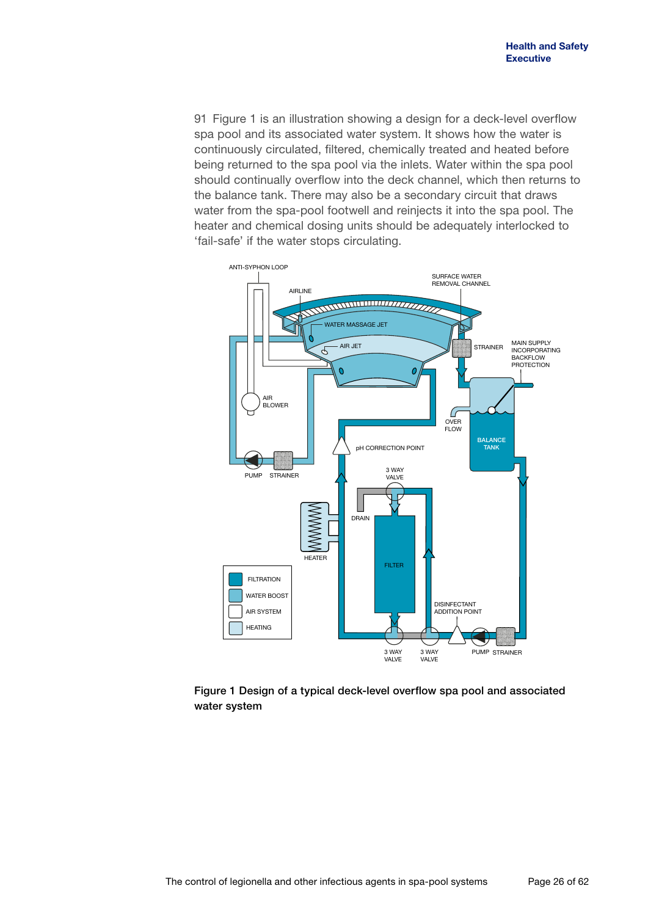91 Figure 1 is an illustration showing a design for a deck-level overflow spa pool and its associated water system. It shows how the water is continuously circulated, filtered, chemically treated and heated before being returned to the spa pool via the inlets. Water within the spa pool should continually overflow into the deck channel, which then returns to the balance tank. There may also be a secondary circuit that draws water from the spa-pool footwell and reinjects it into the spa pool. The heater and chemical dosing units should be adequately interlocked to 'fail-safe' if the water stops circulating.

**Figure 1 Design of a typical deck-level overflow spa pool and associated water system**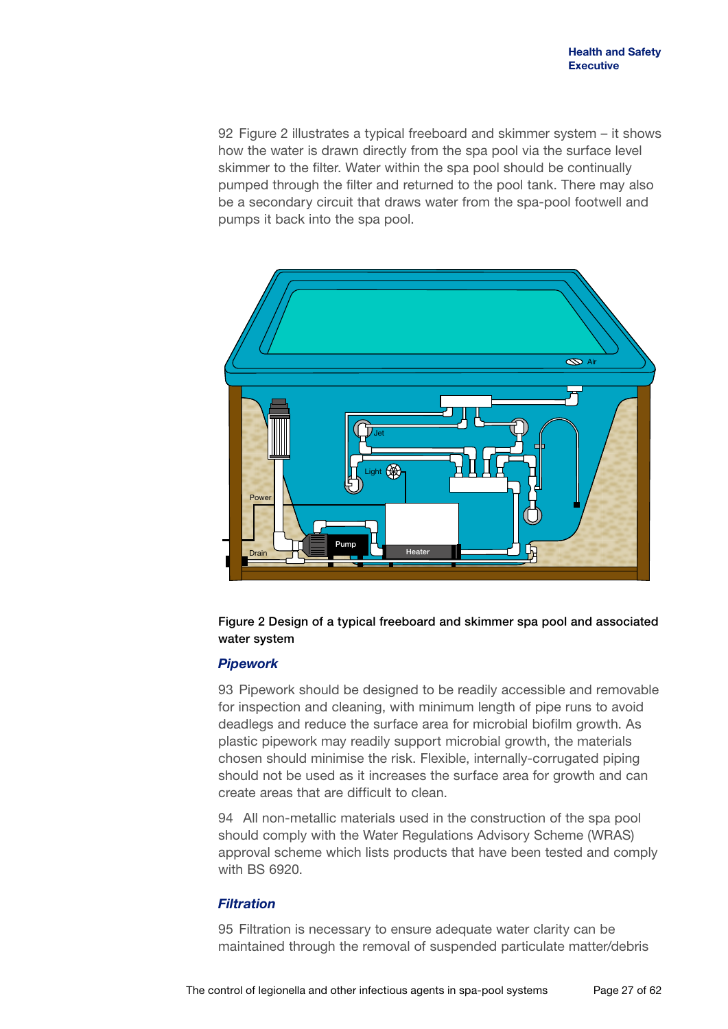92 Figure 2 illustrates a typical freeboard and skimmer system – it shows how the water is drawn directly from the spa pool via the surface level skimmer to the filter. Water within the spa pool should be continually pumped through the filter and returned to the pool tank. There may also be a secondary circuit that draws water from the spa-pool footwell and pumps it back into the spa pool.

**Figure 2 Design of a typical freeboard and skimmer spa pool and associated water system**

### *Pipework*

93 Pipework should be designed to be readily accessible and removable for inspection and cleaning, with minimum length of pipe runs to avoid deadlegs and reduce the surface area for microbial biofilm growth. As plastic pipework may readily support microbial growth, the materials chosen should minimise the risk. Flexible, internally-corrugated piping should not be used as it increases the surface area for growth and can create areas that are difficult to clean.

94 All non-metallic materials used in the construction of the spa pool should comply with the Water Regulations Advisory Scheme (WRAS) approval scheme which lists products that have been tested and comply with BS 6920.

### *Filtration*

95 Filtration is necessary to ensure adequate water clarity can be maintained through the removal of suspended particulate matter/debris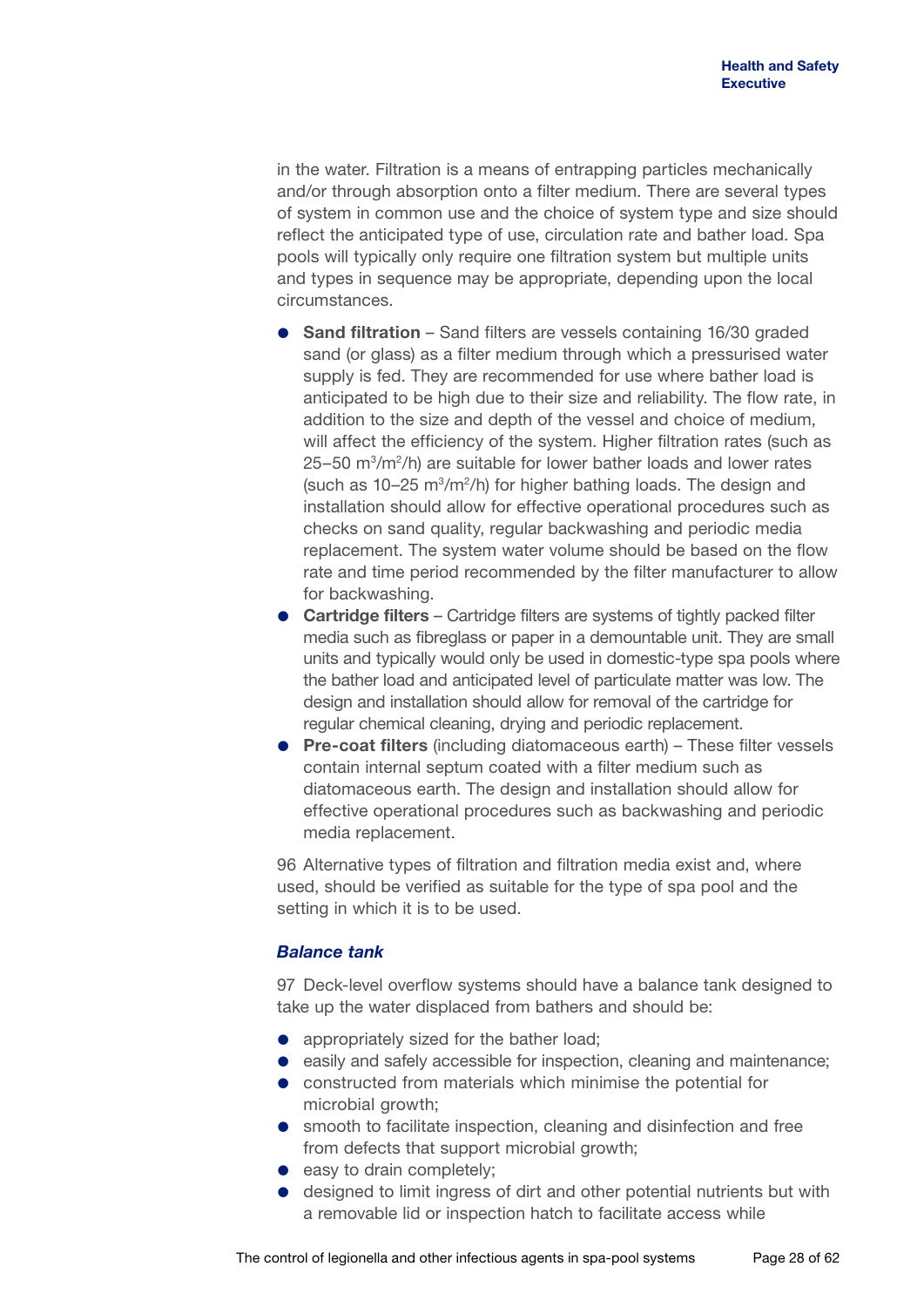in the water. Filtration is a means of entrapping particles mechanically and/or through absorption onto a filter medium. There are several types of system in common use and the choice of system type and size should reflect the anticipated type of use, circulation rate and bather load. Spa pools will typically only require one filtration system but multiple units and types in sequence may be appropriate, depending upon the local circumstances.

- **Sand filtration** – Sand filters are vessels containing 16/30 graded sand (or glass) as a filter medium through which a pressurised water supply is fed. They are recommended for use where bather load is anticipated to be high due to their size and reliability. The flow rate, in addition to the size and depth of the vessel and choice of medium, will affect the efficiency of the system. Higher filtration rates (such as 25–50 $m^3/m^2/h$) are suitable for lower bather loads and lower rates (such as 10–25 $m^3/m^2/h$) for higher bathing loads. The design and installation should allow for effective operational procedures such as checks on sand quality, regular backwashing and periodic media replacement. The system water volume should be based on the flow rate and time period recommended by the filter manufacturer to allow for backwashing.
- **Cartridge filters** – Cartridge filters are systems of tightly packed filter media such as fibreglass or paper in a demountable unit. They are small units and typically would only be used in domestic-type spa pools where the bather load and anticipated level of particulate matter was low. The design and installation should allow for removal of the cartridge for regular chemical cleaning, drying and periodic replacement.
- **Pre-coat filters** (including diatomaceous earth) – These filter vessels contain internal septum coated with a filter medium such as diatomaceous earth. The design and installation should allow for effective operational procedures such as backwashing and periodic media replacement.

96 Alternative types of filtration and filtration media exist and, where used, should be verified as suitable for the type of spa pool and the setting in which it is to be used.

### *Balance tank*

97 Deck-level overflow systems should have a balance tank designed to take up the water displaced from bathers and should be:

- appropriately sized for the bather load;
- easily and safely accessible for inspection, cleaning and maintenance;
- constructed from materials which minimise the potential for microbial growth;
- smooth to facilitate inspection, cleaning and disinfection and free from defects that support microbial growth;
- easy to drain completely;
- designed to limit ingress of dirt and other potential nutrients but with a removable lid or inspection hatch to facilitate access while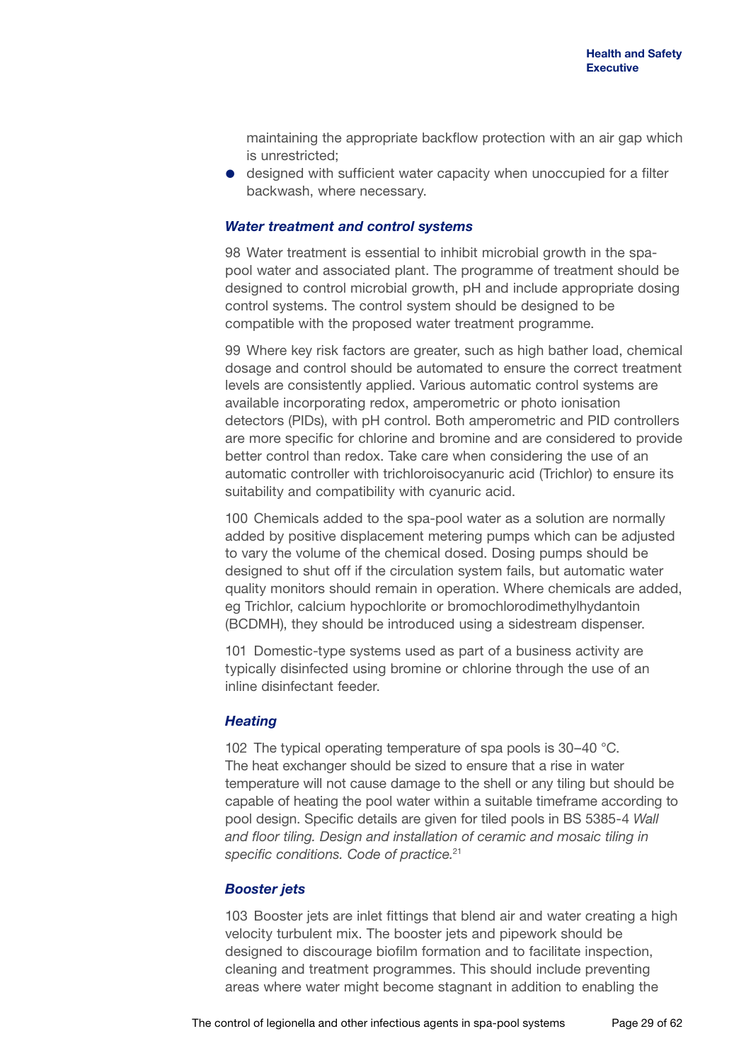maintaining the appropriate backflow protection with an air gap which is unrestricted;

- designed with sufficient water capacity when unoccupied for a filter backwash, where necessary.

### *Water treatment and control systems*

98 Water treatment is essential to inhibit microbial growth in the spa-pool water and associated plant. The programme of treatment should be designed to control microbial growth, pH and include appropriate dosing control systems. The control system should be designed to be compatible with the proposed water treatment programme.

99 Where key risk factors are greater, such as high bather load, chemical dosage and control should be automated to ensure the correct treatment levels are consistently applied. Various automatic control systems are available incorporating redox, amperometric or photo ionisation detectors (PIDs), with pH control. Both amperometric and PID controllers are more specific for chlorine and bromine and are considered to provide better control than redox. Take care when considering the use of an automatic controller with trichloroisocyanuric acid (Trichlor) to ensure its suitability and compatibility with cyanuric acid.

100 Chemicals added to the spa-pool water as a solution are normally added by positive displacement metering pumps which can be adjusted to vary the volume of the chemical dosed. Dosing pumps should be designed to shut off if the circulation system fails, but automatic water quality monitors should remain in operation. Where chemicals are added, eg Trichlor, calcium hypochlorite or bromochlorodimethylhydantoin (BCDMH), they should be introduced using a sidestream dispenser.

101 Domestic-type systems used as part of a business activity are typically disinfected using bromine or chlorine through the use of an inline disinfectant feeder.

### *Heating*

102 The typical operating temperature of spa pools is 30–40 °C. The heat exchanger should be sized to ensure that a rise in water temperature will not cause damage to the shell or any tiling but should be capable of heating the pool water within a suitable timeframe according to pool design. Specific details are given for tiled pools in BS 5385-4 *Wall and floor tiling. Design and installation of ceramic and mosaic tiling in specific conditions. Code of practice.*[21]

### *Booster jets*

103 Booster jets are inlet fittings that blend air and water creating a high velocity turbulent mix. The booster jets and pipework should be designed to discourage biofilm formation and to facilitate inspection, cleaning and treatment programmes. This should include preventing areas where water might become stagnant in addition to enabling the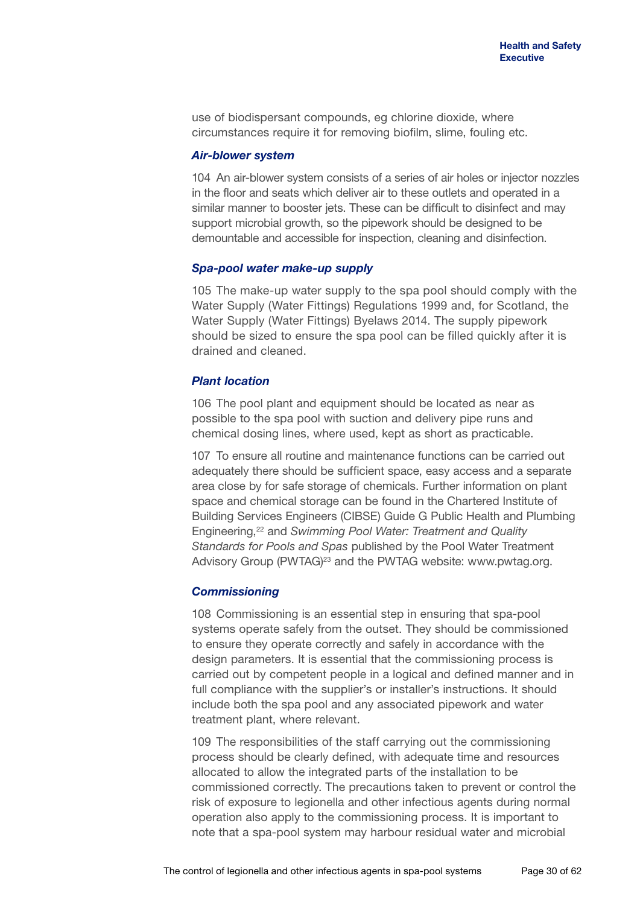use of biodispersant compounds, eg chlorine dioxide, where circumstances require it for removing biofilm, slime, fouling etc.

### *Air-blower system*

104 An air-blower system consists of a series of air holes or injector nozzles in the floor and seats which deliver air to these outlets and operated in a similar manner to booster jets. These can be difficult to disinfect and may support microbial growth, so the pipework should be designed to be demountable and accessible for inspection, cleaning and disinfection.

### *Spa-pool water make-up supply*

105 The make-up water supply to the spa pool should comply with the Water Supply (Water Fittings) Regulations 1999 and, for Scotland, the Water Supply (Water Fittings) Byelaws 2014. The supply pipework should be sized to ensure the spa pool can be filled quickly after it is drained and cleaned.

### *Plant location*

106 The pool plant and equipment should be located as near as possible to the spa pool with suction and delivery pipe runs and chemical dosing lines, where used, kept as short as practicable.

107 To ensure all routine and maintenance functions can be carried out adequately there should be sufficient space, easy access and a separate area close by for safe storage of chemicals. Further information on plant space and chemical storage can be found in the Chartered Institute of Building Services Engineers (CIBSE) Guide G Public Health and Plumbing Engineering,[22] and *Swimming Pool Water: Treatment and Quality Standards for Pools and Spas* published by the Pool Water Treatment Advisory Group (PWTAG)[23] and the PWTAG website: www.pwtag.org.

### *Commissioning*

108 Commissioning is an essential step in ensuring that spa-pool systems operate safely from the outset. They should be commissioned to ensure they operate correctly and safely in accordance with the design parameters. It is essential that the commissioning process is carried out by competent people in a logical and defined manner and in full compliance with the supplier's or installer's instructions. It should include both the spa pool and any associated pipework and water treatment plant, where relevant.

109 The responsibilities of the staff carrying out the commissioning process should be clearly defined, with adequate time and resources allocated to allow the integrated parts of the installation to be commissioned correctly. The precautions taken to prevent or control the risk of exposure to legionella and other infectious agents during normal operation also apply to the commissioning process. It is important to note that a spa-pool system may harbour residual water and microbial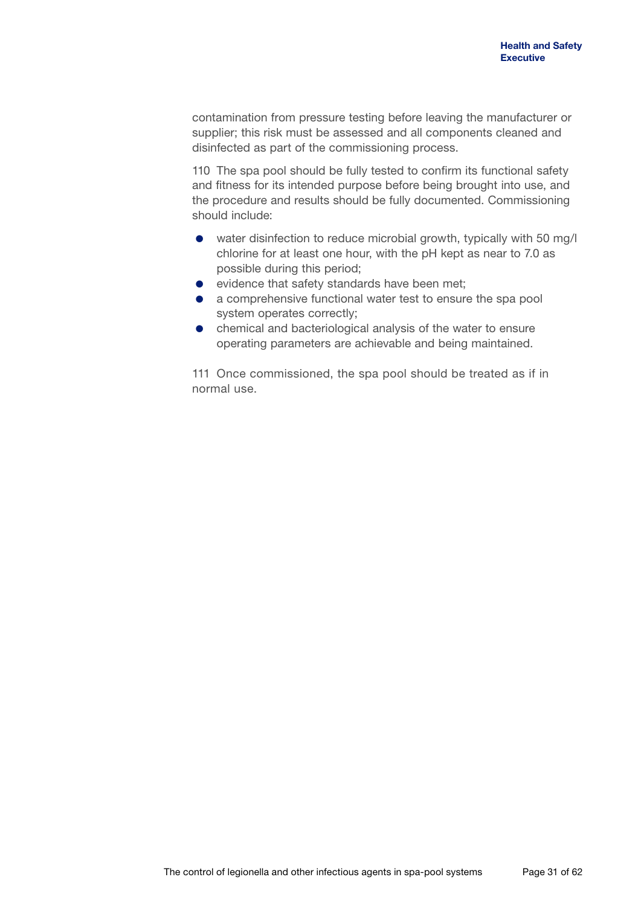contamination from pressure testing before leaving the manufacturer or supplier; this risk must be assessed and all components cleaned and disinfected as part of the commissioning process.

110 The spa pool should be fully tested to confirm its functional safety and fitness for its intended purpose before being brought into use, and the procedure and results should be fully documented. Commissioning should include:

- water disinfection to reduce microbial growth, typically with 50 mg/l chlorine for at least one hour, with the pH kept as near to 7.0 as possible during this period;
- evidence that safety standards have been met;
- a comprehensive functional water test to ensure the spa pool system operates correctly;
- chemical and bacteriological analysis of the water to ensure operating parameters are achievable and being maintained.

111 Once commissioned, the spa pool should be treated as if in normal use.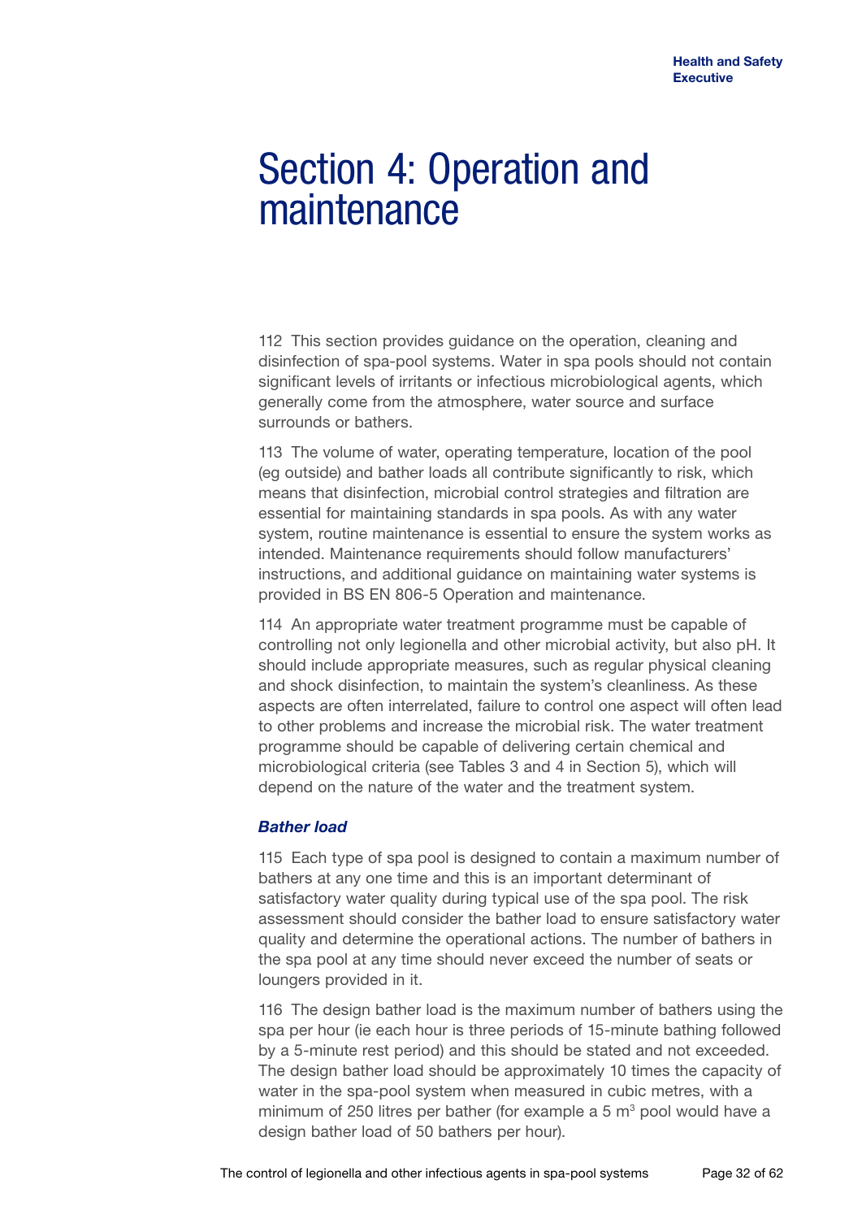# Section 4: Operation and maintenance

112 This section provides guidance on the operation, cleaning and disinfection of spa-pool systems. Water in spa pools should not contain significant levels of irritants or infectious microbiological agents, which generally come from the atmosphere, water source and surface surrounds or bathers.

113 The volume of water, operating temperature, location of the pool (eg outside) and bather loads all contribute significantly to risk, which means that disinfection, microbial control strategies and filtration are essential for maintaining standards in spa pools. As with any water system, routine maintenance is essential to ensure the system works as intended. Maintenance requirements should follow manufacturers' instructions, and additional guidance on maintaining water systems is provided in BS EN 806-5 Operation and maintenance.

114 An appropriate water treatment programme must be capable of controlling not only legionella and other microbial activity, but also pH. It should include appropriate measures, such as regular physical cleaning and shock disinfection, to maintain the system's cleanliness. As these aspects are often interrelated, failure to control one aspect will often lead to other problems and increase the microbial risk. The water treatment programme should be capable of delivering certain chemical and microbiological criteria (see Tables 3 and 4 in Section 5), which will depend on the nature of the water and the treatment system.

### *Bather load*

115 Each type of spa pool is designed to contain a maximum number of bathers at any one time and this is an important determinant of satisfactory water quality during typical use of the spa pool. The risk assessment should consider the bather load to ensure satisfactory water quality and determine the operational actions. The number of bathers in the spa pool at any time should never exceed the number of seats or loungers provided in it.

116 The design bather load is the maximum number of bathers using the spa per hour (ie each hour is three periods of 15-minute bathing followed by a 5-minute rest period) and this should be stated and not exceeded. The design bather load should be approximately 10 times the capacity of water in the spa-pool system when measured in cubic metres, with a minimum of 250 litres per bather (for example a 5 $m^3$ pool would have a design bather load of 50 bathers per hour).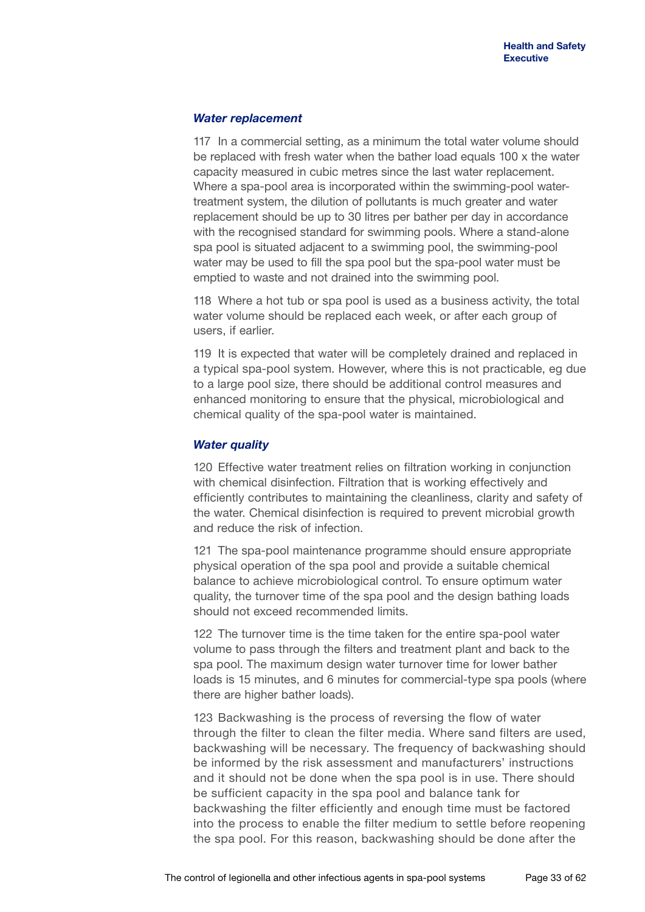### *Water replacement*

117 In a commercial setting, as a minimum the total water volume should be replaced with fresh water when the bather load equals 100 x the water capacity measured in cubic metres since the last water replacement. Where a spa-pool area is incorporated within the swimming-pool water-treatment system, the dilution of pollutants is much greater and water replacement should be up to 30 litres per bather per day in accordance with the recognised standard for swimming pools. Where a stand-alone spa pool is situated adjacent to a swimming pool, the swimming-pool water may be used to fill the spa pool but the spa-pool water must be emptied to waste and not drained into the swimming pool.

118 Where a hot tub or spa pool is used as a business activity, the total water volume should be replaced each week, or after each group of users, if earlier.

119 It is expected that water will be completely drained and replaced in a typical spa-pool system. However, where this is not practicable, eg due to a large pool size, there should be additional control measures and enhanced monitoring to ensure that the physical, microbiological and chemical quality of the spa-pool water is maintained.

### *Water quality*

120 Effective water treatment relies on filtration working in conjunction with chemical disinfection. Filtration that is working effectively and efficiently contributes to maintaining the cleanliness, clarity and safety of the water. Chemical disinfection is required to prevent microbial growth and reduce the risk of infection.

121 The spa-pool maintenance programme should ensure appropriate physical operation of the spa pool and provide a suitable chemical balance to achieve microbiological control. To ensure optimum water quality, the turnover time of the spa pool and the design bathing loads should not exceed recommended limits.

122 The turnover time is the time taken for the entire spa-pool water volume to pass through the filters and treatment plant and back to the spa pool. The maximum design water turnover time for lower bather loads is 15 minutes, and 6 minutes for commercial-type spa pools (where there are higher bather loads).

123 Backwashing is the process of reversing the flow of water through the filter to clean the filter media. Where sand filters are used, backwashing will be necessary. The frequency of backwashing should be informed by the risk assessment and manufacturers' instructions and it should not be done when the spa pool is in use. There should be sufficient capacity in the spa pool and balance tank for backwashing the filter efficiently and enough time must be factored into the process to enable the filter medium to settle before reopening the spa pool. For this reason, backwashing should be done after the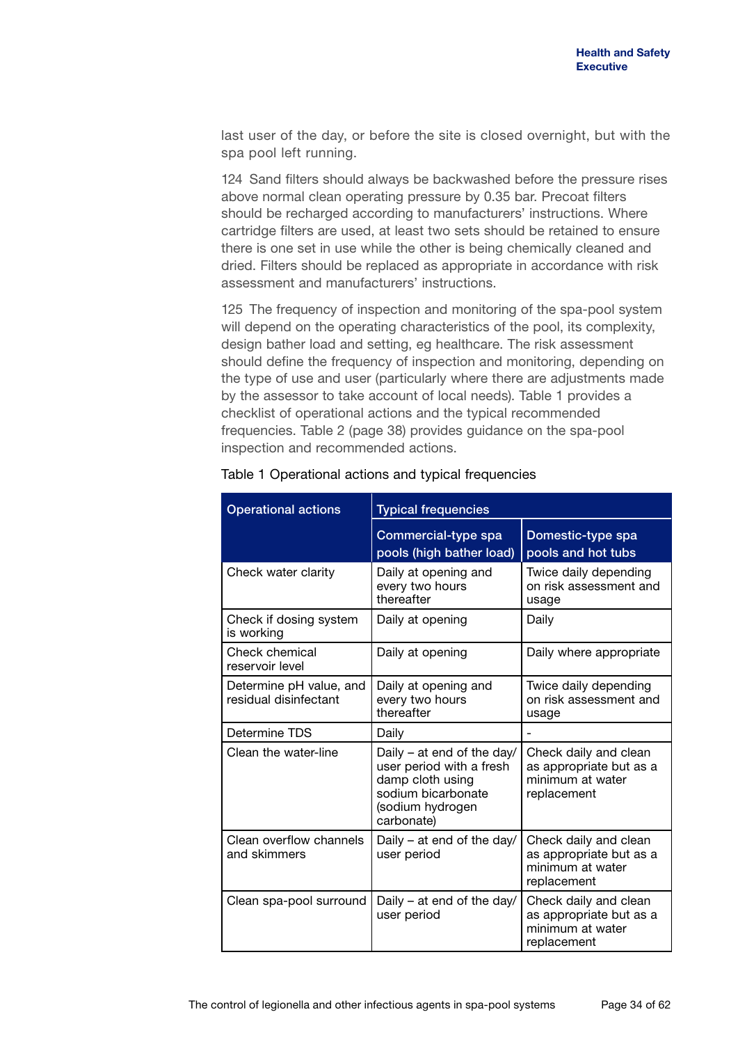last user of the day, or before the site is closed overnight, but with the spa pool left running.

124 Sand filters should always be backwashed before the pressure rises above normal clean operating pressure by 0.35 bar. Precoat filters should be recharged according to manufacturers' instructions. Where cartridge filters are used, at least two sets should be retained to ensure there is one set in use while the other is being chemically cleaned and dried. Filters should be replaced as appropriate in accordance with risk assessment and manufacturers' instructions.

125 The frequency of inspection and monitoring of the spa-pool system will depend on the operating characteristics of the pool, its complexity, design bather load and setting, eg healthcare. The risk assessment should define the frequency of inspection and monitoring, depending on the type of use and user (particularly where there are adjustments made by the assessor to take account of local needs). Table 1 provides a checklist of operational actions and the typical recommended frequencies. Table 2 (page 38) provides guidance on the spa-pool inspection and recommended actions.

Table 1 Operational actions and typical frequencies

| Operational actions | Typical frequencies | |
|---|---|---|
| | Commercial-type spa pools (high bather load) | Domestic-type spa pools and hot tubs |
| Check water clarity | Daily at opening and every two hours thereafter | Twice daily depending on risk assessment and usage |
| Check if dosing system is working | Daily at opening | Daily |
| Check chemical reservoir level | Daily at opening | Daily where appropriate |
| Determine pH value, and residual disinfectant | Daily at opening and every two hours thereafter | Twice daily depending on risk assessment and usage |
| Determine TDS | Daily | - |
| Clean the water-line | Daily – at end of the day/ user period with a fresh damp cloth using sodium bicarbonate (sodium hydrogen carbonate) | Check daily and clean as appropriate but as a minimum at water replacement |
| Clean overflow channels and skimmers | Daily – at end of the day/ user period | Check daily and clean as appropriate but as a minimum at water replacement |
| Clean spa-pool surround | Daily – at end of the day/ user period | Check daily and clean as appropriate but as a minimum at water replacement |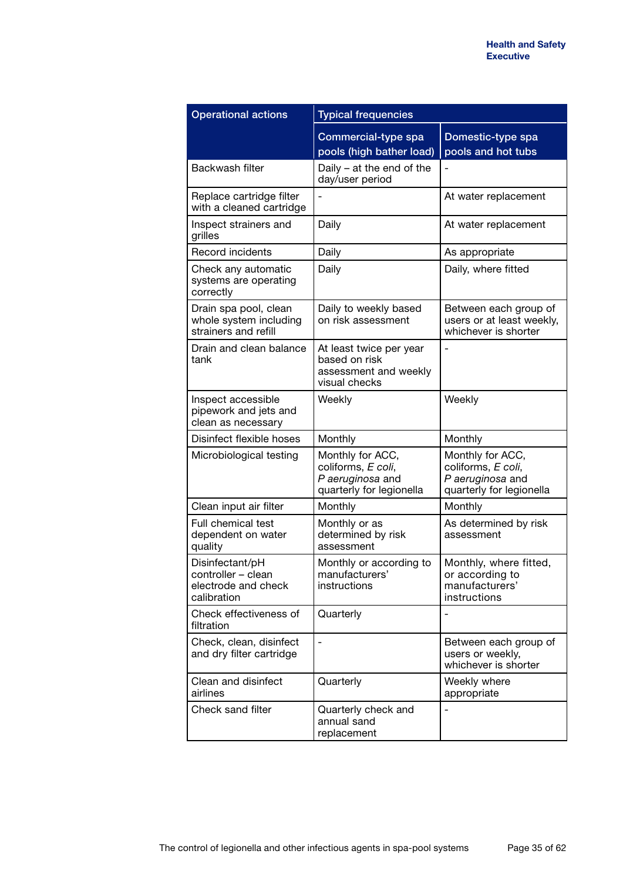| Operational actions | Typical frequencies | |
|---|---|---|
| | Commercial-type spa pools (high bather load) | Domestic-type spa pools and hot tubs |
| Backwash filter | Daily – at the end of the day/user period | - |
| Replace cartridge filter with a cleaned cartridge | - | At water replacement |
| Inspect strainers and grilles | Daily | At water replacement |
| Record incidents | Daily | As appropriate |
| Check any automatic systems are operating correctly | Daily | Daily, where fitted |
| Drain spa pool, clean whole system including strainers and refill | Daily to weekly based on risk assessment | Between each group of users or at least weekly, whichever is shorter |
| Drain and clean balance tank | At least twice per year based on risk assessment and weekly visual checks | - |
| Inspect accessible pipework and jets and clean as necessary | Weekly | Weekly |
| Disinfect flexible hoses | Monthly | Monthly |
| Microbiological testing | Monthly for ACC, coliforms, *E coli*, *P aeruginosa* and quarterly for legionella | Monthly for ACC, coliforms, *E coli*, *P aeruginosa* and quarterly for legionella |
| Clean input air filter | Monthly | Monthly |
| Full chemical test dependent on water quality | Monthly or as determined by risk assessment | As determined by risk assessment |
| Disinfectant/pH controller – clean electrode and check calibration | Monthly or according to manufacturers' instructions | Monthly, where fitted, or according to manufacturers' instructions |
| Check effectiveness of filtration | Quarterly | - |
| Check, clean, disinfect and dry filter cartridge | - | Between each group of users or weekly, whichever is shorter |
| Clean and disinfect airlines | Quarterly | Weekly where appropriate |
| Check sand filter | Quarterly check and annual sand replacement | - |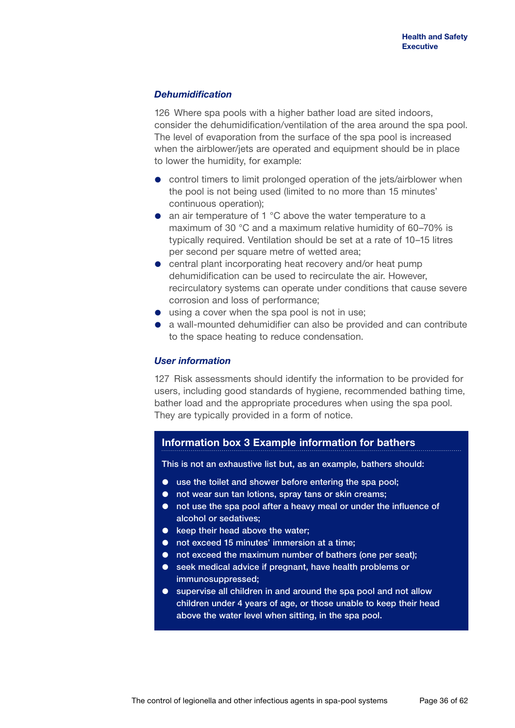### *Dehumidification*

126 Where spa pools with a higher bather load are sited indoors, consider the dehumidification/ventilation of the area around the spa pool. The level of evaporation from the surface of the spa pool is increased when the airblower/jets are operated and equipment should be in place to lower the humidity, for example:

- control timers to limit prolonged operation of the jets/airblower when the pool is not being used (limited to no more than 15 minutes' continuous operation);
- an air temperature of 1 °C above the water temperature to a maximum of 30 °C and a maximum relative humidity of 60–70% is typically required. Ventilation should be set at a rate of 10–15 litres per second per square metre of wetted area;
- central plant incorporating heat recovery and/or heat pump dehumidification can be used to recirculate the air. However, recirculatory systems can operate under conditions that cause severe corrosion and loss of performance;
- using a cover when the spa pool is not in use;
- a wall-mounted dehumidifier can also be provided and can contribute to the space heating to reduce condensation.

### *User information*

127 Risk assessments should identify the information to be provided for users, including good standards of hygiene, recommended bathing time, bather load and the appropriate procedures when using the spa pool. They are typically provided in a form of notice.

#### Information box 3 Example information for bathers

This is not an exhaustive list but, as an example, bathers should:

- use the toilet and shower before entering the spa pool;
- not wear sun tan lotions, spray tans or skin creams;
- not use the spa pool after a heavy meal or under the influence of alcohol or sedatives;
- keep their head above the water;
- not exceed 15 minutes' immersion at a time;
- not exceed the maximum number of bathers (one per seat);
- seek medical advice if pregnant, have health problems or immunosuppressed;
- supervise all children in and around the spa pool and not allow children under 4 years of age, or those unable to keep their head above the water level when sitting, in the spa pool.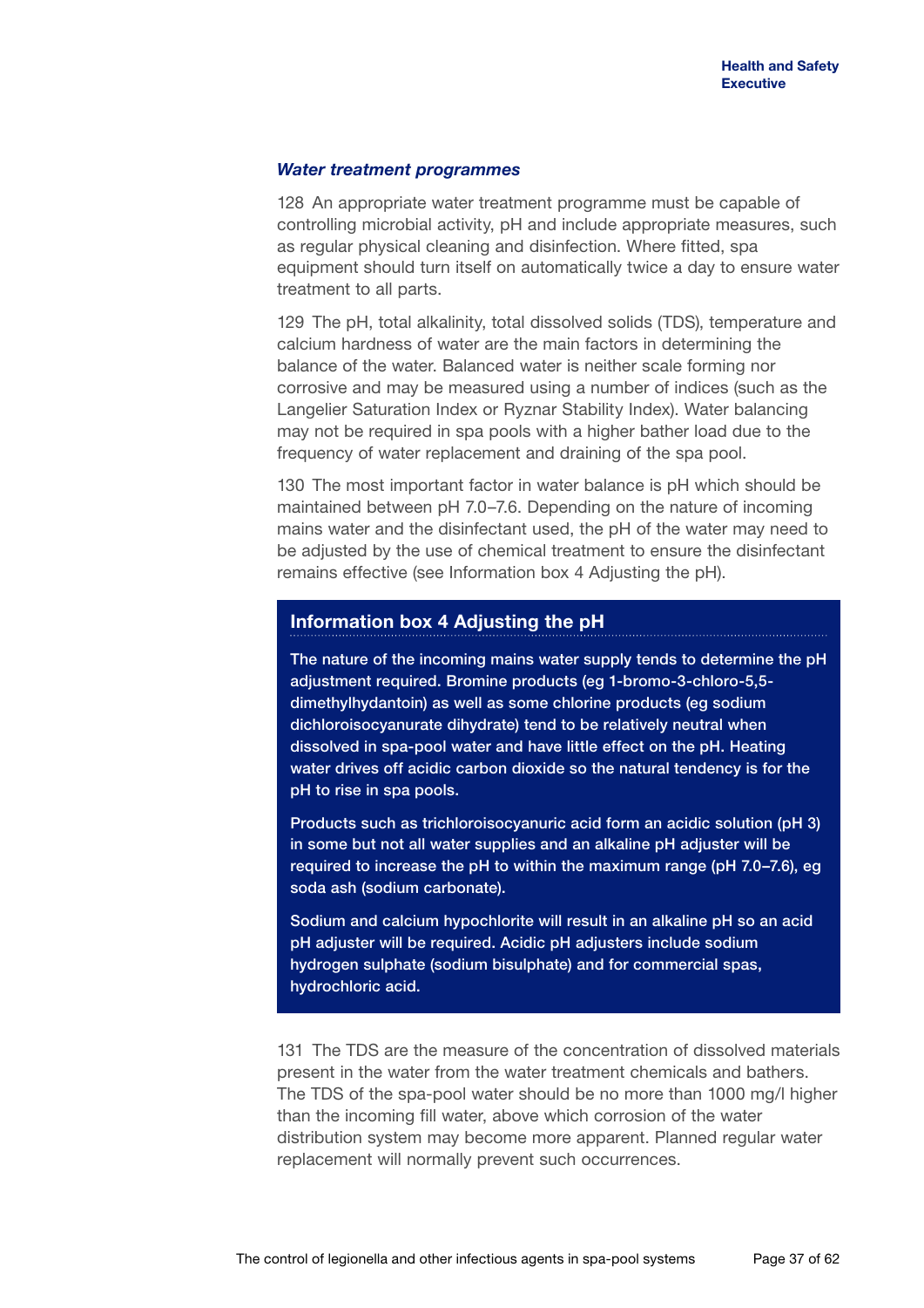### *Water treatment programmes*

128 An appropriate water treatment programme must be capable of controlling microbial activity, pH and include appropriate measures, such as regular physical cleaning and disinfection. Where fitted, spa equipment should turn itself on automatically twice a day to ensure water treatment to all parts.

129 The pH, total alkalinity, total dissolved solids (TDS), temperature and calcium hardness of water are the main factors in determining the balance of the water. Balanced water is neither scale forming nor corrosive and may be measured using a number of indices (such as the Langelier Saturation Index or Ryznar Stability Index). Water balancing may not be required in spa pools with a higher bather load due to the frequency of water replacement and draining of the spa pool.

130 The most important factor in water balance is pH which should be maintained between pH 7.0–7.6. Depending on the nature of incoming mains water and the disinfectant used, the pH of the water may need to be adjusted by the use of chemical treatment to ensure the disinfectant remains effective (see Information box 4 Adjusting the pH).

#### Information box 4 Adjusting the pH

**The nature of the incoming mains water supply tends to determine the pH adjustment required. Bromine products (eg 1-bromo-3-chloro-5,5-dimethylhydantoin) as well as some chlorine products (eg sodium dichloroisocyanurate dihydrate) tend to be relatively neutral when dissolved in spa-pool water and have little effect on the pH. Heating water drives off acidic carbon dioxide so the natural tendency is for the pH to rise in spa pools.**

**Products such as trichloroisocyanuric acid form an acidic solution (pH 3) in some but not all water supplies and an alkaline pH adjuster will be required to increase the pH to within the maximum range (pH 7.0–7.6), eg soda ash (sodium carbonate).**

**Sodium and calcium hypochlorite will result in an alkaline pH so an acid pH adjuster will be required. Acidic pH adjusters include sodium hydrogen sulphate (sodium bisulphate) and for commercial spas, hydrochloric acid.**

131 The TDS are the measure of the concentration of dissolved materials present in the water from the water treatment chemicals and bathers. The TDS of the spa-pool water should be no more than 1000 mg/l higher than the incoming fill water, above which corrosion of the water distribution system may become more apparent. Planned regular water replacement will normally prevent such occurrences.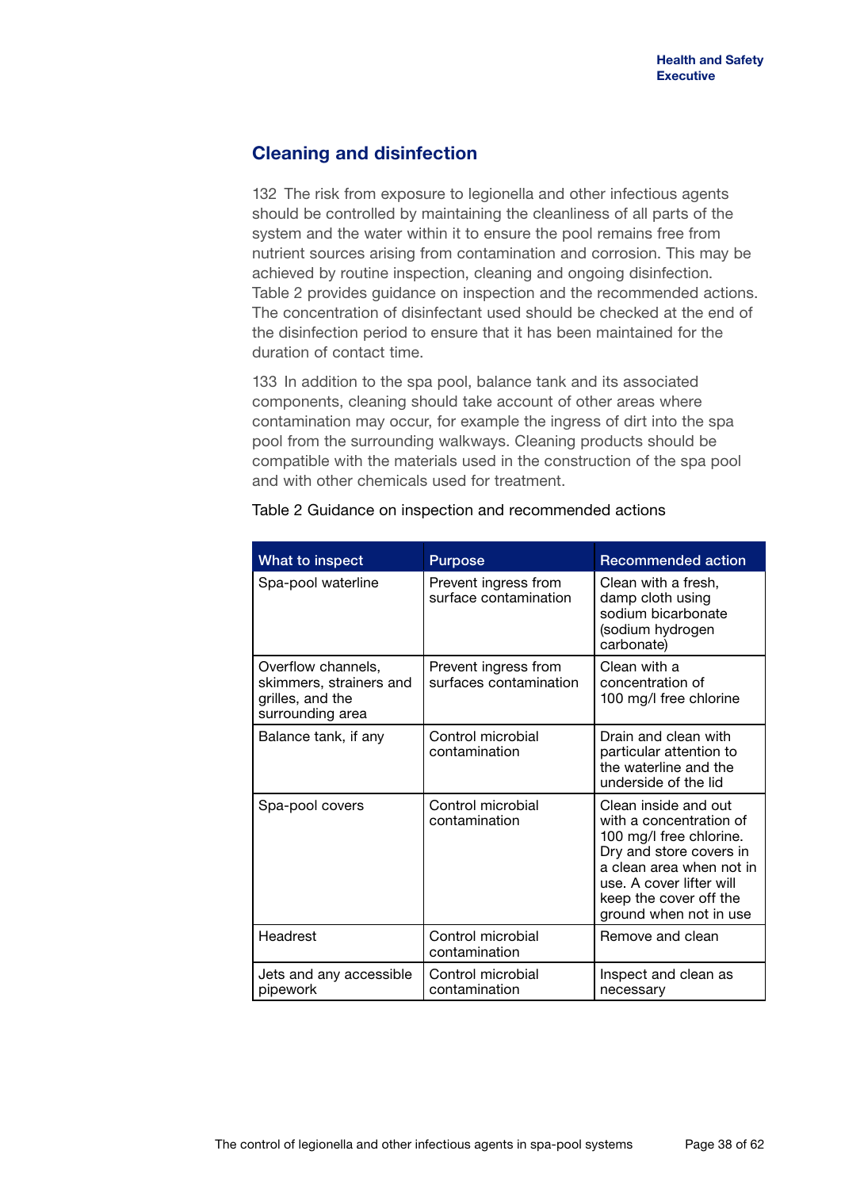## Cleaning and disinfection

132 The risk from exposure to legionella and other infectious agents should be controlled by maintaining the cleanliness of all parts of the system and the water within it to ensure the pool remains free from nutrient sources arising from contamination and corrosion. This may be achieved by routine inspection, cleaning and ongoing disinfection. Table 2 provides guidance on inspection and the recommended actions. The concentration of disinfectant used should be checked at the end of the disinfection period to ensure that it has been maintained for the duration of contact time.

133 In addition to the spa pool, balance tank and its associated components, cleaning should take account of other areas where contamination may occur, for example the ingress of dirt into the spa pool from the surrounding walkways. Cleaning products should be compatible with the materials used in the construction of the spa pool and with other chemicals used for treatment.

Table 2 Guidance on inspection and recommended actions

| What to inspect | Purpose | Recommended action |
|---|---|---|
| Spa-pool waterline | Prevent ingress from surface contamination | Clean with a fresh, damp cloth using sodium bicarbonate (sodium hydrogen carbonate) |
| Overflow channels, skimmers, strainers and grilles, and the surrounding area | Prevent ingress from surfaces contamination | Clean with a concentration of 100 mg/l free chlorine |
| Balance tank, if any | Control microbial contamination | Drain and clean with particular attention to the waterline and the underside of the lid |
| Spa-pool covers | Control microbial contamination | Clean inside and out with a concentration of 100 mg/l free chlorine. Dry and store covers in a clean area when not in use. A cover lifter will keep the cover off the ground when not in use |
| Headrest | Control microbial contamination | Remove and clean |
| Jets and any accessible pipework | Control microbial contamination | Inspect and clean as necessary |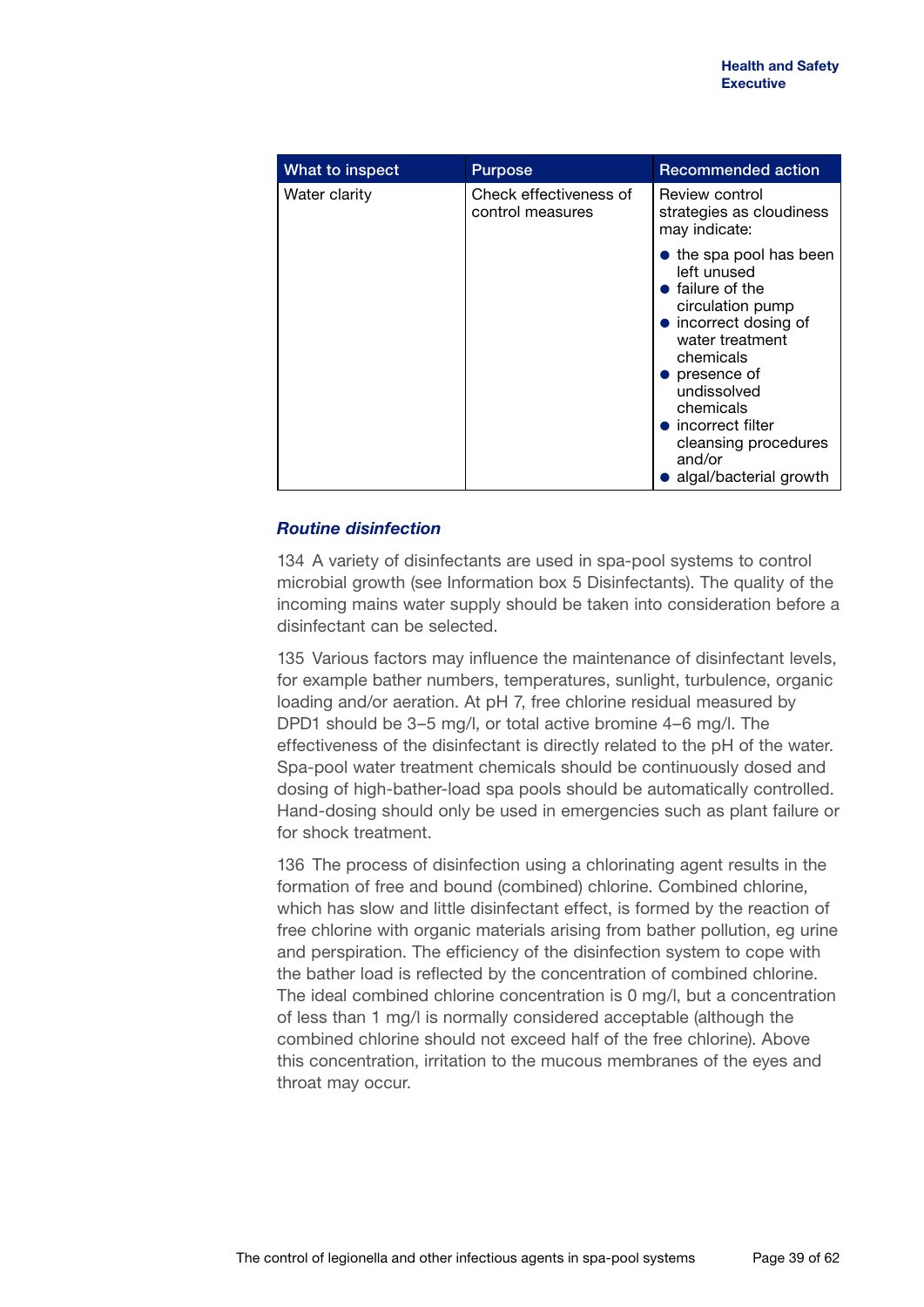| What to inspect | Purpose | Recommended action |
|---|---|---|
| Water clarity | Check effectiveness of control measures | Review control strategies as cloudiness may indicate:<br>● the spa pool has been left unused<br>● failure of the circulation pump<br>● incorrect dosing of water treatment chemicals<br>● presence of undissolved chemicals<br>● incorrect filter cleansing procedures and/or<br>● algal/bacterial growth |

### *Routine disinfection*

134 A variety of disinfectants are used in spa-pool systems to control microbial growth (see Information box 5 Disinfectants). The quality of the incoming mains water supply should be taken into consideration before a disinfectant can be selected.

135 Various factors may influence the maintenance of disinfectant levels, for example bather numbers, temperatures, sunlight, turbulence, organic loading and/or aeration. At pH 7, free chlorine residual measured by DPD1 should be 3–5 mg/l, or total active bromine 4–6 mg/l. The effectiveness of the disinfectant is directly related to the pH of the water. Spa-pool water treatment chemicals should be continuously dosed and dosing of high-bather-load spa pools should be automatically controlled. Hand-dosing should only be used in emergencies such as plant failure or for shock treatment.

136 The process of disinfection using a chlorinating agent results in the formation of free and bound (combined) chlorine. Combined chlorine, which has slow and little disinfectant effect, is formed by the reaction of free chlorine with organic materials arising from bather pollution, eg urine and perspiration. The efficiency of the disinfection system to cope with the bather load is reflected by the concentration of combined chlorine. The ideal combined chlorine concentration is 0 mg/l, but a concentration of less than 1 mg/l is normally considered acceptable (although the combined chlorine should not exceed half of the free chlorine). Above this concentration, irritation to the mucous membranes of the eyes and throat may occur.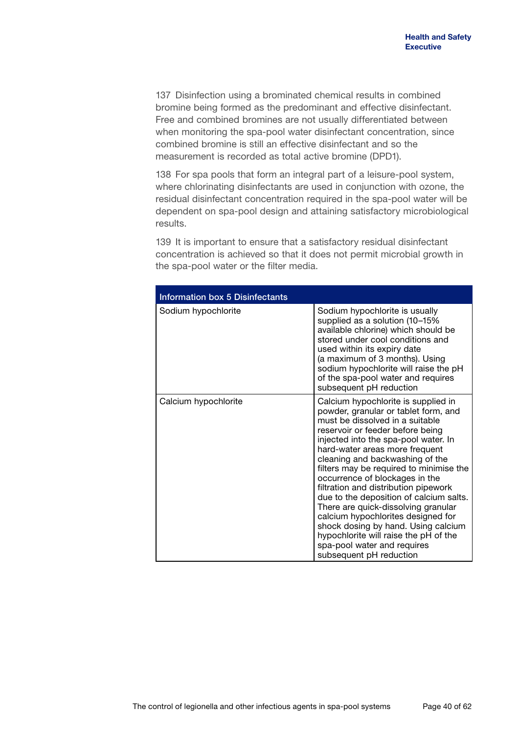137 Disinfection using a brominated chemical results in combined bromine being formed as the predominant and effective disinfectant. Free and combined bromines are not usually differentiated between when monitoring the spa-pool water disinfectant concentration, since combined bromine is still an effective disinfectant and so the measurement is recorded as total active bromine (DPD1).

138 For spa pools that form an integral part of a leisure-pool system, where chlorinating disinfectants are used in conjunction with ozone, the residual disinfectant concentration required in the spa-pool water will be dependent on spa-pool design and attaining satisfactory microbiological results.

139 It is important to ensure that a satisfactory residual disinfectant concentration is achieved so that it does not permit microbial growth in the spa-pool water or the filter media.

| Information box 5 Disinfectants | |
|---|---|
| Sodium hypochlorite | Sodium hypochlorite is usually supplied as a solution (10–15% available chlorine) which should be stored under cool conditions and used within its expiry date (a maximum of 3 months). Using sodium hypochlorite will raise the pH of the spa-pool water and requires subsequent pH reduction |
| Calcium hypochlorite | Calcium hypochlorite is supplied in powder, granular or tablet form, and must be dissolved in a suitable reservoir or feeder before being injected into the spa-pool water. In hard-water areas more frequent cleaning and backwashing of the filters may be required to minimise the occurrence of blockages in the filtration and distribution pipework due to the deposition of calcium salts. There are quick-dissolving granular calcium hypochlorites designed for shock dosing by hand. Using calcium hypochlorite will raise the pH of the spa-pool water and requires subsequent pH reduction |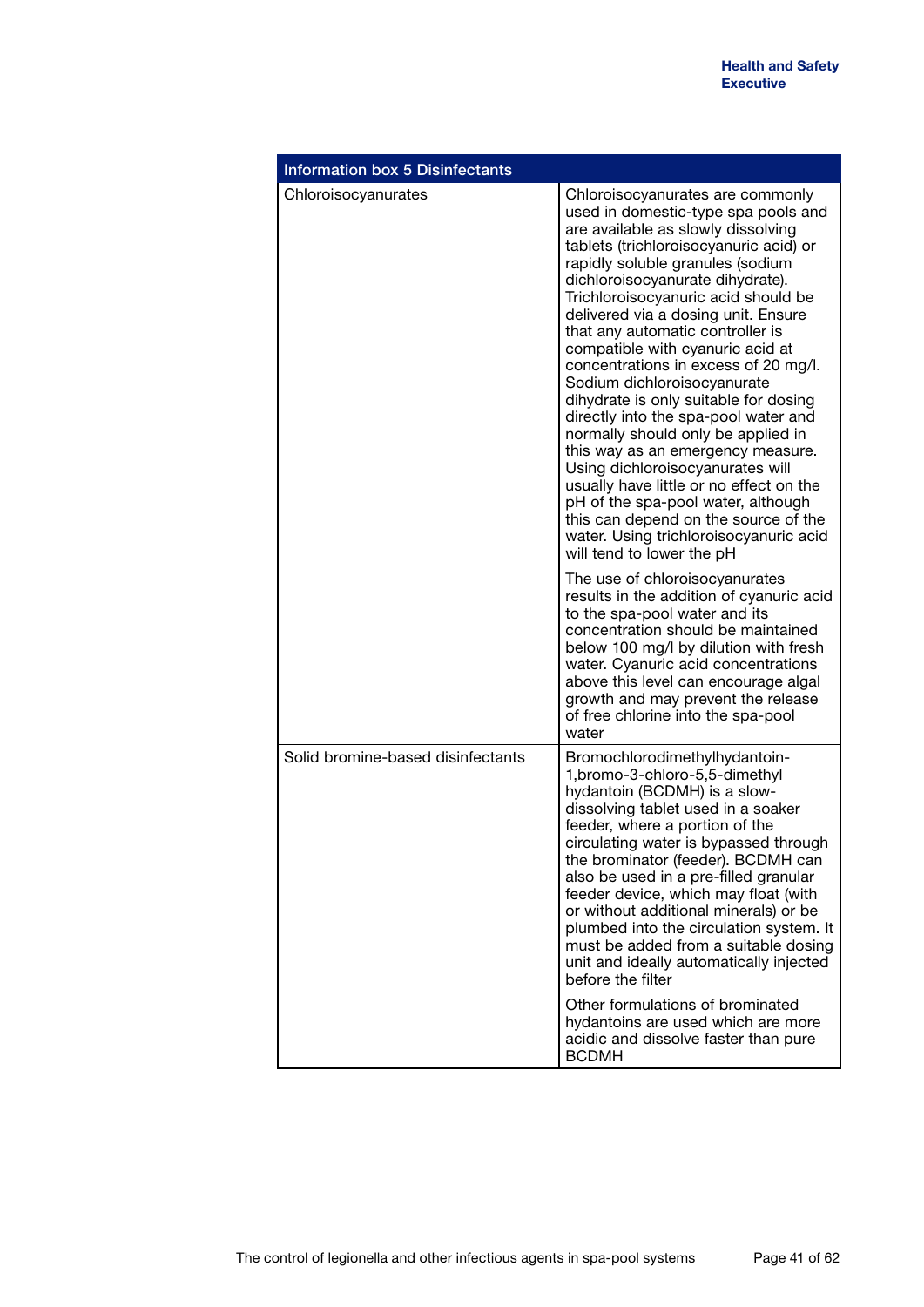| Information box 5 Disinfectants | |
|---|---|
| Chloroisocyanurates | Chloroisocyanurates are commonly used in domestic-type spa pools and are available as slowly dissolving tablets (trichloroisocyanuric acid) or rapidly soluble granules (sodium dichloroisocyanurate dihydrate). Trichloroisocyanuric acid should be delivered via a dosing unit. Ensure that any automatic controller is compatible with cyanuric acid at concentrations in excess of 20 mg/l. Sodium dichloroisocyanurate dihydrate is only suitable for dosing directly into the spa-pool water and normally should only be applied in this way as an emergency measure. Using dichloroisocyanurates will usually have little or no effect on the pH of the spa-pool water, although this can depend on the source of the water. Using trichloroisocyanuric acid will tend to lower the pH<br><br>The use of chloroisocyanurates results in the addition of cyanuric acid to the spa-pool water and its concentration should be maintained below 100 mg/l by dilution with fresh water. Cyanuric acid concentrations above this level can encourage algal growth and may prevent the release of free chlorine into the spa-pool water |
| Solid bromine-based disinfectants | Bromochlorodimethylhydantoin-1,bromo-3-chloro-5,5-dimethyl hydantoin (BCDMH) is a slow-dissolving tablet used in a soaker feeder, where a portion of the circulating water is bypassed through the brominator (feeder). BCDMH can also be used in a pre-filled granular feeder device, which may float (with or without additional minerals) or be plumbed into the circulation system. It must be added from a suitable dosing unit and ideally automatically injected before the filter<br><br>Other formulations of brominated hydantoins are used which are more acidic and dissolve faster than pure BCDMH |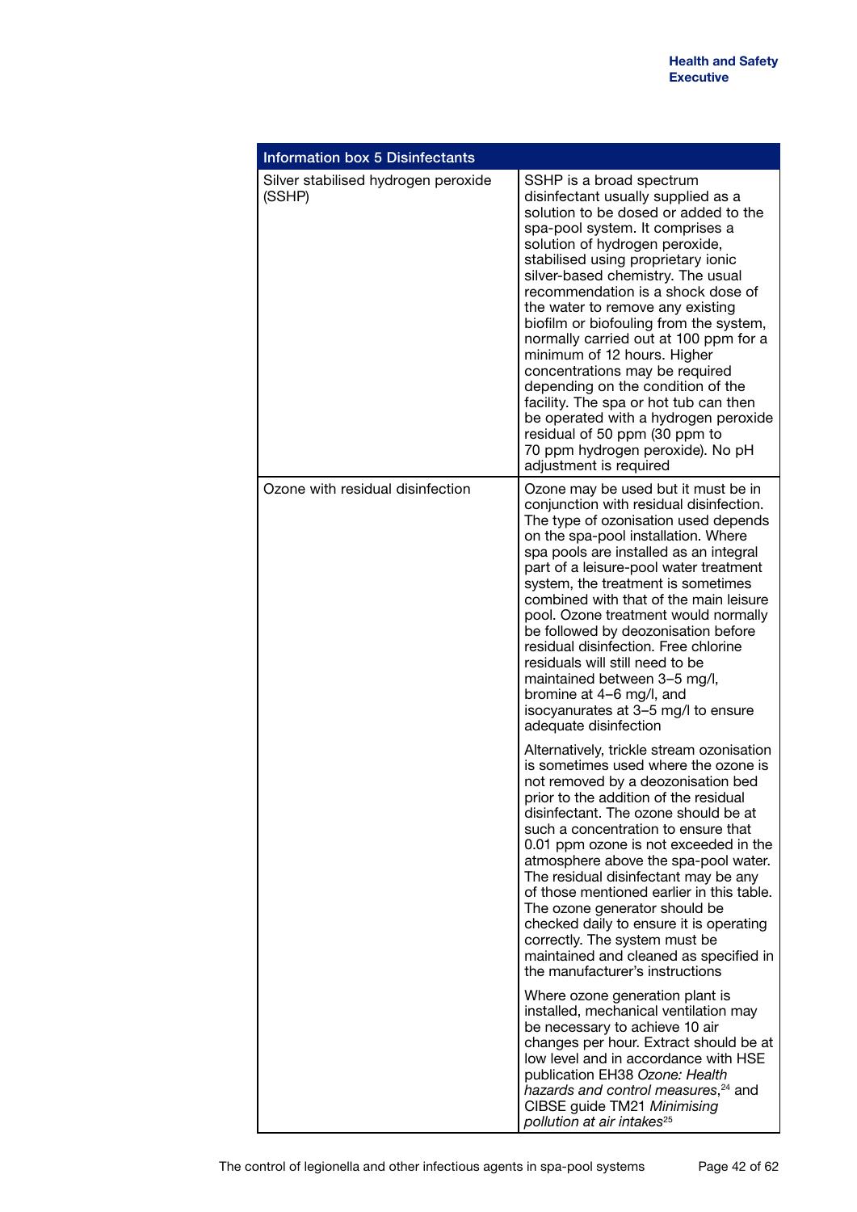| Information box 5 Disinfectants | |
|---|---|
| Silver stabilised hydrogen peroxide (SSHP) | SSHP is a broad spectrum disinfectant usually supplied as a solution to be dosed or added to the spa-pool system. It comprises a solution of hydrogen peroxide, stabilised using proprietary ionic silver-based chemistry. The usual recommendation is a shock dose of the water to remove any existing biofilm or biofouling from the system, normally carried out at 100 ppm for a minimum of 12 hours. Higher concentrations may be required depending on the condition of the facility. The spa or hot tub can then be operated with a hydrogen peroxide residual of 50 ppm (30 ppm to 70 ppm hydrogen peroxide). No pH adjustment is required |
| Ozone with residual disinfection | Ozone may be used but it must be in conjunction with residual disinfection. The type of ozonisation used depends on the spa-pool installation. Where spa pools are installed as an integral part of a leisure-pool water treatment system, the treatment is sometimes combined with that of the main leisure pool. Ozone treatment would normally be followed by deozonisation before residual disinfection. Free chlorine residuals will still need to be maintained between 3–5 mg/l, bromine at 4–6 mg/l, and isocyanurates at 3–5 mg/l to ensure adequate disinfection<br><br>Alternatively, trickle stream ozonisation is sometimes used where the ozone is not removed by a deozonisation bed prior to the addition of the residual disinfectant. The ozone should be at such a concentration to ensure that 0.01 ppm ozone is not exceeded in the atmosphere above the spa-pool water. The residual disinfectant may be any of those mentioned earlier in this table. The ozone generator should be checked daily to ensure it is operating correctly. The system must be maintained and cleaned as specified in the manufacturer's instructions<br><br>Where ozone generation plant is installed, mechanical ventilation may be necessary to achieve 10 air changes per hour. Extract should be at low level and in accordance with HSE publication EH38 *Ozone: Health hazards and control measures*,[24] and CIBSE guide TM21 *Minimising pollution at air intakes*[25] |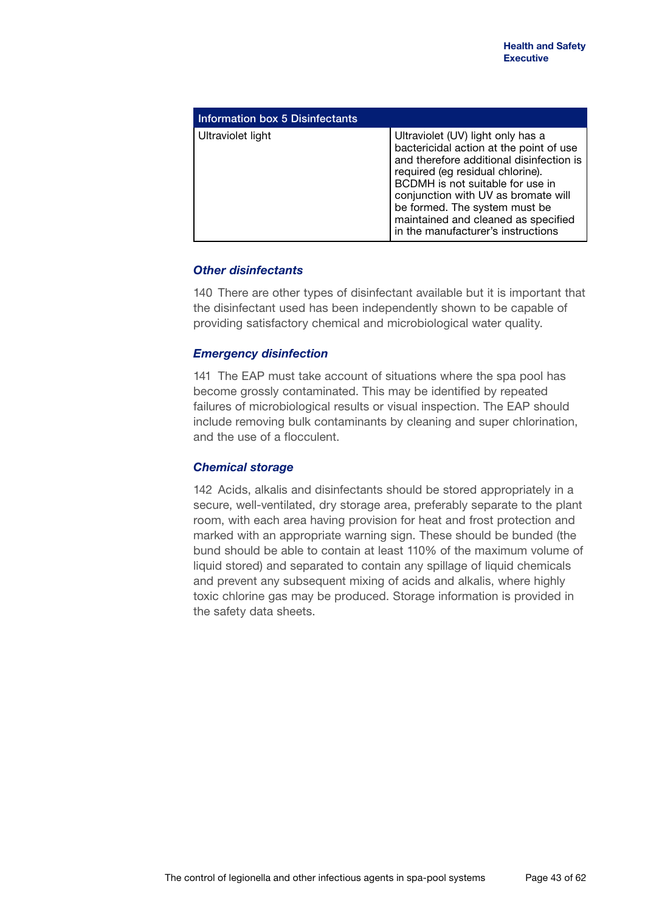| Information box 5 Disinfectants | |
|---|---|
| Ultraviolet light | Ultraviolet (UV) light only has a bactericidal action at the point of use and therefore additional disinfection is required (eg residual chlorine). BCDMH is not suitable for use in conjunction with UV as bromate will be formed. The system must be maintained and cleaned as specified in the manufacturer's instructions |

### *Other disinfectants*

140 There are other types of disinfectant available but it is important that the disinfectant used has been independently shown to be capable of providing satisfactory chemical and microbiological water quality.

### *Emergency disinfection*

141 The EAP must take account of situations where the spa pool has become grossly contaminated. This may be identified by repeated failures of microbiological results or visual inspection. The EAP should include removing bulk contaminants by cleaning and super chlorination, and the use of a flocculent.

### *Chemical storage*

142 Acids, alkalis and disinfectants should be stored appropriately in a secure, well-ventilated, dry storage area, preferably separate to the plant room, with each area having provision for heat and frost protection and marked with an appropriate warning sign. These should be bunded (the bund should be able to contain at least 110% of the maximum volume of liquid stored) and separated to contain any spillage of liquid chemicals and prevent any subsequent mixing of acids and alkalis, where highly toxic chlorine gas may be produced. Storage information is provided in the safety data sheets.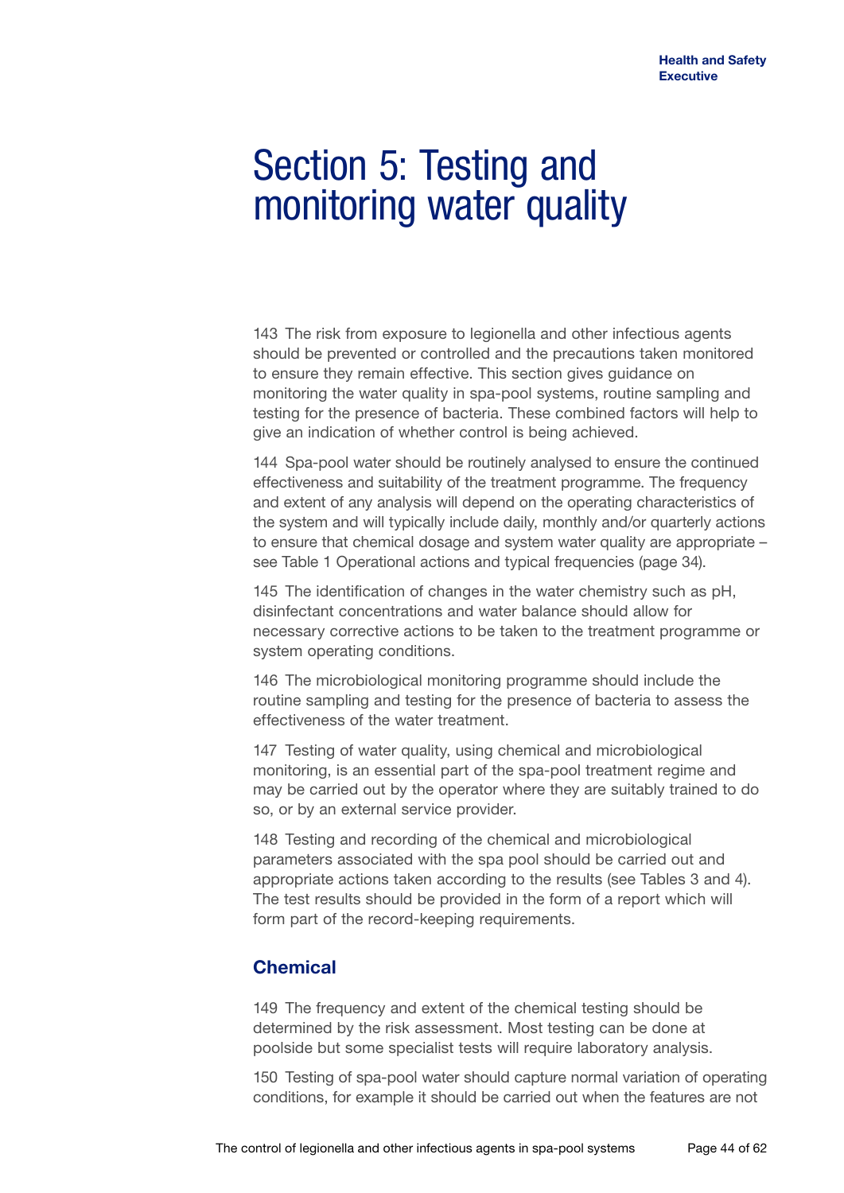# Section 5: Testing and monitoring water quality

143 The risk from exposure to legionella and other infectious agents should be prevented or controlled and the precautions taken monitored to ensure they remain effective. This section gives guidance on monitoring the water quality in spa-pool systems, routine sampling and testing for the presence of bacteria. These combined factors will help to give an indication of whether control is being achieved.

144 Spa-pool water should be routinely analysed to ensure the continued effectiveness and suitability of the treatment programme. The frequency and extent of any analysis will depend on the operating characteristics of the system and will typically include daily, monthly and/or quarterly actions to ensure that chemical dosage and system water quality are appropriate – see Table 1 Operational actions and typical frequencies (page 34).

145 The identification of changes in the water chemistry such as pH, disinfectant concentrations and water balance should allow for necessary corrective actions to be taken to the treatment programme or system operating conditions.

146 The microbiological monitoring programme should include the routine sampling and testing for the presence of bacteria to assess the effectiveness of the water treatment.

147 Testing of water quality, using chemical and microbiological monitoring, is an essential part of the spa-pool treatment regime and may be carried out by the operator where they are suitably trained to do so, or by an external service provider.

148 Testing and recording of the chemical and microbiological parameters associated with the spa pool should be carried out and appropriate actions taken according to the results (see Tables 3 and 4). The test results should be provided in the form of a report which will form part of the record-keeping requirements.

## Chemical

149 The frequency and extent of the chemical testing should be determined by the risk assessment. Most testing can be done at poolside but some specialist tests will require laboratory analysis.

150 Testing of spa-pool water should capture normal variation of operating conditions, for example it should be carried out when the features are not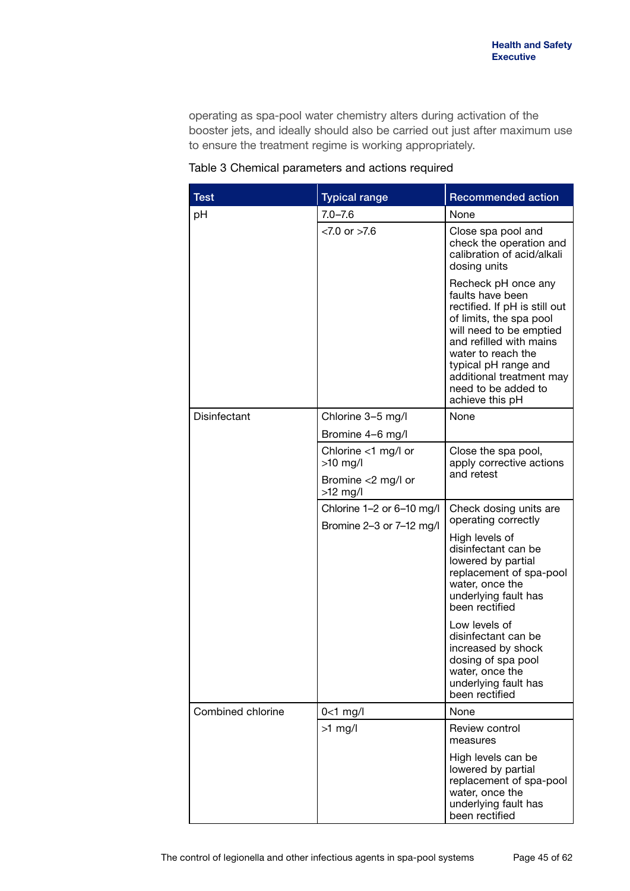operating as spa-pool water chemistry alters during activation of the booster jets, and ideally should also be carried out just after maximum use to ensure the treatment regime is working appropriately.

Table 3 Chemical parameters and actions required

| Test | Typical range | Recommended action |
|---|---|---|
| pH | 7.0–7.6 | None |
| | <7.0 or >7.6 | Close spa pool and check the operation and calibration of acid/alkali dosing units<br><br>Recheck pH once any faults have been rectified. If pH is still out of limits, the spa pool will need to be emptied and refilled with mains water to reach the typical pH range and additional treatment may need to be added to achieve this pH |
| Disinfectant | Chlorine 3–5 mg/l<br><br>Bromine 4–6 mg/l | None |
| | Chlorine <1 mg/l or >10 mg/l<br><br>Bromine <2 mg/l or >12 mg/l | Close the spa pool, apply corrective actions and retest |
| | Chlorine 1–2 or 6–10 mg/l<br><br>Bromine 2–3 or 7–12 mg/l | Check dosing units are operating correctly<br><br>High levels of disinfectant can be lowered by partial replacement of spa-pool water, once the underlying fault has been rectified<br><br>Low levels of disinfectant can be increased by shock dosing of spa pool water, once the underlying fault has been rectified |
| Combined chlorine | 0<1 mg/l | None |
| | >1 mg/l | Review control measures<br><br>High levels can be lowered by partial replacement of spa-pool water, once the underlying fault has been rectified |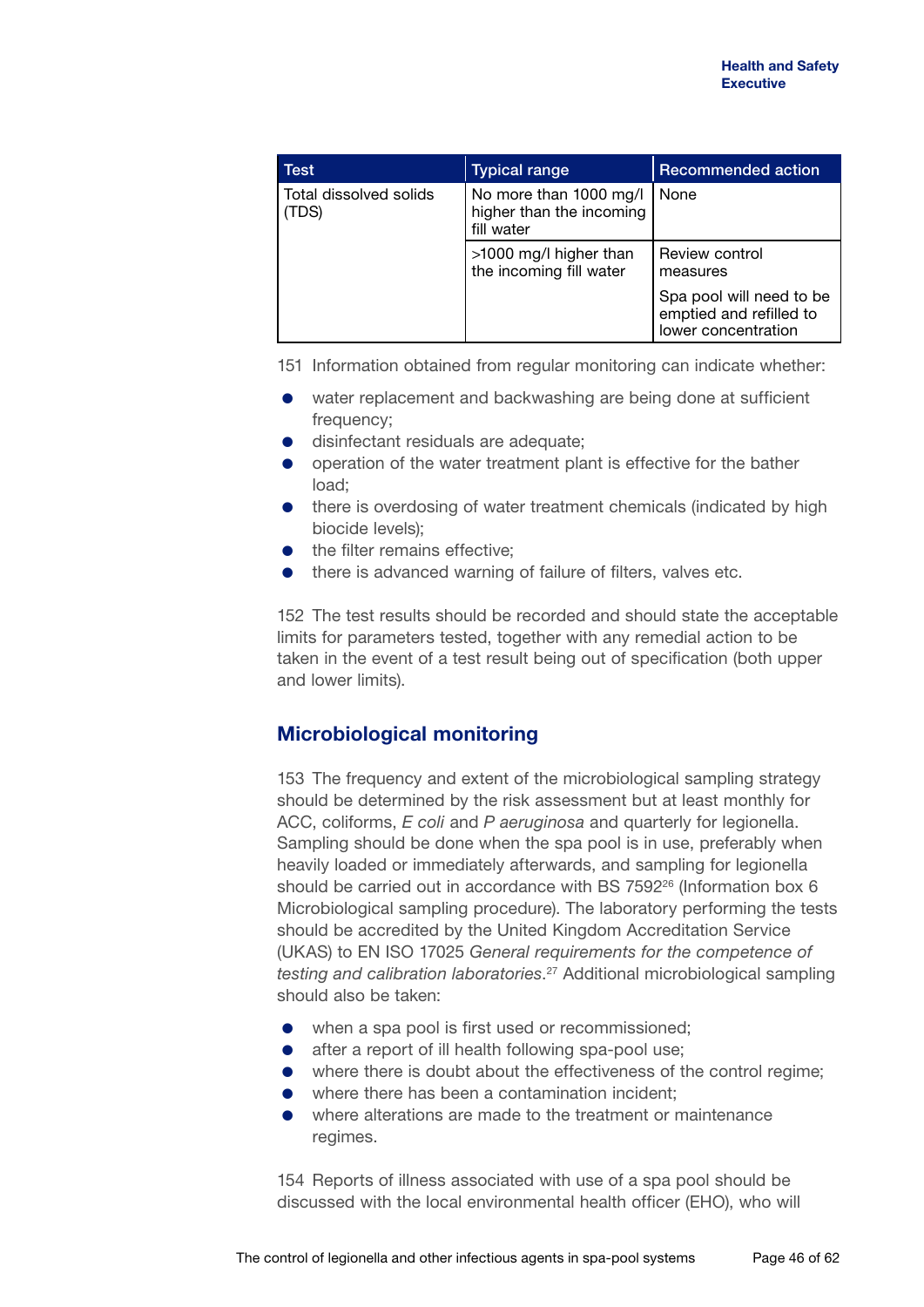| Test | Typical range | Recommended action |
| --- | --- | --- |
| Total dissolved solids (TDS) | No more than 1000 mg/l higher than the incoming fill water | None |
| | >1000 mg/l higher than the incoming fill water | Review control measures<br><br>Spa pool will need to be emptied and refilled to lower concentration |

151 Information obtained from regular monitoring can indicate whether:

- water replacement and backwashing are being done at sufficient frequency;
- disinfectant residuals are adequate;
- operation of the water treatment plant is effective for the bather load;
- there is overdosing of water treatment chemicals (indicated by high biocide levels);
- the filter remains effective;
- there is advanced warning of failure of filters, valves etc.

152 The test results should be recorded and should state the acceptable limits for parameters tested, together with any remedial action to be taken in the event of a test result being out of specification (both upper and lower limits).

## Microbiological monitoring

153 The frequency and extent of the microbiological sampling strategy should be determined by the risk assessment but at least monthly for ACC, coliforms, *E coli* and *P aeruginosa* and quarterly for legionella. Sampling should be done when the spa pool is in use, preferably when heavily loaded or immediately afterwards, and sampling for legionella should be carried out in accordance with BS 7592[26] (Information box 6 Microbiological sampling procedure). The laboratory performing the tests should be accredited by the United Kingdom Accreditation Service (UKAS) to EN ISO 17025 *General requirements for the competence of testing and calibration laboratories*.[27] Additional microbiological sampling should also be taken:

- when a spa pool is first used or recommissioned;
- after a report of ill health following spa-pool use;
- where there is doubt about the effectiveness of the control regime;
- where there has been a contamination incident;
- where alterations are made to the treatment or maintenance regimes.

154 Reports of illness associated with use of a spa pool should be discussed with the local environmental health officer (EHO), who will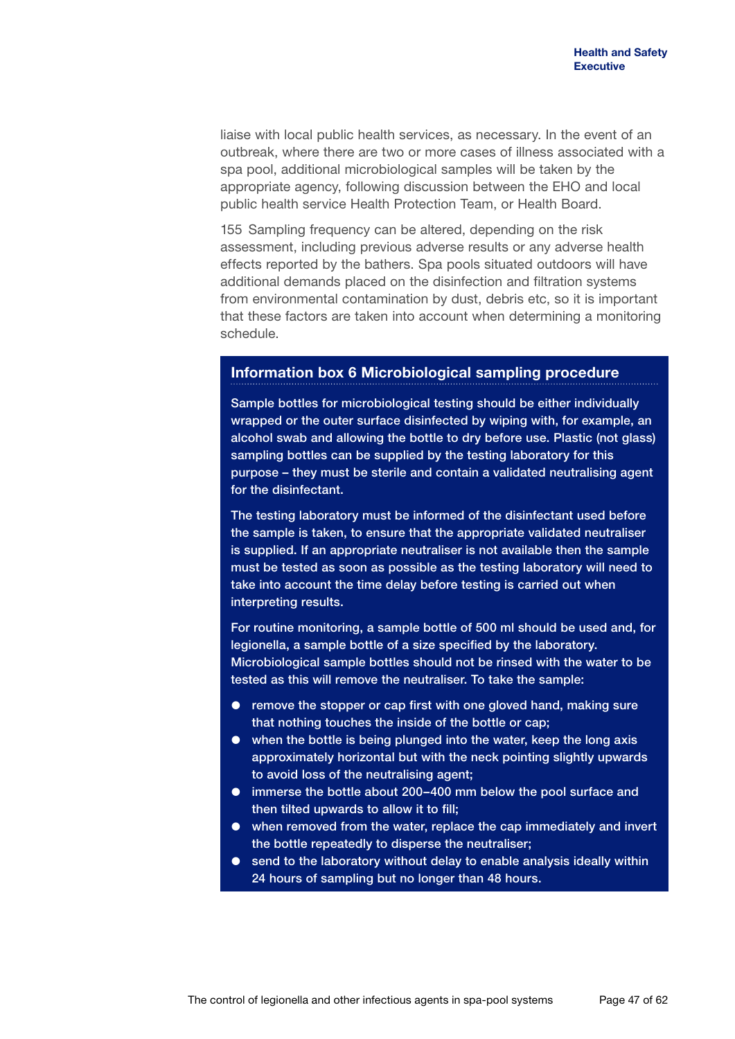liaise with local public health services, as necessary. In the event of an outbreak, where there are two or more cases of illness associated with a spa pool, additional microbiological samples will be taken by the appropriate agency, following discussion between the EHO and local public health service Health Protection Team, or Health Board.

155 Sampling frequency can be altered, depending on the risk assessment, including previous adverse results or any adverse health effects reported by the bathers. Spa pools situated outdoors will have additional demands placed on the disinfection and filtration systems from environmental contamination by dust, debris etc, so it is important that these factors are taken into account when determining a monitoring schedule.

### Information box 6 Microbiological sampling procedure

Sample bottles for microbiological testing should be either individually wrapped or the outer surface disinfected by wiping with, for example, an alcohol swab and allowing the bottle to dry before use. Plastic (not glass) sampling bottles can be supplied by the testing laboratory for this purpose – they must be sterile and contain a validated neutralising agent for the disinfectant.

The testing laboratory must be informed of the disinfectant used before the sample is taken, to ensure that the appropriate validated neutraliser is supplied. If an appropriate neutraliser is not available then the sample must be tested as soon as possible as the testing laboratory will need to take into account the time delay before testing is carried out when interpreting results.

For routine monitoring, a sample bottle of 500 ml should be used and, for legionella, a sample bottle of a size specified by the laboratory. Microbiological sample bottles should not be rinsed with the water to be tested as this will remove the neutraliser. To take the sample:

- remove the stopper or cap first with one gloved hand, making sure that nothing touches the inside of the bottle or cap;
- when the bottle is being plunged into the water, keep the long axis approximately horizontal but with the neck pointing slightly upwards to avoid loss of the neutralising agent;
- immerse the bottle about 200–400 mm below the pool surface and then tilted upwards to allow it to fill;
- when removed from the water, replace the cap immediately and invert the bottle repeatedly to disperse the neutraliser;
- send to the laboratory without delay to enable analysis ideally within 24 hours of sampling but no longer than 48 hours.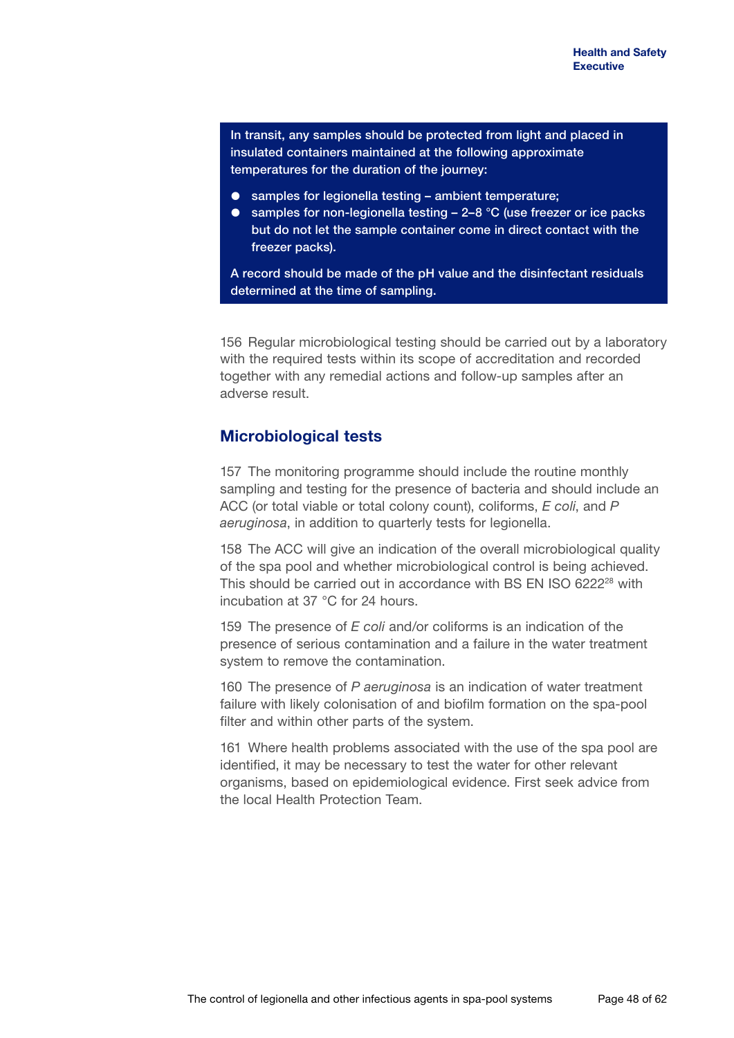**In transit, any samples should be protected from light and placed in insulated containers maintained at the following approximate temperatures for the duration of the journey:**

- **samples for legionella testing – ambient temperature;**
- **samples for non-legionella testing – 2–8 °C (use freezer or ice packs but do not let the sample container come in direct contact with the freezer packs).**

**A record should be made of the pH value and the disinfectant residuals determined at the time of sampling.**

156 Regular microbiological testing should be carried out by a laboratory with the required tests within its scope of accreditation and recorded together with any remedial actions and follow-up samples after an adverse result.

## Microbiological tests

157 The monitoring programme should include the routine monthly sampling and testing for the presence of bacteria and should include an ACC (or total viable or total colony count), coliforms, *E coli*, and *P aeruginosa*, in addition to quarterly tests for legionella.

158 The ACC will give an indication of the overall microbiological quality of the spa pool and whether microbiological control is being achieved. This should be carried out in accordance with BS EN ISO 6222[28] with incubation at 37 °C for 24 hours.

159 The presence of *E coli* and/or coliforms is an indication of the presence of serious contamination and a failure in the water treatment system to remove the contamination.

160 The presence of *P aeruginosa* is an indication of water treatment failure with likely colonisation of and biofilm formation on the spa-pool filter and within other parts of the system.

161 Where health problems associated with the use of the spa pool are identified, it may be necessary to test the water for other relevant organisms, based on epidemiological evidence. First seek advice from the local Health Protection Team.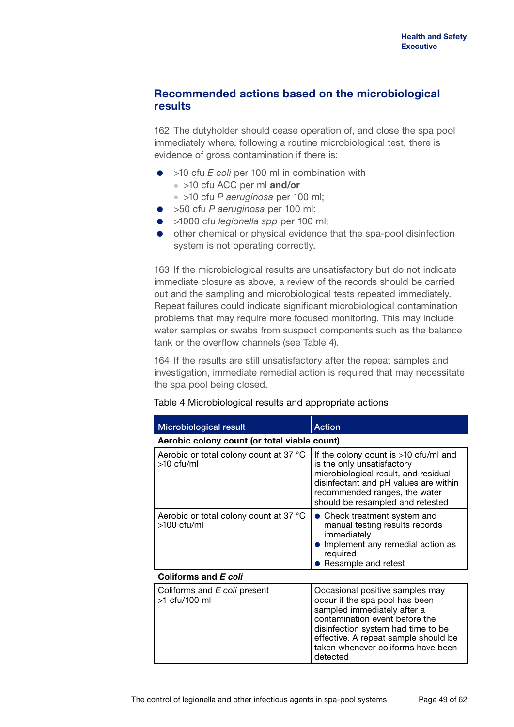## Recommended actions based on the microbiological results

162 The dutyholder should cease operation of, and close the spa pool immediately where, following a routine microbiological test, there is evidence of gross contamination if there is:

- >10 cfu *E coli* per 100 ml in combination with
  - >10 cfu ACC per ml **and/or**
  - >10 cfu *P aeruginosa* per 100 ml;
- >50 cfu *P aeruginosa* per 100 ml:
- >1000 cfu *legionella spp* per 100 ml;
- other chemical or physical evidence that the spa-pool disinfection system is not operating correctly.

163 If the microbiological results are unsatisfactory but do not indicate immediate closure as above, a review of the records should be carried out and the sampling and microbiological tests repeated immediately. Repeat failures could indicate significant microbiological contamination problems that may require more focused monitoring. This may include water samples or swabs from suspect components such as the balance tank or the overflow channels (see Table 4).

164 If the results are still unsatisfactory after the repeat samples and investigation, immediate remedial action is required that may necessitate the spa pool being closed.

Table 4 Microbiological results and appropriate actions

| Microbiological result | Action |
|---|---|
| **Aerobic colony count (or total viable count)** | |
| Aerobic or total colony count at 37 °C >10 cfu/ml | If the colony count is >10 cfu/ml and is the only unsatisfactory microbiological result, and residual disinfectant and pH values are within recommended ranges, the water should be resampled and retested |
| Aerobic or total colony count at 37 °C >100 cfu/ml | • Check treatment system and manual testing results records immediately<br>• Implement any remedial action as required<br>• Resample and retest |
| **Coliforms and *E coli*** | |
| Coliforms and *E coli* present >1 cfu/100 ml | Occasional positive samples may occur if the spa pool has been sampled immediately after a contamination event before the disinfection system had time to be effective. A repeat sample should be taken whenever coliforms have been detected |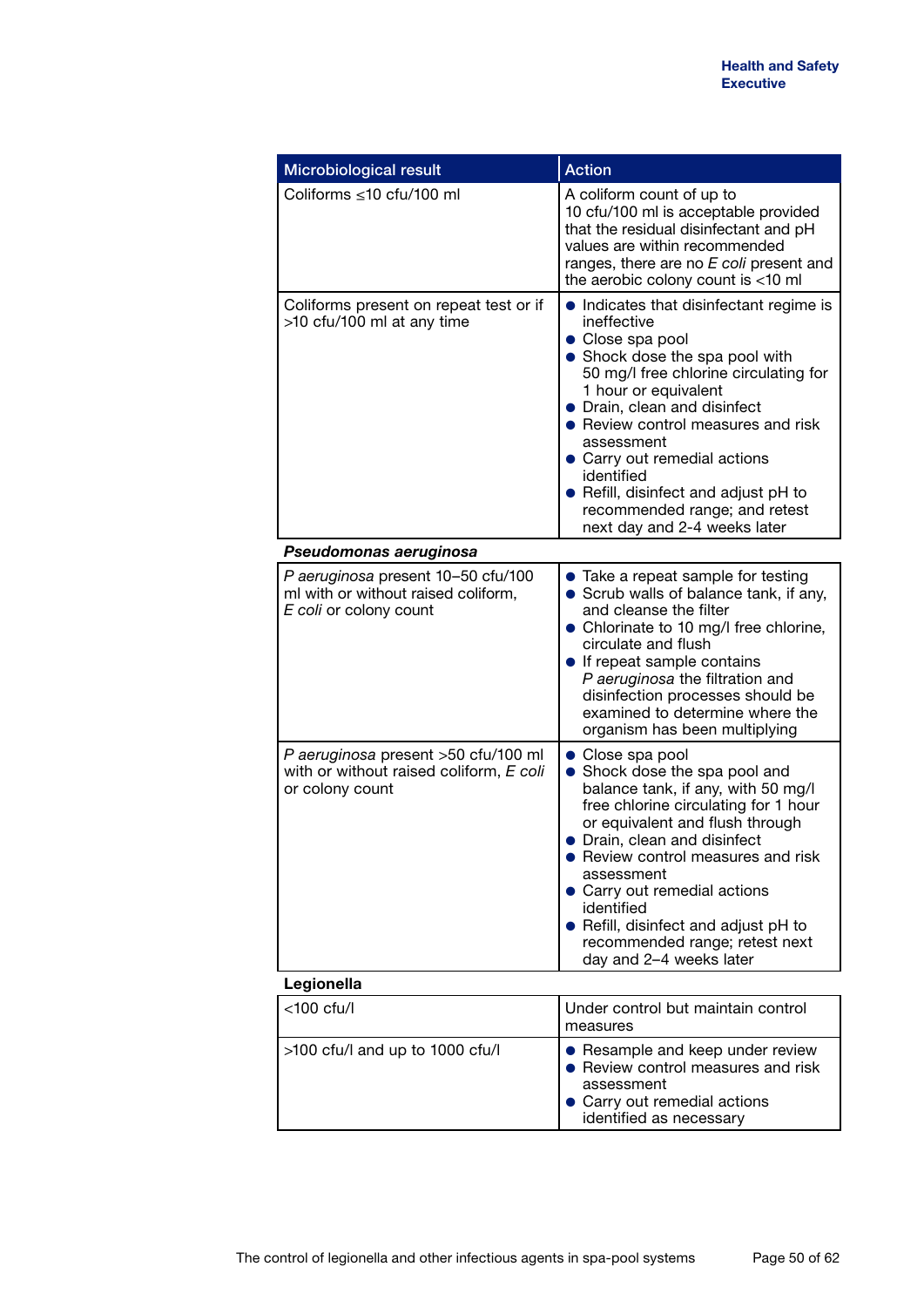| Microbiological result | Action |
|---|---|
| Coliforms ≤10 cfu/100 ml | A coliform count of up to 10 cfu/100 ml is acceptable provided that the residual disinfectant and pH values are within recommended ranges, there are no *E coli* present and the aerobic colony count is <10 ml |
| Coliforms present on repeat test or if >10 cfu/100 ml at any time | ● Indicates that disinfectant regime is ineffective<br>● Close spa pool<br>● Shock dose the spa pool with 50 mg/l free chlorine circulating for 1 hour or equivalent<br>● Drain, clean and disinfect<br>● Review control measures and risk assessment<br>● Carry out remedial actions identified<br>● Refill, disinfect and adjust pH to recommended range; and retest next day and 2-4 weeks later |
| ***Pseudomonas aeruginosa*** | |
| *P aeruginosa* present 10–50 cfu/100 ml with or without raised coliform, *E coli* or colony count | ● Take a repeat sample for testing<br>● Scrub walls of balance tank, if any, and cleanse the filter<br>● Chlorinate to 10 mg/l free chlorine, circulate and flush<br>● If repeat sample contains *P aeruginosa* the filtration and disinfection processes should be examined to determine where the organism has been multiplying |
| *P aeruginosa* present >50 cfu/100 ml with or without raised coliform, *E coli* or colony count | ● Close spa pool<br>● Shock dose the spa pool and balance tank, if any, with 50 mg/l free chlorine circulating for 1 hour or equivalent and flush through<br>● Drain, clean and disinfect<br>● Review control measures and risk assessment<br>● Carry out remedial actions identified<br>● Refill, disinfect and adjust pH to recommended range; retest next day and 2–4 weeks later |
| **Legionella** | |
| <100 cfu/l | Under control but maintain control measures |
| >100 cfu/l and up to 1000 cfu/l | ● Resample and keep under review<br>● Review control measures and risk assessment<br>● Carry out remedial actions identified as necessary |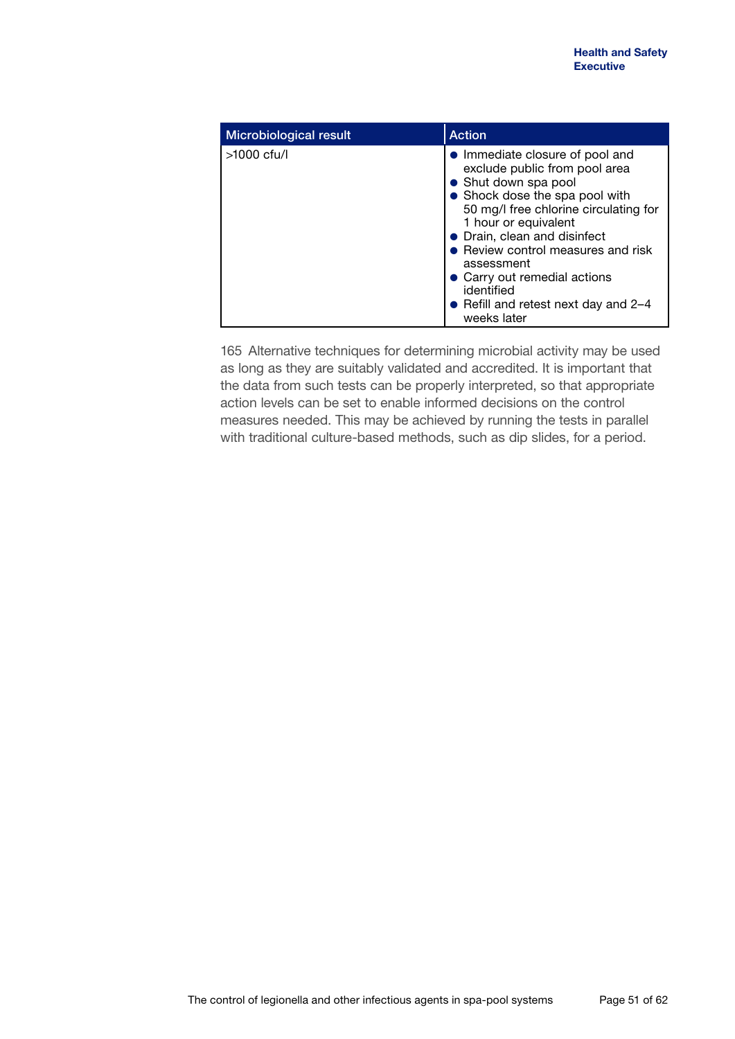| Microbiological result | Action |
|---|---|
| >1000 cfu/l | • Immediate closure of pool and exclude public from pool area<br>• Shut down spa pool<br>• Shock dose the spa pool with 50 mg/l free chlorine circulating for 1 hour or equivalent<br>• Drain, clean and disinfect<br>• Review control measures and risk assessment<br>• Carry out remedial actions identified<br>• Refill and retest next day and 2–4 weeks later |

165 Alternative techniques for determining microbial activity may be used as long as they are suitably validated and accredited. It is important that the data from such tests can be properly interpreted, so that appropriate action levels can be set to enable informed decisions on the control measures needed. This may be achieved by running the tests in parallel with traditional culture-based methods, such as dip slides, for a period.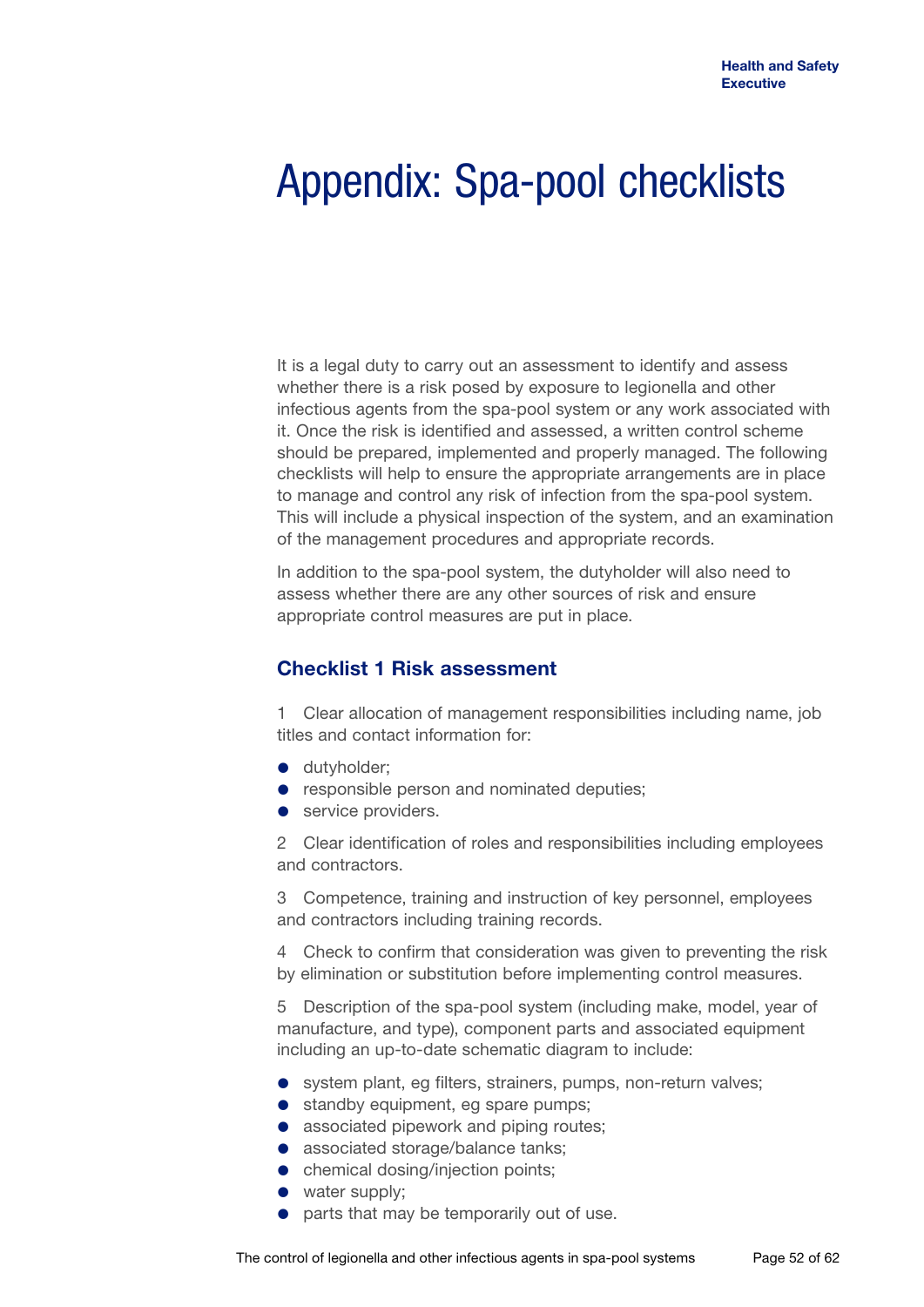# Appendix: Spa-pool checklists

It is a legal duty to carry out an assessment to identify and assess whether there is a risk posed by exposure to legionella and other infectious agents from the spa-pool system or any work associated with it. Once the risk is identified and assessed, a written control scheme should be prepared, implemented and properly managed. The following checklists will help to ensure the appropriate arrangements are in place to manage and control any risk of infection from the spa-pool system. This will include a physical inspection of the system, and an examination of the management procedures and appropriate records.

In addition to the spa-pool system, the dutyholder will also need to assess whether there are any other sources of risk and ensure appropriate control measures are put in place.

## Checklist 1 Risk assessment

1 Clear allocation of management responsibilities including name, job titles and contact information for:

- dutyholder;
- responsible person and nominated deputies;
- service providers.

2 Clear identification of roles and responsibilities including employees and contractors.

3 Competence, training and instruction of key personnel, employees and contractors including training records.

4 Check to confirm that consideration was given to preventing the risk by elimination or substitution before implementing control measures.

5 Description of the spa-pool system (including make, model, year of manufacture, and type), component parts and associated equipment including an up-to-date schematic diagram to include:

- system plant, eg filters, strainers, pumps, non-return valves;
- standby equipment, eg spare pumps;
- associated pipework and piping routes;
- associated storage/balance tanks;
- chemical dosing/injection points;
- water supply;
- parts that may be temporarily out of use.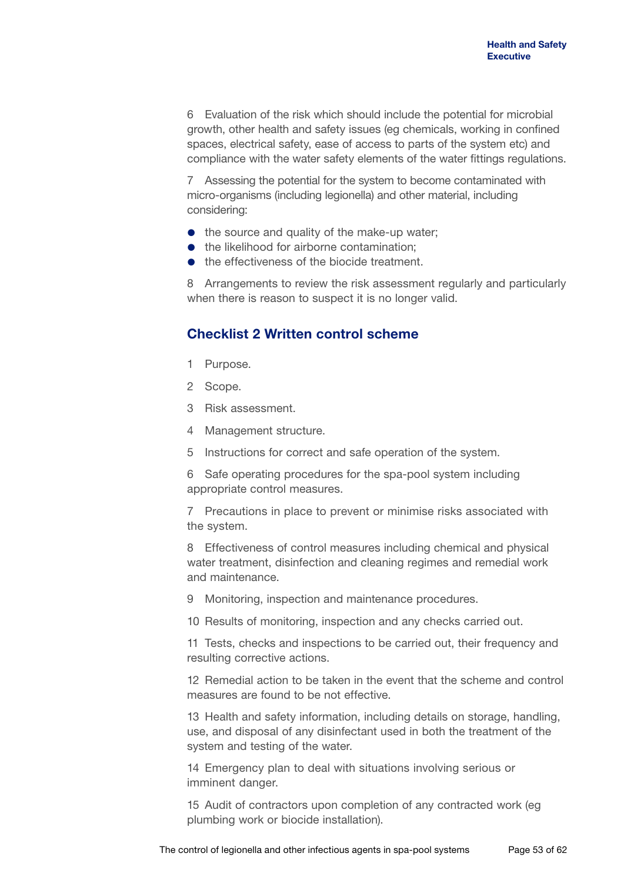6 Evaluation of the risk which should include the potential for microbial growth, other health and safety issues (eg chemicals, working in confined spaces, electrical safety, ease of access to parts of the system etc) and compliance with the water safety elements of the water fittings regulations.

7 Assessing the potential for the system to become contaminated with micro-organisms (including legionella) and other material, including considering:

- the source and quality of the make-up water;
- the likelihood for airborne contamination;
- the effectiveness of the biocide treatment.

8 Arrangements to review the risk assessment regularly and particularly when there is reason to suspect it is no longer valid.

## Checklist 2 Written control scheme

1 Purpose.

2 Scope.

3 Risk assessment.

4 Management structure.

5 Instructions for correct and safe operation of the system.

6 Safe operating procedures for the spa-pool system including appropriate control measures.

7 Precautions in place to prevent or minimise risks associated with the system.

8 Effectiveness of control measures including chemical and physical water treatment, disinfection and cleaning regimes and remedial work and maintenance.

9 Monitoring, inspection and maintenance procedures.

10 Results of monitoring, inspection and any checks carried out.

11 Tests, checks and inspections to be carried out, their frequency and resulting corrective actions.

12 Remedial action to be taken in the event that the scheme and control measures are found to be not effective.

13 Health and safety information, including details on storage, handling, use, and disposal of any disinfectant used in both the treatment of the system and testing of the water.

14 Emergency plan to deal with situations involving serious or imminent danger.

15 Audit of contractors upon completion of any contracted work (eg plumbing work or biocide installation).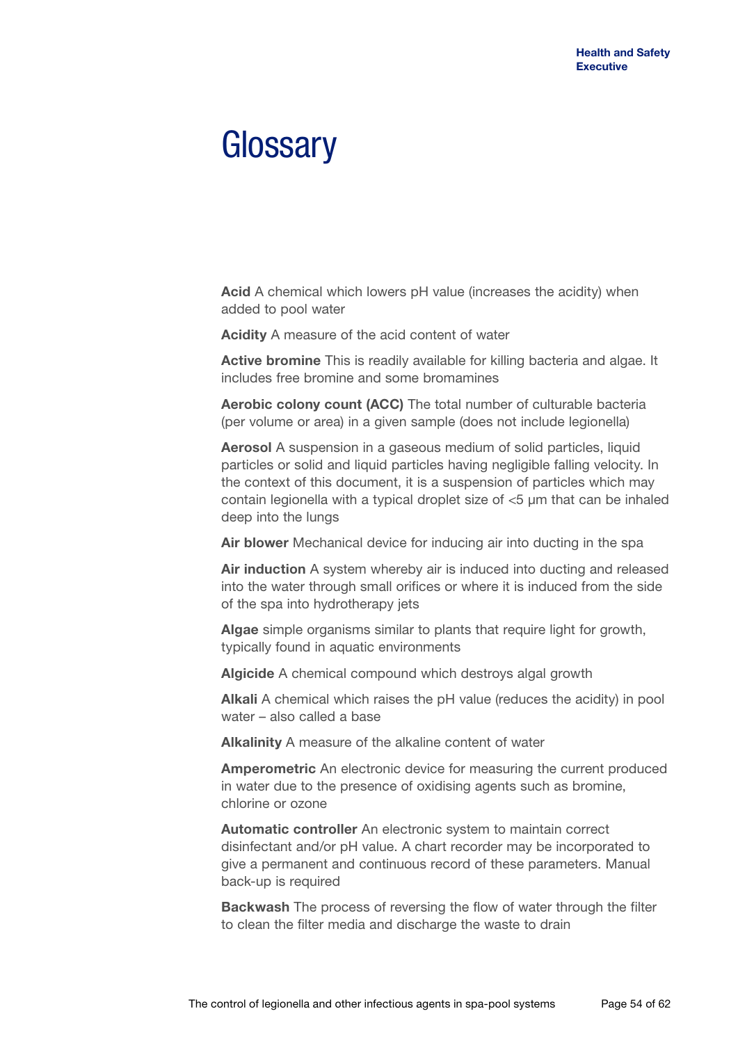# Glossary

**Acid** A chemical which lowers pH value (increases the acidity) when added to pool water

**Acidity** A measure of the acid content of water

**Active bromine** This is readily available for killing bacteria and algae. It includes free bromine and some bromamines

**Aerobic colony count (ACC)** The total number of culturable bacteria (per volume or area) in a given sample (does not include legionella)

**Aerosol** A suspension in a gaseous medium of solid particles, liquid particles or solid and liquid particles having negligible falling velocity. In the context of this document, it is a suspension of particles which may contain legionella with a typical droplet size of <5 µm that can be inhaled deep into the lungs

**Air blower** Mechanical device for inducing air into ducting in the spa

**Air induction** A system whereby air is induced into ducting and released into the water through small orifices or where it is induced from the side of the spa into hydrotherapy jets

**Algae** simple organisms similar to plants that require light for growth, typically found in aquatic environments

**Algicide** A chemical compound which destroys algal growth

**Alkali** A chemical which raises the pH value (reduces the acidity) in pool water – also called a base

**Alkalinity** A measure of the alkaline content of water

**Amperometric** An electronic device for measuring the current produced in water due to the presence of oxidising agents such as bromine, chlorine or ozone

**Automatic controller** An electronic system to maintain correct disinfectant and/or pH value. A chart recorder may be incorporated to give a permanent and continuous record of these parameters. Manual back-up is required

**Backwash** The process of reversing the flow of water through the filter to clean the filter media and discharge the waste to drain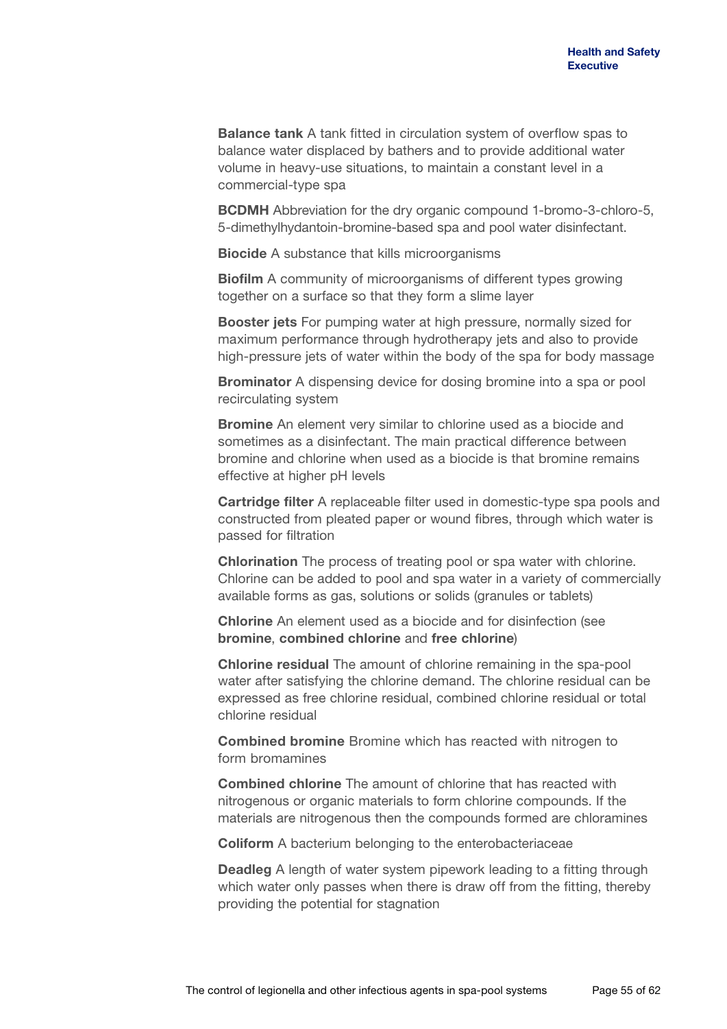**Balance tank** A tank fitted in circulation system of overflow spas to balance water displaced by bathers and to provide additional water volume in heavy-use situations, to maintain a constant level in a commercial-type spa

**BCDMH** Abbreviation for the dry organic compound 1-bromo-3-chloro-5, 5-dimethylhydantoin-bromine-based spa and pool water disinfectant.

**Biocide** A substance that kills microorganisms

**Biofilm** A community of microorganisms of different types growing together on a surface so that they form a slime layer

**Booster jets** For pumping water at high pressure, normally sized for maximum performance through hydrotherapy jets and also to provide high-pressure jets of water within the body of the spa for body massage

**Brominator** A dispensing device for dosing bromine into a spa or pool recirculating system

**Bromine** An element very similar to chlorine used as a biocide and sometimes as a disinfectant. The main practical difference between bromine and chlorine when used as a biocide is that bromine remains effective at higher pH levels

**Cartridge filter** A replaceable filter used in domestic-type spa pools and constructed from pleated paper or wound fibres, through which water is passed for filtration

**Chlorination** The process of treating pool or spa water with chlorine. Chlorine can be added to pool and spa water in a variety of commercially available forms as gas, solutions or solids (granules or tablets)

**Chlorine** An element used as a biocide and for disinfection (see **bromine**, **combined chlorine** and **free chlorine**)

**Chlorine residual** The amount of chlorine remaining in the spa-pool water after satisfying the chlorine demand. The chlorine residual can be expressed as free chlorine residual, combined chlorine residual or total chlorine residual

**Combined bromine** Bromine which has reacted with nitrogen to form bromamines

**Combined chlorine** The amount of chlorine that has reacted with nitrogenous or organic materials to form chlorine compounds. If the materials are nitrogenous then the compounds formed are chloramines

**Coliform** A bacterium belonging to the enterobacteriaceae

**Deadleg** A length of water system pipework leading to a fitting through which water only passes when there is draw off from the fitting, thereby providing the potential for stagnation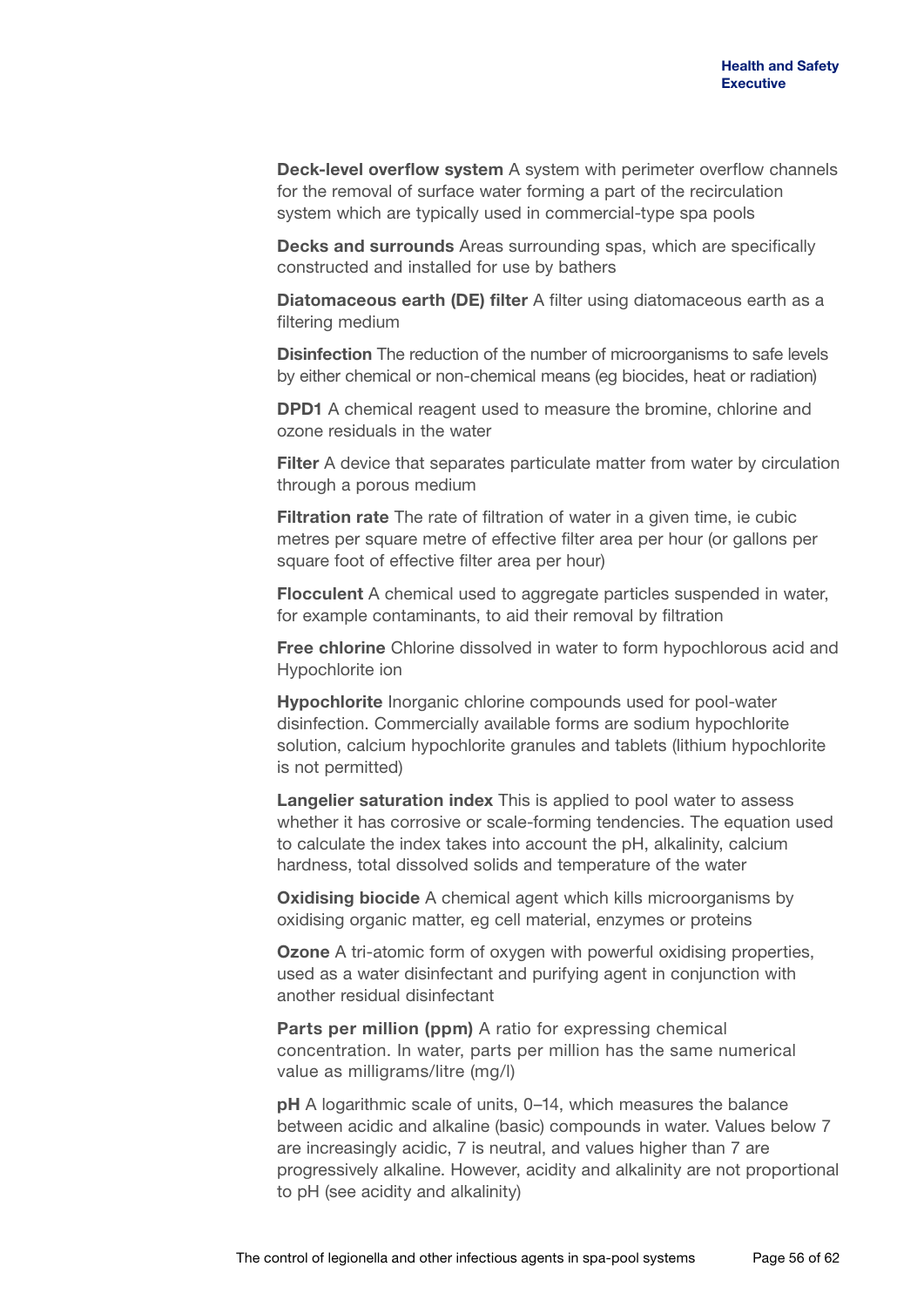**Deck-level overflow system** A system with perimeter overflow channels for the removal of surface water forming a part of the recirculation system which are typically used in commercial-type spa pools

**Decks and surrounds** Areas surrounding spas, which are specifically constructed and installed for use by bathers

**Diatomaceous earth (DE) filter** A filter using diatomaceous earth as a filtering medium

**Disinfection** The reduction of the number of microorganisms to safe levels by either chemical or non-chemical means (eg biocides, heat or radiation)

**DPD1** A chemical reagent used to measure the bromine, chlorine and ozone residuals in the water

**Filter** A device that separates particulate matter from water by circulation through a porous medium

**Filtration rate** The rate of filtration of water in a given time, ie cubic metres per square metre of effective filter area per hour (or gallons per square foot of effective filter area per hour)

**Flocculent** A chemical used to aggregate particles suspended in water, for example contaminants, to aid their removal by filtration

**Free chlorine** Chlorine dissolved in water to form hypochlorous acid and Hypochlorite ion

**Hypochlorite** Inorganic chlorine compounds used for pool-water disinfection. Commercially available forms are sodium hypochlorite solution, calcium hypochlorite granules and tablets (lithium hypochlorite is not permitted)

**Langelier saturation index** This is applied to pool water to assess whether it has corrosive or scale-forming tendencies. The equation used to calculate the index takes into account the pH, alkalinity, calcium hardness, total dissolved solids and temperature of the water

**Oxidising biocide** A chemical agent which kills microorganisms by oxidising organic matter, eg cell material, enzymes or proteins

**Ozone** A tri-atomic form of oxygen with powerful oxidising properties, used as a water disinfectant and purifying agent in conjunction with another residual disinfectant

**Parts per million (ppm)** A ratio for expressing chemical concentration. In water, parts per million has the same numerical value as milligrams/litre (mg/l)

**pH** A logarithmic scale of units, 0–14, which measures the balance between acidic and alkaline (basic) compounds in water. Values below 7 are increasingly acidic, 7 is neutral, and values higher than 7 are progressively alkaline. However, acidity and alkalinity are not proportional to pH (see acidity and alkalinity)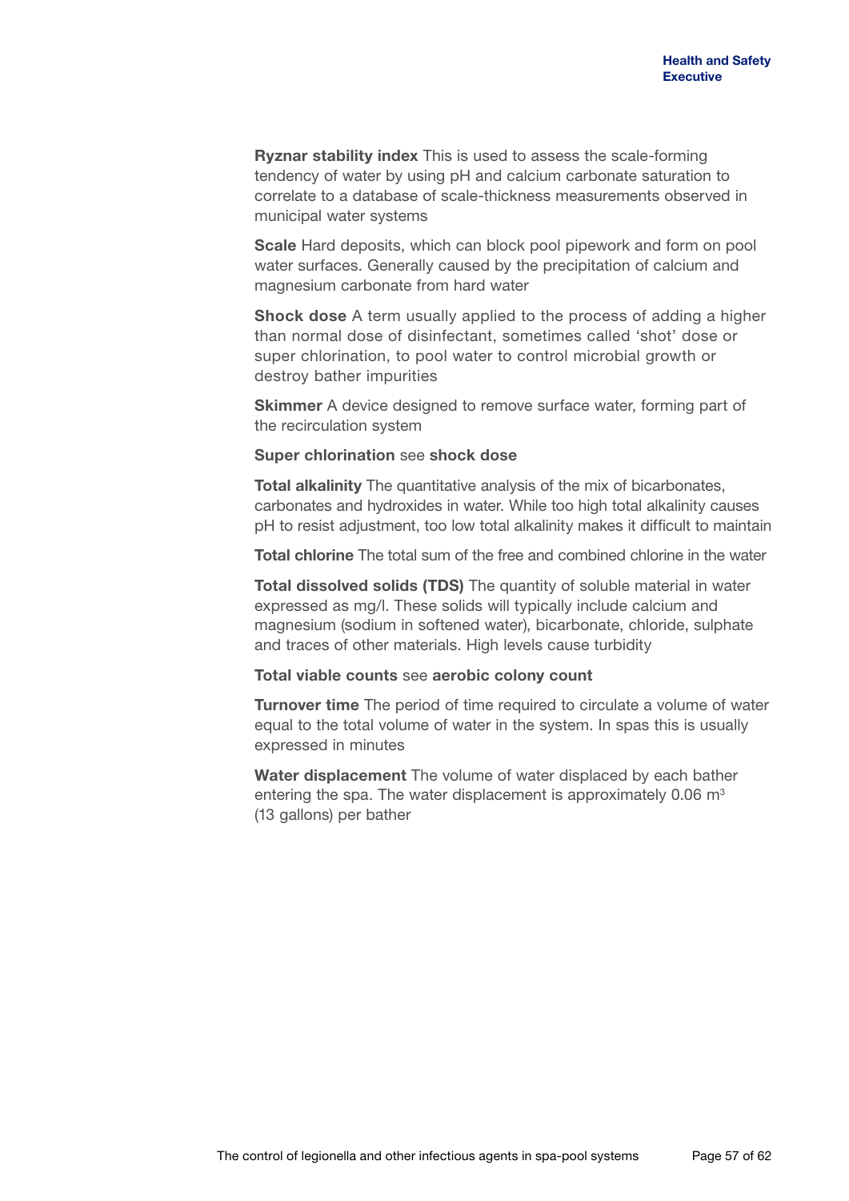**Ryznar stability index** This is used to assess the scale-forming tendency of water by using pH and calcium carbonate saturation to correlate to a database of scale-thickness measurements observed in municipal water systems

**Scale** Hard deposits, which can block pool pipework and form on pool water surfaces. Generally caused by the precipitation of calcium and magnesium carbonate from hard water

**Shock dose** A term usually applied to the process of adding a higher than normal dose of disinfectant, sometimes called 'shot' dose or super chlorination, to pool water to control microbial growth or destroy bather impurities

**Skimmer** A device designed to remove surface water, forming part of the recirculation system

**Super chlorination** see **shock dose**

**Total alkalinity** The quantitative analysis of the mix of bicarbonates, carbonates and hydroxides in water. While too high total alkalinity causes pH to resist adjustment, too low total alkalinity makes it difficult to maintain

**Total chlorine** The total sum of the free and combined chlorine in the water

**Total dissolved solids (TDS)** The quantity of soluble material in water expressed as mg/l. These solids will typically include calcium and magnesium (sodium in softened water), bicarbonate, chloride, sulphate and traces of other materials. High levels cause turbidity

**Total viable counts** see **aerobic colony count**

**Turnover time** The period of time required to circulate a volume of water equal to the total volume of water in the system. In spas this is usually expressed in minutes

**Water displacement** The volume of water displaced by each bather entering the spa. The water displacement is approximately 0.06 $m^3$ (13 gallons) per bather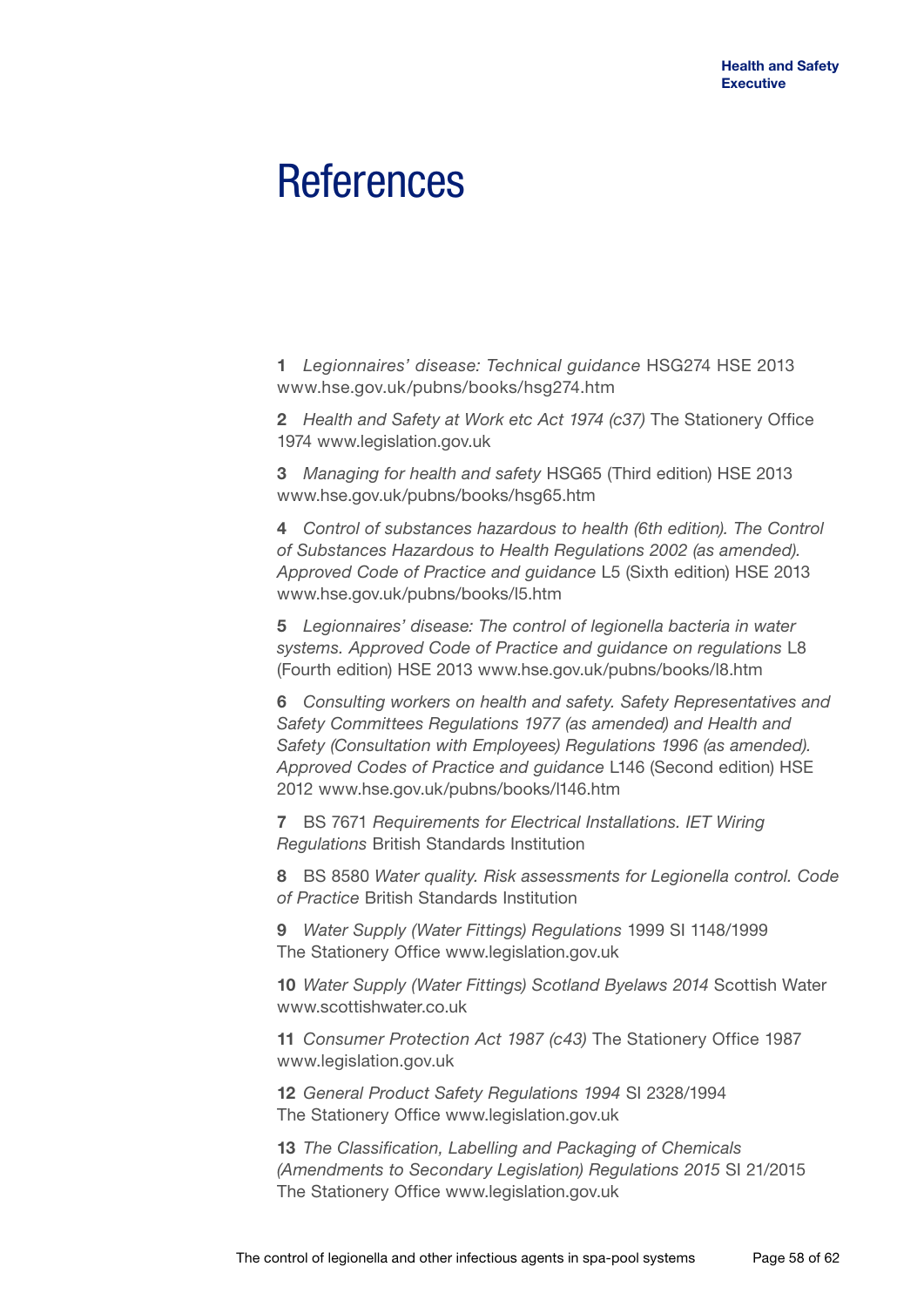# References

**1** *Legionnaires' disease: Technical guidance* HSG274 HSE 2013 www.hse.gov.uk/pubns/books/hsg274.htm

**2** *Health and Safety at Work etc Act 1974 (c37)* The Stationery Office 1974 www.legislation.gov.uk

**3** *Managing for health and safety* HSG65 (Third edition) HSE 2013 www.hse.gov.uk/pubns/books/hsg65.htm

**4** *Control of substances hazardous to health (6th edition). The Control of Substances Hazardous to Health Regulations 2002 (as amended). Approved Code of Practice and guidance* L5 (Sixth edition) HSE 2013 www.hse.gov.uk/pubns/books/l5.htm

**5** *Legionnaires' disease: The control of legionella bacteria in water systems. Approved Code of Practice and guidance on regulations* L8 (Fourth edition) HSE 2013 www.hse.gov.uk/pubns/books/l8.htm

**6** *Consulting workers on health and safety. Safety Representatives and Safety Committees Regulations 1977 (as amended) and Health and Safety (Consultation with Employees) Regulations 1996 (as amended). Approved Codes of Practice and guidance* L146 (Second edition) HSE 2012 www.hse.gov.uk/pubns/books/l146.htm

**7** BS 7671 *Requirements for Electrical Installations. IET Wiring Regulations* British Standards Institution

**8** BS 8580 *Water quality. Risk assessments for Legionella control. Code of Practice* British Standards Institution

**9** *Water Supply (Water Fittings) Regulations* 1999 SI 1148/1999 The Stationery Office www.legislation.gov.uk

**10** *Water Supply (Water Fittings) Scotland Byelaws 2014* Scottish Water www.scottishwater.co.uk

**11** *Consumer Protection Act 1987 (c43)* The Stationery Office 1987 www.legislation.gov.uk

**12** *General Product Safety Regulations 1994* SI 2328/1994 The Stationery Office www.legislation.gov.uk

**13** *The Classification, Labelling and Packaging of Chemicals (Amendments to Secondary Legislation) Regulations 2015* SI 21/2015 The Stationery Office www.legislation.gov.uk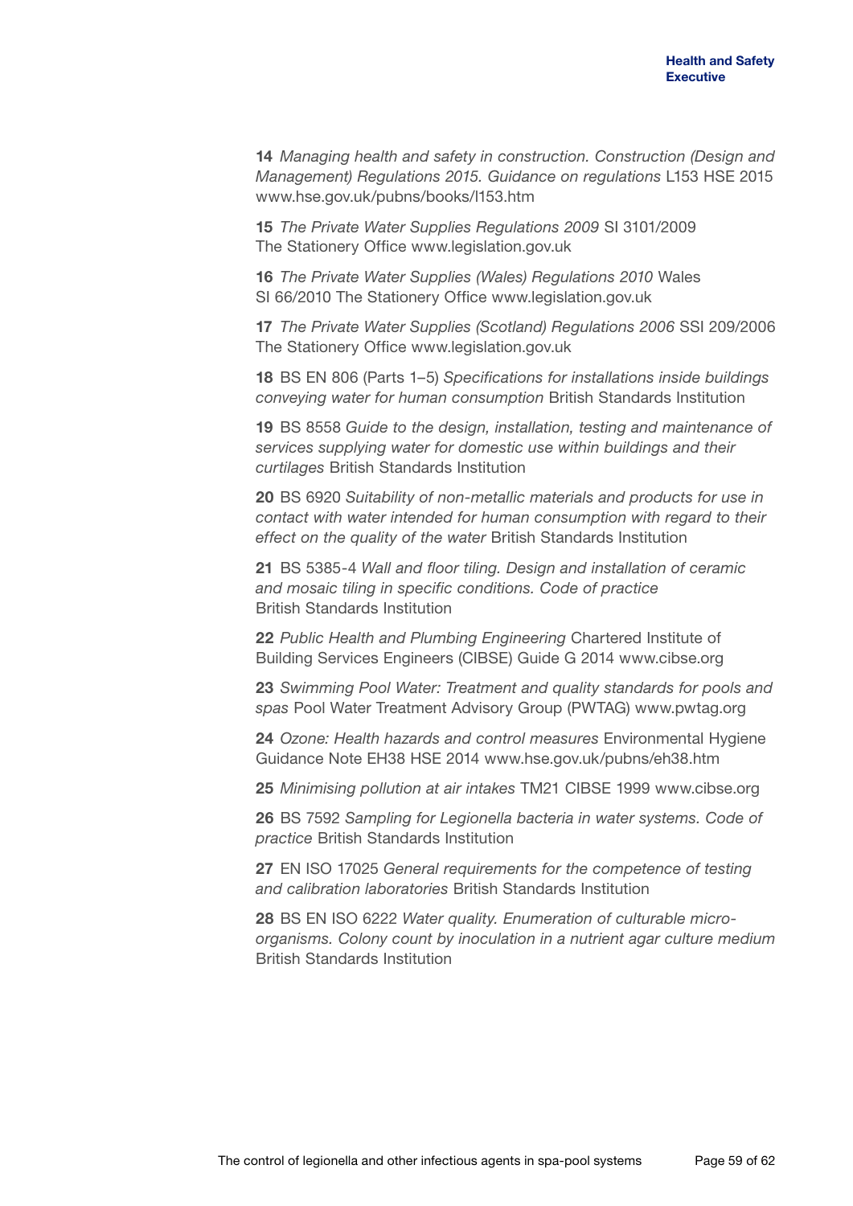**14** *Managing health and safety in construction. Construction (Design and Management) Regulations 2015. Guidance on regulations* L153 HSE 2015 www.hse.gov.uk/pubns/books/l153.htm

**15** *The Private Water Supplies Regulations 2009* SI 3101/2009 The Stationery Office www.legislation.gov.uk

**16** *The Private Water Supplies (Wales) Regulations 2010* Wales SI 66/2010 The Stationery Office www.legislation.gov.uk

**17** *The Private Water Supplies (Scotland) Regulations 2006* SSI 209/2006 The Stationery Office www.legislation.gov.uk

**18** BS EN 806 (Parts 1–5) *Specifications for installations inside buildings conveying water for human consumption* British Standards Institution

**19** BS 8558 *Guide to the design, installation, testing and maintenance of services supplying water for domestic use within buildings and their curtilages* British Standards Institution

**20** BS 6920 *Suitability of non-metallic materials and products for use in contact with water intended for human consumption with regard to their effect on the quality of the water* British Standards Institution

**21** BS 5385-4 *Wall and floor tiling. Design and installation of ceramic and mosaic tiling in specific conditions. Code of practice* British Standards Institution

**22** *Public Health and Plumbing Engineering* Chartered Institute of Building Services Engineers (CIBSE) Guide G 2014 www.cibse.org

**23** *Swimming Pool Water: Treatment and quality standards for pools and spas* Pool Water Treatment Advisory Group (PWTAG) www.pwtag.org

**24** *Ozone: Health hazards and control measures* Environmental Hygiene Guidance Note EH38 HSE 2014 www.hse.gov.uk/pubns/eh38.htm

**25** *Minimising pollution at air intakes* TM21 CIBSE 1999 www.cibse.org

**26** BS 7592 *Sampling for Legionella bacteria in water systems. Code of practice* British Standards Institution

**27** EN ISO 17025 *General requirements for the competence of testing and calibration laboratories* British Standards Institution

**28** BS EN ISO 6222 *Water quality. Enumeration of culturable micro-organisms. Colony count by inoculation in a nutrient agar culture medium* British Standards Institution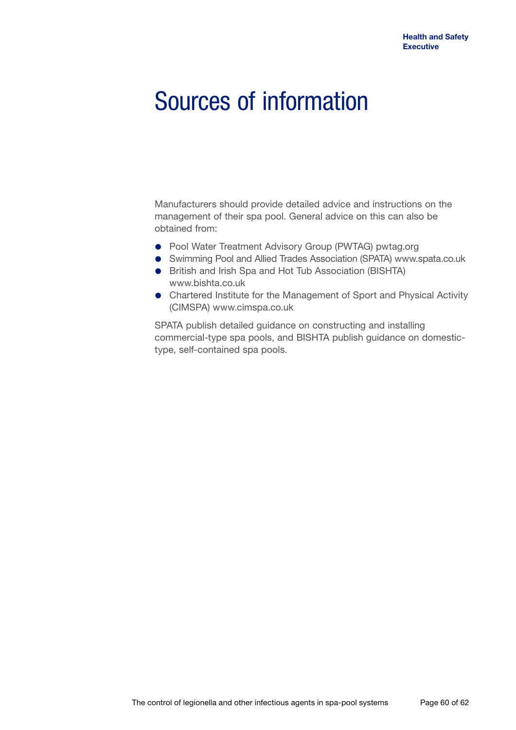# Sources of information

Manufacturers should provide detailed advice and instructions on the management of their spa pool. General advice on this can also be obtained from:

- Pool Water Treatment Advisory Group (PWTAG) pwtag.org
- Swimming Pool and Allied Trades Association (SPATA) www.spata.co.uk
- British and Irish Spa and Hot Tub Association (BISHTA) www.bishta.co.uk
- Chartered Institute for the Management of Sport and Physical Activity (CIMSPA) www.cimspa.co.uk

SPATA publish detailed guidance on constructing and installing commercial-type spa pools, and BISHTA publish guidance on domestic-type, self-contained spa pools.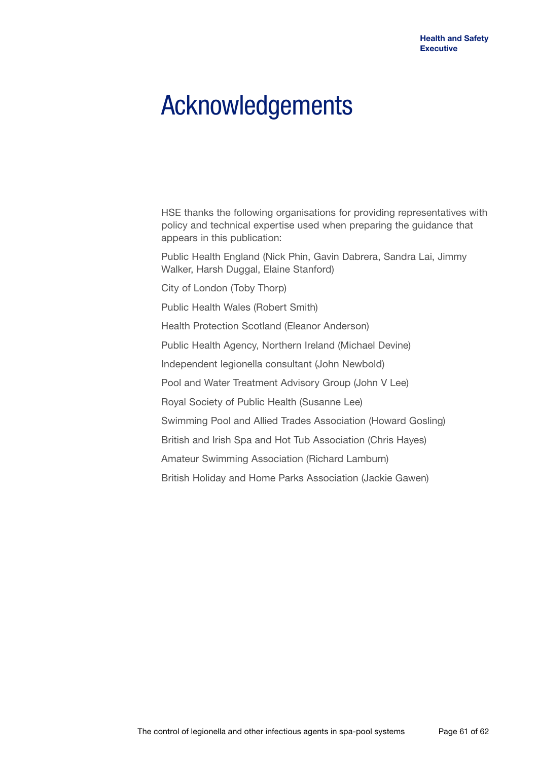# Acknowledgements

HSE thanks the following organisations for providing representatives with policy and technical expertise used when preparing the guidance that appears in this publication:

Public Health England (Nick Phin, Gavin Dabrera, Sandra Lai, Jimmy Walker, Harsh Duggal, Elaine Stanford)

City of London (Toby Thorp)

Public Health Wales (Robert Smith)

Health Protection Scotland (Eleanor Anderson)

Public Health Agency, Northern Ireland (Michael Devine)

Independent legionella consultant (John Newbold)

Pool and Water Treatment Advisory Group (John V Lee)

Royal Society of Public Health (Susanne Lee)

Swimming Pool and Allied Trades Association (Howard Gosling)

British and Irish Spa and Hot Tub Association (Chris Hayes)

Amateur Swimming Association (Richard Lamburn)

British Holiday and Home Parks Association (Jackie Gawen)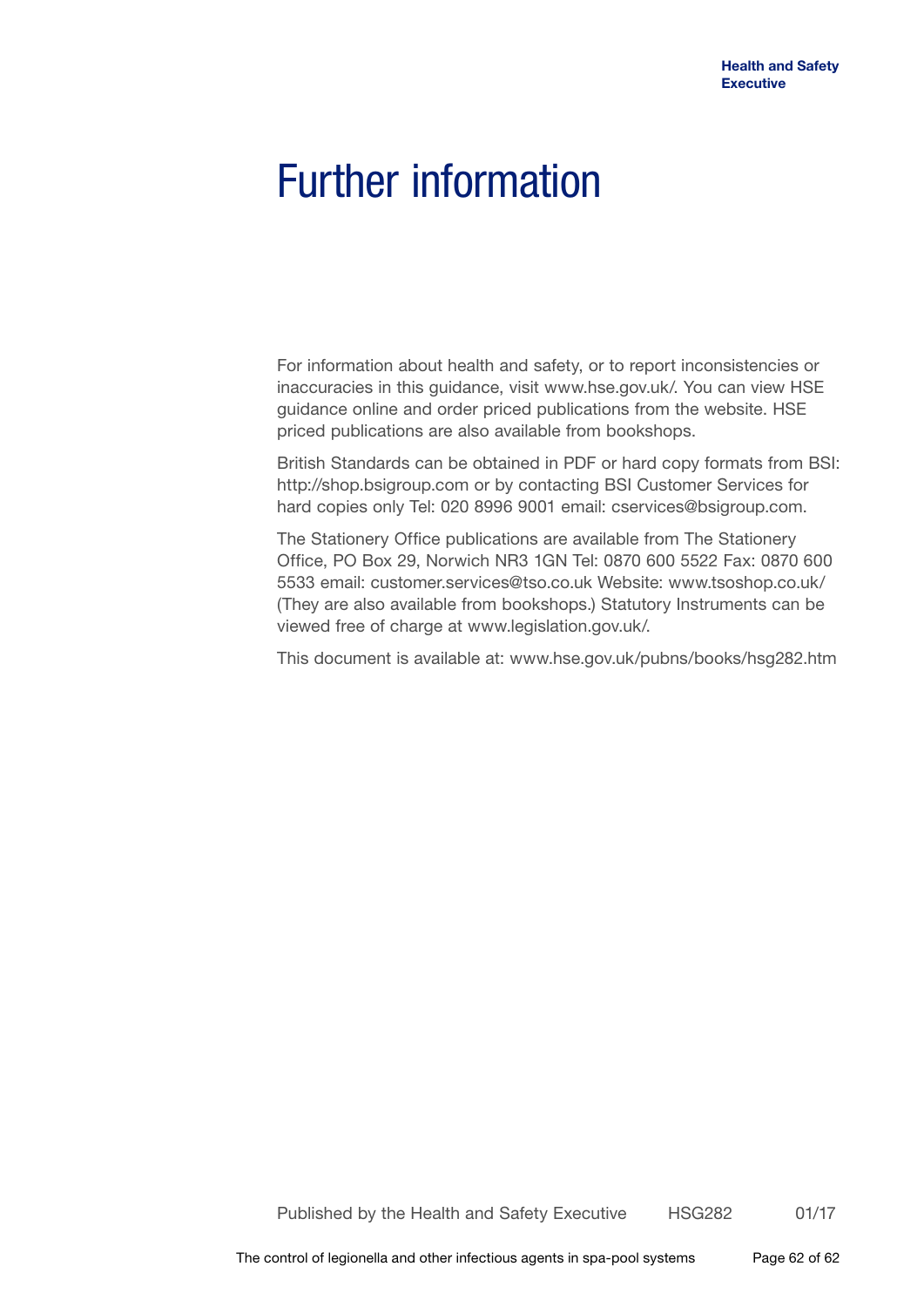# Further information

For information about health and safety, or to report inconsistencies or inaccuracies in this guidance, visit www.hse.gov.uk/. You can view HSE guidance online and order priced publications from the website. HSE priced publications are also available from bookshops.

British Standards can be obtained in PDF or hard copy formats from BSI: http://shop.bsigroup.com or by contacting BSI Customer Services for hard copies only Tel: 020 8996 9001 email: cservices@bsigroup.com.

The Stationery Office publications are available from The Stationery Office, PO Box 29, Norwich NR3 1GN Tel: 0870 600 5522 Fax: 0870 600 5533 email: customer.services@tso.co.uk Website: www.tsoshop.co.uk/ (They are also available from bookshops.) Statutory Instruments can be viewed free of charge at www.legislation.gov.uk/.

This document is available at: www.hse.gov.uk/pubns/books/hsg282.htm

Published by the Health and Safety Executive HSG282 01/17